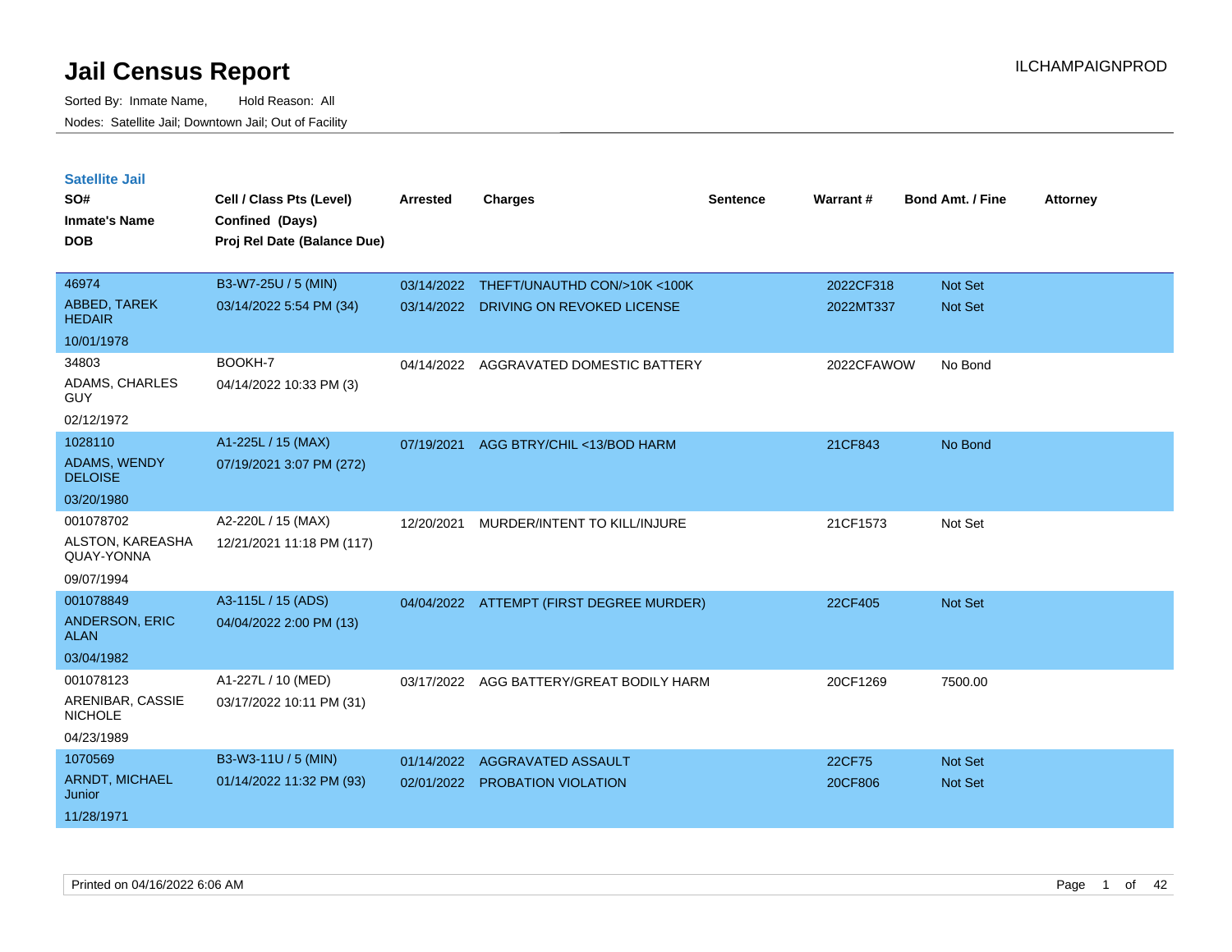# Jail Census Report

ILCHAMPAIGNPROD

Sorted By: Inmate Name, Hold Reason: All

Nodes: Satellite Jail; Downtown Jail; Out of Facility

## Satellite Jail

| SO# / Inmate's Name / DOB | Cell / Class Pts (Level) / Confined (Days) / Proj Rel Date (Balance Due) | Arrested | Charges | Sentence | Warrant # | Bond Amt. / Fine | Attorney |
|---|---|---|---|---|---|---|---|
| 46974 | B3-W7-25U / 5 (MIN) | 03/14/2022 | THEFT/UNAUTHD CON/>10K <100K | | 2022CF318 | Not Set | |
| ABBED, TAREK HEDAIR | 03/14/2022 5:54 PM (34) | 03/14/2022 | DRIVING ON REVOKED LICENSE | | 2022MT337 | Not Set | |
| 10/01/1978 | | | | | | | |
| 34803 | BOOKH-7 | 04/14/2022 | AGGRAVATED DOMESTIC BATTERY | | 2022CFAWOW | No Bond | |
| ADAMS, CHARLES GUY | 04/14/2022 10:33 PM (3) | | | | | | |
| 02/12/1972 | | | | | | | |
| 1028110 | A1-225L / 15 (MAX) | 07/19/2021 | AGG BTRY/CHIL <13/BOD HARM | | 21CF843 | No Bond | |
| ADAMS, WENDY DELOISE | 07/19/2021 3:07 PM (272) | | | | | | |
| 03/20/1980 | | | | | | | |
| 001078702 | A2-220L / 15 (MAX) | 12/20/2021 | MURDER/INTENT TO KILL/INJURE | | 21CF1573 | Not Set | |
| ALSTON, KAREASHA QUAY-YONNA | 12/21/2021 11:18 PM (117) | | | | | | |
| 09/07/1994 | | | | | | | |
| 001078849 | A3-115L / 15 (ADS) | 04/04/2022 | ATTEMPT (FIRST DEGREE MURDER) | | 22CF405 | Not Set | |
| ANDERSON, ERIC ALAN | 04/04/2022 2:00 PM (13) | | | | | | |
| 03/04/1982 | | | | | | | |
| 001078123 | A1-227L / 10 (MED) | 03/17/2022 | AGG BATTERY/GREAT BODILY HARM | | 20CF1269 | 7500.00 | |
| ARENIBAR, CASSIE NICHOLE | 03/17/2022 10:11 PM (31) | | | | | | |
| 04/23/1989 | | | | | | | |
| 1070569 | B3-W3-11U / 5 (MIN) | 01/14/2022 | AGGRAVATED ASSAULT | | 22CF75 | Not Set | |
| ARNDT, MICHAEL Junior | 01/14/2022 11:32 PM (93) | 02/01/2022 | PROBATION VIOLATION | | 20CF806 | Not Set | |
| 11/28/1971 | | | | | | | |

Printed on 04/16/2022 6:06 AM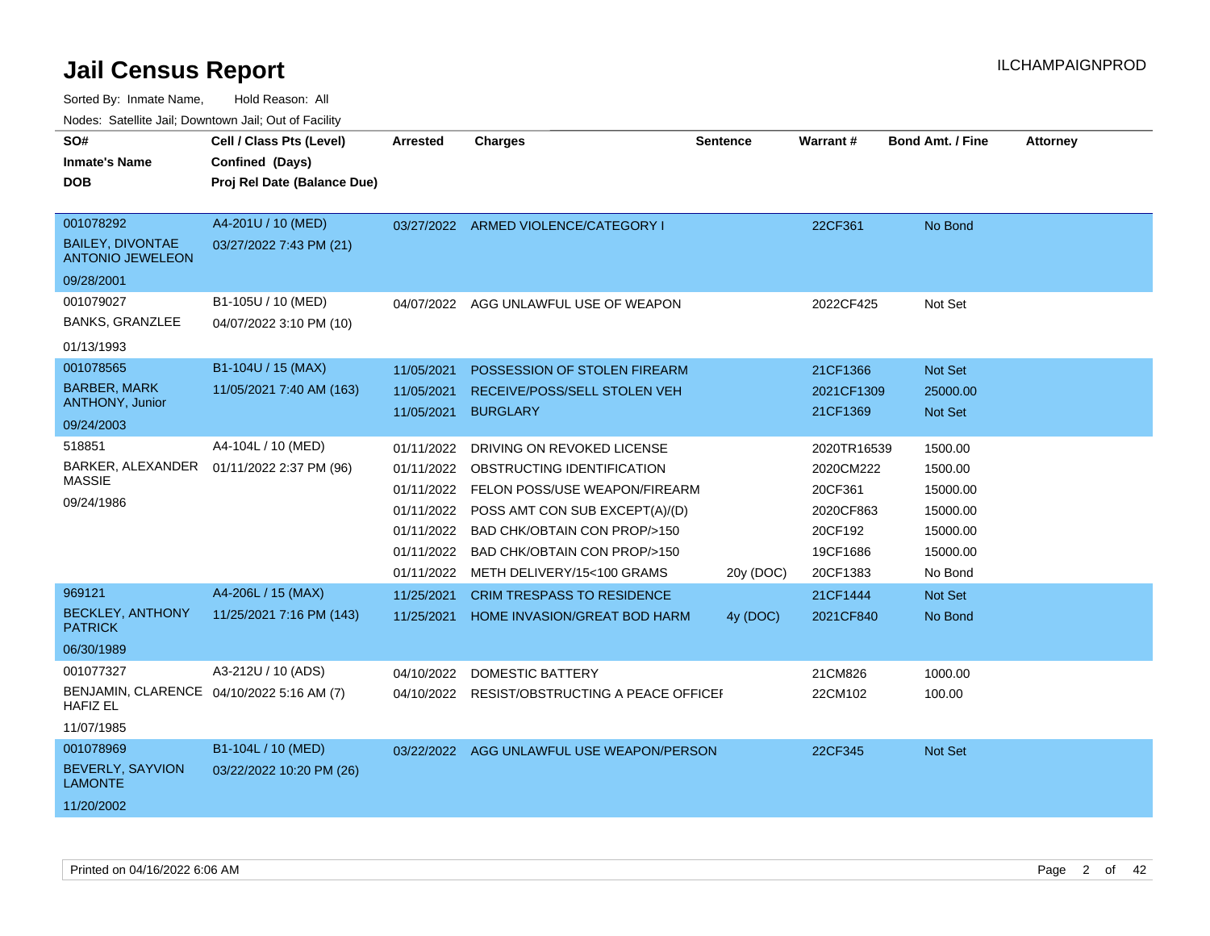# Jail Census Report

ILCHAMPAIGNPROD

Sorted By: Inmate Name, Hold Reason: All

Nodes: Satellite Jail; Downtown Jail; Out of Facility

| SO# / Inmate's Name / DOB | Cell / Class Pts (Level) / Confined (Days) / Proj Rel Date (Balance Due) | Arrested | Charges | Sentence | Warrant # | Bond Amt. / Fine | Attorney |
|---|---|---|---|---|---|---|---|
| 001078292<br>BAILEY, DIVONTAE ANTONIO JEWELEON<br>09/28/2001 | A4-201U / 10 (MED)<br>03/27/2022 7:43 PM (21) | 03/27/2022 | ARMED VIOLENCE/CATEGORY I | | 22CF361 | No Bond | |
| 001079027<br>BANKS, GRANZLEE<br>01/13/1993 | B1-105U / 10 (MED)<br>04/07/2022 3:10 PM (10) | 04/07/2022 | AGG UNLAWFUL USE OF WEAPON | | 2022CF425 | Not Set | |
| 001078565<br>BARBER, MARK ANTHONY, Junior<br>09/24/2003 | B1-104U / 15 (MAX)<br>11/05/2021 7:40 AM (163) | 11/05/2021 | POSSESSION OF STOLEN FIREARM | | 21CF1366 | Not Set | |
| | | 11/05/2021 | RECEIVE/POSS/SELL STOLEN VEH | | 2021CF1309 | 25000.00 | |
| | | 11/05/2021 | BURGLARY | | 21CF1369 | Not Set | |
| 518851<br>BARKER, ALEXANDER MASSIE<br>09/24/1986 | A4-104L / 10 (MED)<br>01/11/2022 2:37 PM (96) | 01/11/2022 | DRIVING ON REVOKED LICENSE | | 2020TR16539 | 1500.00 | |
| | | 01/11/2022 | OBSTRUCTING IDENTIFICATION | | 2020CM222 | 1500.00 | |
| | | 01/11/2022 | FELON POSS/USE WEAPON/FIREARM | | 20CF361 | 15000.00 | |
| | | 01/11/2022 | POSS AMT CON SUB EXCEPT(A)/(D) | | 2020CF863 | 15000.00 | |
| | | 01/11/2022 | BAD CHK/OBTAIN CON PROP/>150 | | 20CF192 | 15000.00 | |
| | | 01/11/2022 | BAD CHK/OBTAIN CON PROP/>150 | | 19CF1686 | 15000.00 | |
| | | 01/11/2022 | METH DELIVERY/15<100 GRAMS | 20y (DOC) | 20CF1383 | No Bond | |
| 969121<br>BECKLEY, ANTHONY PATRICK<br>06/30/1989 | A4-206L / 15 (MAX)<br>11/25/2021 7:16 PM (143) | 11/25/2021 | CRIM TRESPASS TO RESIDENCE | | 21CF1444 | Not Set | |
| | | 11/25/2021 | HOME INVASION/GREAT BOD HARM | 4y (DOC) | 2021CF840 | No Bond | |
| 001077327<br>BENJAMIN, CLARENCE HAFIZ EL<br>11/07/1985 | A3-212U / 10 (ADS)<br>04/10/2022 5:16 AM (7) | 04/10/2022 | DOMESTIC BATTERY | | 21CM826 | 1000.00 | |
| | | 04/10/2022 | RESIST/OBSTRUCTING A PEACE OFFICEI | | 22CM102 | 100.00 | |
| 001078969<br>BEVERLY, SAYVION LAMONTE<br>11/20/2002 | B1-104L / 10 (MED)<br>03/22/2022 10:20 PM (26) | 03/22/2022 | AGG UNLAWFUL USE WEAPON/PERSON | | 22CF345 | Not Set | |

Printed on 04/16/2022 6:06 AM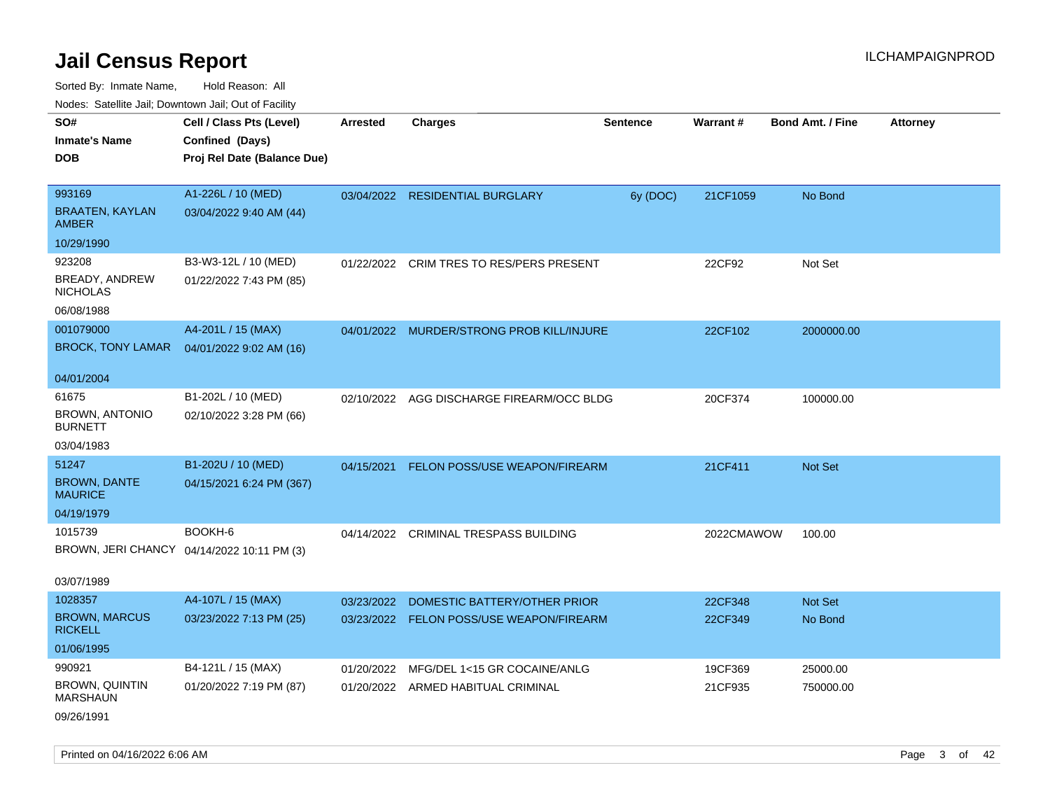# Jail Census Report

ILCHAMPAIGNPROD

Sorted By: Inmate Name, Hold Reason: All

Nodes: Satellite Jail; Downtown Jail; Out of Facility

| SO# / Inmate's Name / DOB | Cell / Class Pts (Level) / Confined (Days) / Proj Rel Date (Balance Due) | Arrested | Charges | Sentence | Warrant # | Bond Amt. / Fine | Attorney |
|---|---|---|---|---|---|---|---|
| 993169<br>BRAATEN, KAYLAN AMBER<br>10/29/1990 | A1-226L / 10 (MED)<br>03/04/2022 9:40 AM (44) | 03/04/2022 | RESIDENTIAL BURGLARY | 6y (DOC) | 21CF1059 | No Bond | |
| 923208<br>BREADY, ANDREW NICHOLAS<br>06/08/1988 | B3-W3-12L / 10 (MED)<br>01/22/2022 7:43 PM (85) | 01/22/2022 | CRIM TRES TO RES/PERS PRESENT | | 22CF92 | Not Set | |
| 001079000<br>BROCK, TONY LAMAR<br>04/01/2004 | A4-201L / 15 (MAX)<br>04/01/2022 9:02 AM (16) | 04/01/2022 | MURDER/STRONG PROB KILL/INJURE | | 22CF102 | 2000000.00 | |
| 61675<br>BROWN, ANTONIO BURNETT<br>03/04/1983 | B1-202L / 10 (MED)<br>02/10/2022 3:28 PM (66) | 02/10/2022 | AGG DISCHARGE FIREARM/OCC BLDG | | 20CF374 | 100000.00 | |
| 51247<br>BROWN, DANTE MAURICE<br>04/19/1979 | B1-202U / 10 (MED)<br>04/15/2021 6:24 PM (367) | 04/15/2021 | FELON POSS/USE WEAPON/FIREARM | | 21CF411 | Not Set | |
| 1015739<br>BROWN, JERI CHANCY<br>03/07/1989 | BOOKH-6<br>04/14/2022 10:11 PM (3) | 04/14/2022 | CRIMINAL TRESPASS BUILDING | | 2022CMAWOW | 100.00 | |
| 1028357<br>BROWN, MARCUS RICKELL<br>01/06/1995 | A4-107L / 15 (MAX)<br>03/23/2022 7:13 PM (25) | 03/23/2022 | DOMESTIC BATTERY/OTHER PRIOR | | 22CF348 | Not Set | |
| | | 03/23/2022 | FELON POSS/USE WEAPON/FIREARM | | 22CF349 | No Bond | |
| 990921<br>BROWN, QUINTIN MARSHAUN<br>09/26/1991 | B4-121L / 15 (MAX)<br>01/20/2022 7:19 PM (87) | 01/20/2022 | MFG/DEL 1<15 GR COCAINE/ANLG | | 19CF369 | 25000.00 | |
| | | 01/20/2022 | ARMED HABITUAL CRIMINAL | | 21CF935 | 750000.00 | |

Printed on 04/16/2022 6:06 AM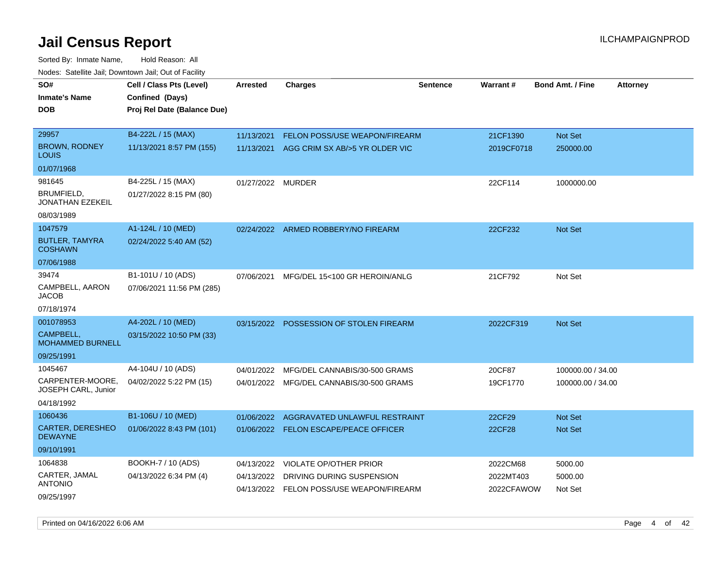# Jail Census Report

Sorted By: Inmate Name, Hold Reason: All

Nodes: Satellite Jail; Downtown Jail; Out of Facility

| SO# / Inmate's Name / DOB | Cell / Class Pts (Level) / Confined (Days) / Proj Rel Date (Balance Due) | Arrested | Charges | Sentence | Warrant # | Bond Amt. / Fine | Attorney |
|---|---|---|---|---|---|---|---|
| 29957<br>BROWN, RODNEY LOUIS<br>01/07/1968 | B4-222L / 15 (MAX)<br>11/13/2021 8:57 PM (155) | 11/13/2021 | FELON POSS/USE WEAPON/FIREARM | | 21CF1390 | Not Set | |
| | | 11/13/2021 | AGG CRIM SX AB/>5 YR OLDER VIC | | 2019CF0718 | 250000.00 | |
| 981645<br>BRUMFIELD, JONATHAN EZEKEIL<br>08/03/1989 | B4-225L / 15 (MAX)<br>01/27/2022 8:15 PM (80) | 01/27/2022 | MURDER | | 22CF114 | 1000000.00 | |
| 1047579<br>BUTLER, TAMYRA COSHAWN<br>07/06/1988 | A1-124L / 10 (MED)<br>02/24/2022 5:40 AM (52) | 02/24/2022 | ARMED ROBBERY/NO FIREARM | | 22CF232 | Not Set | |
| 39474<br>CAMPBELL, AARON JACOB<br>07/18/1974 | B1-101U / 10 (ADS)<br>07/06/2021 11:56 PM (285) | 07/06/2021 | MFG/DEL 15<100 GR HEROIN/ANLG | | 21CF792 | Not Set | |
| 001078953<br>CAMPBELL, MOHAMMED BURNELL<br>09/25/1991 | A4-202L / 10 (MED)<br>03/15/2022 10:50 PM (33) | 03/15/2022 | POSSESSION OF STOLEN FIREARM | | 2022CF319 | Not Set | |
| 1045467<br>CARPENTER-MOORE, JOSEPH CARL, Junior<br>04/18/1992 | A4-104U / 10 (ADS)<br>04/02/2022 5:22 PM (15) | 04/01/2022 | MFG/DEL CANNABIS/30-500 GRAMS | | 20CF87 | 100000.00 / 34.00 | |
| | | 04/01/2022 | MFG/DEL CANNABIS/30-500 GRAMS | | 19CF1770 | 100000.00 / 34.00 | |
| 1060436<br>CARTER, DERESHEO DEWAYNE<br>09/10/1991 | B1-106U / 10 (MED)<br>01/06/2022 8:43 PM (101) | 01/06/2022 | AGGRAVATED UNLAWFUL RESTRAINT | | 22CF29 | Not Set | |
| | | 01/06/2022 | FELON ESCAPE/PEACE OFFICER | | 22CF28 | Not Set | |
| 1064838<br>CARTER, JAMAL ANTONIO<br>09/25/1997 | BOOKH-7 / 10 (ADS)<br>04/13/2022 6:34 PM (4) | 04/13/2022 | VIOLATE OP/OTHER PRIOR | | 2022CM68 | 5000.00 | |
| | | 04/13/2022 | DRIVING DURING SUSPENSION | | 2022MT403 | 5000.00 | |
| | | 04/13/2022 | FELON POSS/USE WEAPON/FIREARM | | 2022CFAWOW | Not Set | |

Printed on 04/16/2022 6:06 AM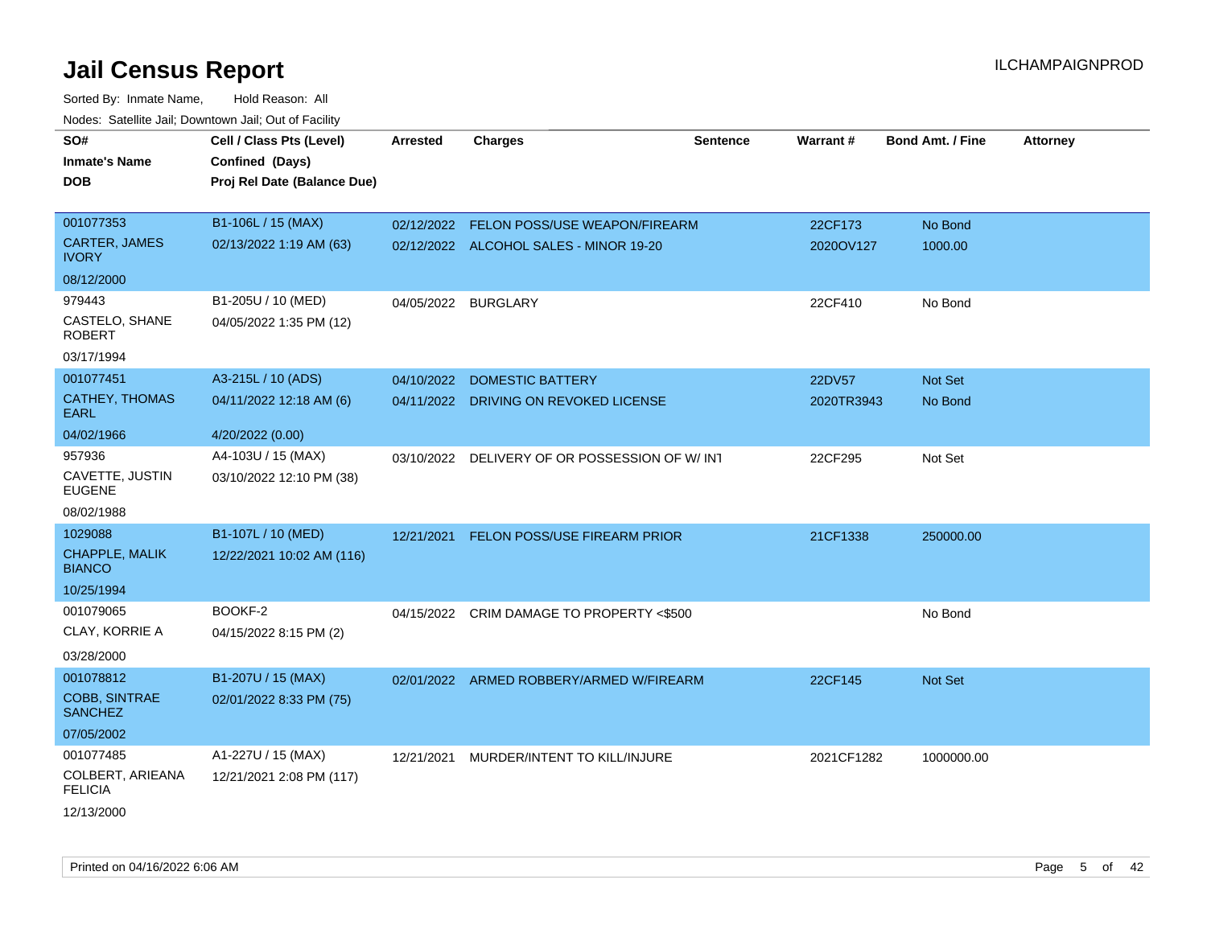# Jail Census Report

Sorted By: Inmate Name, Hold Reason: All

Nodes: Satellite Jail; Downtown Jail; Out of Facility

| SO# / Inmate's Name / DOB | Cell / Class Pts (Level) / Confined (Days) / Proj Rel Date (Balance Due) | Arrested | Charges | Sentence | Warrant # | Bond Amt. / Fine | Attorney |
|---|---|---|---|---|---|---|---|
| 001077353<br>CARTER, JAMES IVORY<br>08/12/2000 | B1-106L / 15 (MAX)<br>02/13/2022 1:19 AM (63) | 02/12/2022<br>02/12/2022 | FELON POSS/USE WEAPON/FIREARM<br>ALCOHOL SALES - MINOR 19-20 | | 22CF173<br>2020OV127 | No Bond<br>1000.00 | |
| 979443<br>CASTELO, SHANE ROBERT<br>03/17/1994 | B1-205U / 10 (MED)<br>04/05/2022 1:35 PM (12) | 04/05/2022 | BURGLARY | | 22CF410 | No Bond | |
| 001077451<br>CATHEY, THOMAS EARL<br>04/02/1966 | A3-215L / 10 (ADS)<br>04/11/2022 12:18 AM (6)<br>4/20/2022 (0.00) | 04/10/2022<br>04/11/2022 | DOMESTIC BATTERY<br>DRIVING ON REVOKED LICENSE | | 22DV57<br>2020TR3943 | Not Set<br>No Bond | |
| 957936<br>CAVETTE, JUSTIN EUGENE<br>08/02/1988 | A4-103U / 15 (MAX)<br>03/10/2022 12:10 PM (38) | 03/10/2022 | DELIVERY OF OR POSSESSION OF W/ INT | | 22CF295 | Not Set | |
| 1029088<br>CHAPPLE, MALIK BIANCO<br>10/25/1994 | B1-107L / 10 (MED)<br>12/22/2021 10:02 AM (116) | 12/21/2021 | FELON POSS/USE FIREARM PRIOR | | 21CF1338 | 250000.00 | |
| 001079065<br>CLAY, KORRIE A<br>03/28/2000 | BOOKF-2<br>04/15/2022 8:15 PM (2) | 04/15/2022 | CRIM DAMAGE TO PROPERTY <$500 | | | No Bond | |
| 001078812<br>COBB, SINTRAE SANCHEZ<br>07/05/2002 | B1-207U / 15 (MAX)<br>02/01/2022 8:33 PM (75) | 02/01/2022 | ARMED ROBBERY/ARMED W/FIREARM | | 22CF145 | Not Set | |
| 001077485<br>COLBERT, ARIEANA FELICIA<br>12/13/2000 | A1-227U / 15 (MAX)<br>12/21/2021 2:08 PM (117) | 12/21/2021 | MURDER/INTENT TO KILL/INJURE | | 2021CF1282 | 1000000.00 | |

Printed on 04/16/2022 6:06 AM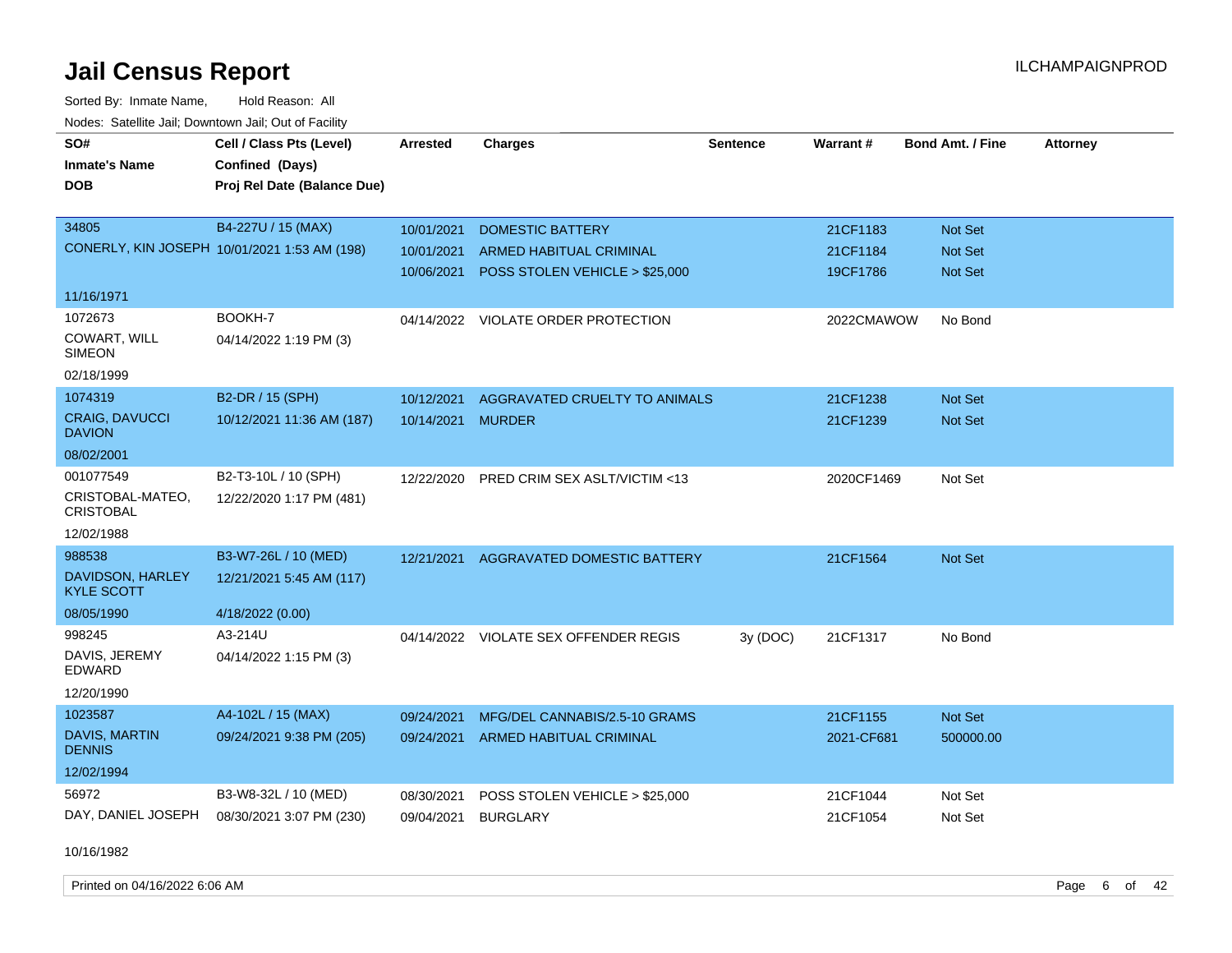# Jail Census Report

ILCHAMPAIGNPROD

Sorted By: Inmate Name, Hold Reason: All

Nodes: Satellite Jail; Downtown Jail; Out of Facility

| SO# / Inmate's Name / DOB | Cell / Class Pts (Level) / Confined (Days) / Proj Rel Date (Balance Due) | Arrested | Charges | Sentence | Warrant # | Bond Amt. / Fine | Attorney |
|---|---|---|---|---|---|---|---|
| 34805<br>CONERLY, KIN JOSEPH<br>11/16/1971 | B4-227U / 15 (MAX)<br>10/01/2021 1:53 AM (198) | 10/01/2021<br>10/01/2021<br>10/06/2021 | DOMESTIC BATTERY<br>ARMED HABITUAL CRIMINAL<br>POSS STOLEN VEHICLE > $25,000 | | 21CF1183<br>21CF1184<br>19CF1786 | Not Set<br>Not Set<br>Not Set | |
| 1072673<br>COWART, WILL SIMEON<br>02/18/1999 | BOOKH-7<br>04/14/2022 1:19 PM (3) | 04/14/2022 | VIOLATE ORDER PROTECTION | | 2022CMAWOW | No Bond | |
| 1074319<br>CRAIG, DAVUCCI DAVION<br>08/02/2001 | B2-DR / 15 (SPH)<br>10/12/2021 11:36 AM (187) | 10/12/2021<br>10/14/2021 | AGGRAVATED CRUELTY TO ANIMALS<br>MURDER | | 21CF1238<br>21CF1239 | Not Set<br>Not Set | |
| 001077549<br>CRISTOBAL-MATEO, CRISTOBAL<br>12/02/1988 | B2-T3-10L / 10 (SPH)<br>12/22/2020 1:17 PM (481) | 12/22/2020 | PRED CRIM SEX ASLT/VICTIM <13 | | 2020CF1469 | Not Set | |
| 988538<br>DAVIDSON, HARLEY KYLE SCOTT<br>08/05/1990 | B3-W7-26L / 10 (MED)<br>12/21/2021 5:45 AM (117)<br>4/18/2022 (0.00) | 12/21/2021 | AGGRAVATED DOMESTIC BATTERY | | 21CF1564 | Not Set | |
| 998245<br>DAVIS, JEREMY EDWARD<br>12/20/1990 | A3-214U<br>04/14/2022 1:15 PM (3) | 04/14/2022 | VIOLATE SEX OFFENDER REGIS | 3y (DOC) | 21CF1317 | No Bond | |
| 1023587<br>DAVIS, MARTIN DENNIS<br>12/02/1994 | A4-102L / 15 (MAX)<br>09/24/2021 9:38 PM (205) | 09/24/2021<br>09/24/2021 | MFG/DEL CANNABIS/2.5-10 GRAMS<br>ARMED HABITUAL CRIMINAL | | 21CF1155<br>2021-CF681 | Not Set<br>500000.00 | |
| 56972<br>DAY, DANIEL JOSEPH<br>10/16/1982 | B3-W8-32L / 10 (MED)<br>08/30/2021 3:07 PM (230) | 08/30/2021<br>09/04/2021 | POSS STOLEN VEHICLE > $25,000<br>BURGLARY | | 21CF1044<br>21CF1054 | Not Set<br>Not Set | |

Printed on 04/16/2022 6:06 AM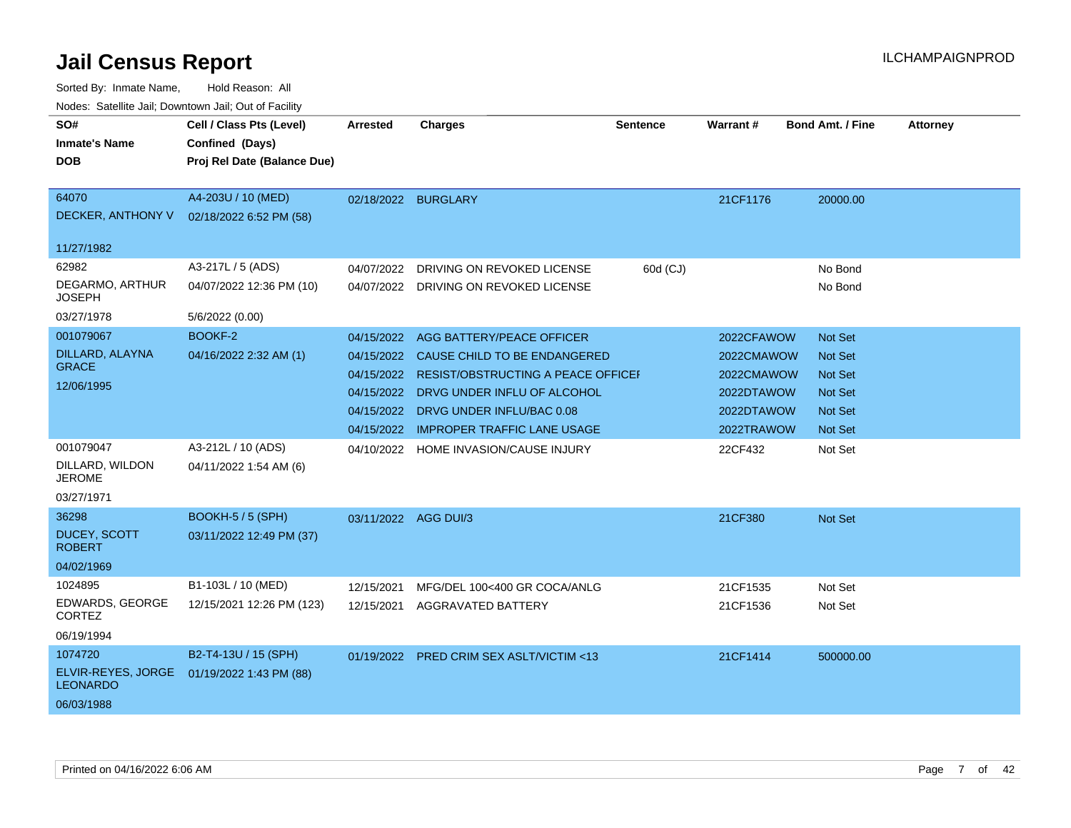# Jail Census Report

ILCHAMPAIGNPROD

Sorted By: Inmate Name, Hold Reason: All

Nodes: Satellite Jail; Downtown Jail; Out of Facility

| SO# / Inmate's Name / DOB | Cell / Class Pts (Level) / Confined (Days) / Proj Rel Date (Balance Due) | Arrested | Charges | Sentence | Warrant # | Bond Amt. / Fine | Attorney |
|---|---|---|---|---|---|---|---|
| 64070<br>DECKER, ANTHONY V<br>11/27/1982 | A4-203U / 10 (MED)<br>02/18/2022 6:52 PM (58) | 02/18/2022 | BURGLARY | | 21CF1176 | 20000.00 | |
| 62982<br>DEGARMO, ARTHUR JOSEPH<br>03/27/1978 | A3-217L / 5 (ADS)<br>04/07/2022 12:36 PM (10)<br>5/6/2022 (0.00) | 04/07/2022 | DRIVING ON REVOKED LICENSE | 60d (CJ) | | No Bond | |
| | | 04/07/2022 | DRIVING ON REVOKED LICENSE | | | No Bond | |
| 001079067<br>DILLARD, ALAYNA GRACE<br>12/06/1995 | BOOKF-2<br>04/16/2022 2:32 AM (1) | 04/15/2022 | AGG BATTERY/PEACE OFFICER | | 2022CFAWOW | Not Set | |
| | | 04/15/2022 | CAUSE CHILD TO BE ENDANGERED | | 2022CMAWOW | Not Set | |
| | | 04/15/2022 | RESIST/OBSTRUCTING A PEACE OFFICEI | | 2022CMAWOW | Not Set | |
| | | 04/15/2022 | DRVG UNDER INFLU OF ALCOHOL | | 2022DTAWOW | Not Set | |
| | | 04/15/2022 | DRVG UNDER INFLU/BAC 0.08 | | 2022DTAWOW | Not Set | |
| | | 04/15/2022 | IMPROPER TRAFFIC LANE USAGE | | 2022TRAWOW | Not Set | |
| 001079047<br>DILLARD, WILDON JEROME<br>03/27/1971 | A3-212L / 10 (ADS)<br>04/11/2022 1:54 AM (6) | 04/10/2022 | HOME INVASION/CAUSE INJURY | | 22CF432 | Not Set | |
| 36298<br>DUCEY, SCOTT ROBERT<br>04/02/1969 | BOOKH-5 / 5 (SPH)<br>03/11/2022 12:49 PM (37) | 03/11/2022 | AGG DUI/3 | | 21CF380 | Not Set | |
| 1024895<br>EDWARDS, GEORGE CORTEZ<br>06/19/1994 | B1-103L / 10 (MED)<br>12/15/2021 12:26 PM (123) | 12/15/2021 | MFG/DEL 100<400 GR COCA/ANLG | | 21CF1535 | Not Set | |
| | | 12/15/2021 | AGGRAVATED BATTERY | | 21CF1536 | Not Set | |
| 1074720<br>ELVIR-REYES, JORGE LEONARDO<br>06/03/1988 | B2-T4-13U / 15 (SPH)<br>01/19/2022 1:43 PM (88) | 01/19/2022 | PRED CRIM SEX ASLT/VICTIM <13 | | 21CF1414 | 500000.00 | |

Printed on 04/16/2022 6:06 AM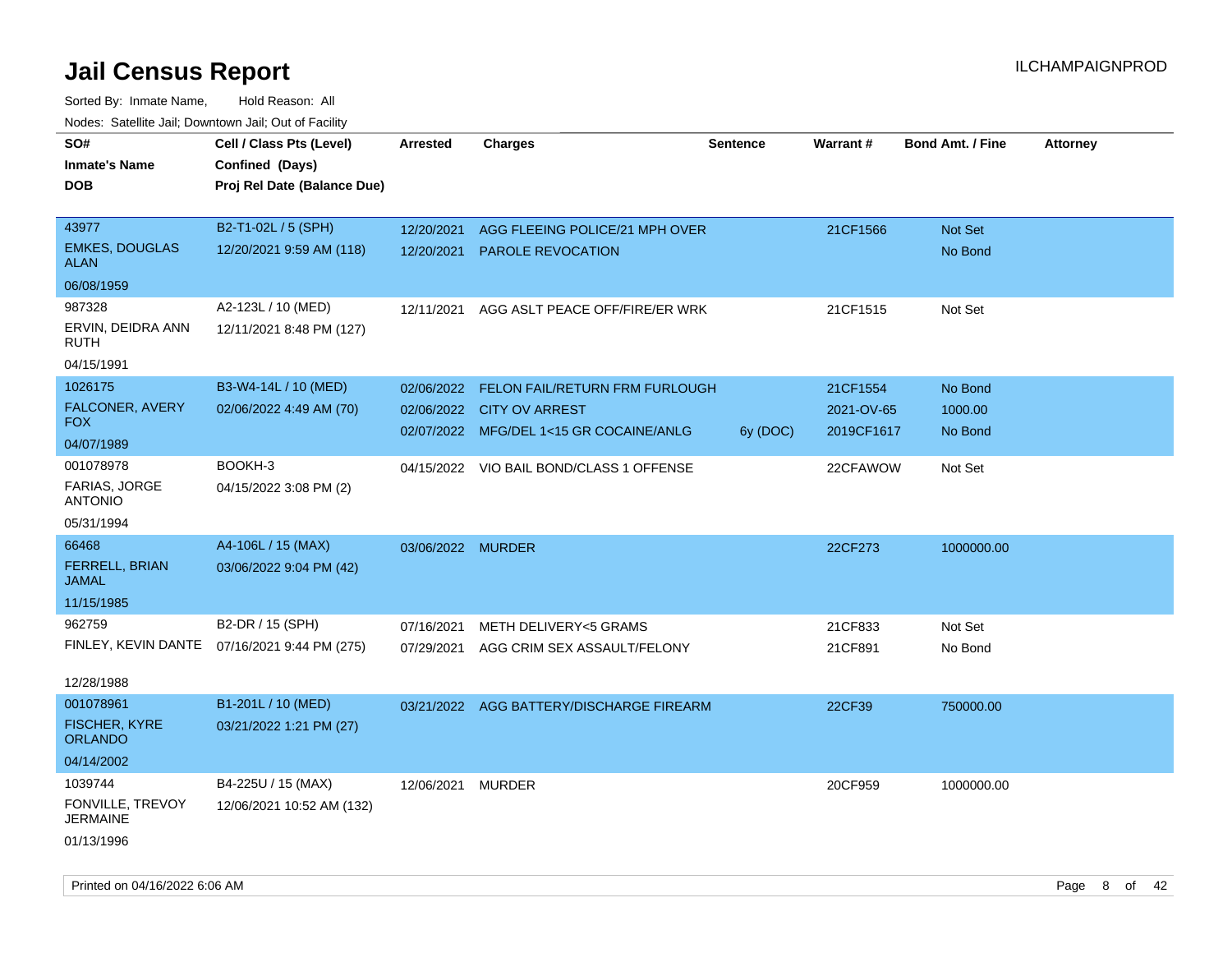# Jail Census Report

ILCHAMPAIGNPROD

Sorted By: Inmate Name, Hold Reason: All

Nodes: Satellite Jail; Downtown Jail; Out of Facility

| SO# / Inmate's Name / DOB | Cell / Class Pts (Level) / Confined (Days) / Proj Rel Date (Balance Due) | Arrested | Charges | Sentence | Warrant # | Bond Amt. / Fine | Attorney |
|---|---|---|---|---|---|---|---|
| 43977<br>EMKES, DOUGLAS ALAN<br>06/08/1959 | B2-T1-02L / 5 (SPH)<br>12/20/2021 9:59 AM (118) | 12/20/2021<br>12/20/2021 | AGG FLEEING POLICE/21 MPH OVER<br>PAROLE REVOCATION | | 21CF1566 | Not Set<br>No Bond | |
| 987328<br>ERVIN, DEIDRA ANN RUTH<br>04/15/1991 | A2-123L / 10 (MED)<br>12/11/2021 8:48 PM (127) | 12/11/2021 | AGG ASLT PEACE OFF/FIRE/ER WRK | | 21CF1515 | Not Set | |
| 1026175<br>FALCONER, AVERY FOX<br>04/07/1989 | B3-W4-14L / 10 (MED)<br>02/06/2022 4:49 AM (70) | 02/06/2022<br>02/06/2022<br>02/07/2022 | FELON FAIL/RETURN FRM FURLOUGH<br>CITY OV ARREST<br>MFG/DEL 1<15 GR COCAINE/ANLG | <br><br>6y (DOC) | 21CF1554<br>2021-OV-65<br>2019CF1617 | No Bond<br>1000.00<br>No Bond | |
| 001078978<br>FARIAS, JORGE ANTONIO<br>05/31/1994 | BOOKH-3<br>04/15/2022 3:08 PM (2) | 04/15/2022 | VIO BAIL BOND/CLASS 1 OFFENSE | | 22CFAWOW | Not Set | |
| 66468<br>FERRELL, BRIAN JAMAL<br>11/15/1985 | A4-106L / 15 (MAX)<br>03/06/2022 9:04 PM (42) | 03/06/2022 | MURDER | | 22CF273 | 1000000.00 | |
| 962759<br>FINLEY, KEVIN DANTE<br>12/28/1988 | B2-DR / 15 (SPH)<br>07/16/2021 9:44 PM (275) | 07/16/2021<br>07/29/2021 | METH DELIVERY<5 GRAMS<br>AGG CRIM SEX ASSAULT/FELONY | | 21CF833<br>21CF891 | Not Set<br>No Bond | |
| 001078961<br>FISCHER, KYRE ORLANDO<br>04/14/2002 | B1-201L / 10 (MED)<br>03/21/2022 1:21 PM (27) | 03/21/2022 | AGG BATTERY/DISCHARGE FIREARM | | 22CF39 | 750000.00 | |
| 1039744<br>FONVILLE, TREVOY JERMAINE<br>01/13/1996 | B4-225U / 15 (MAX)<br>12/06/2021 10:52 AM (132) | 12/06/2021 | MURDER | | 20CF959 | 1000000.00 | |

Printed on 04/16/2022 6:06 AM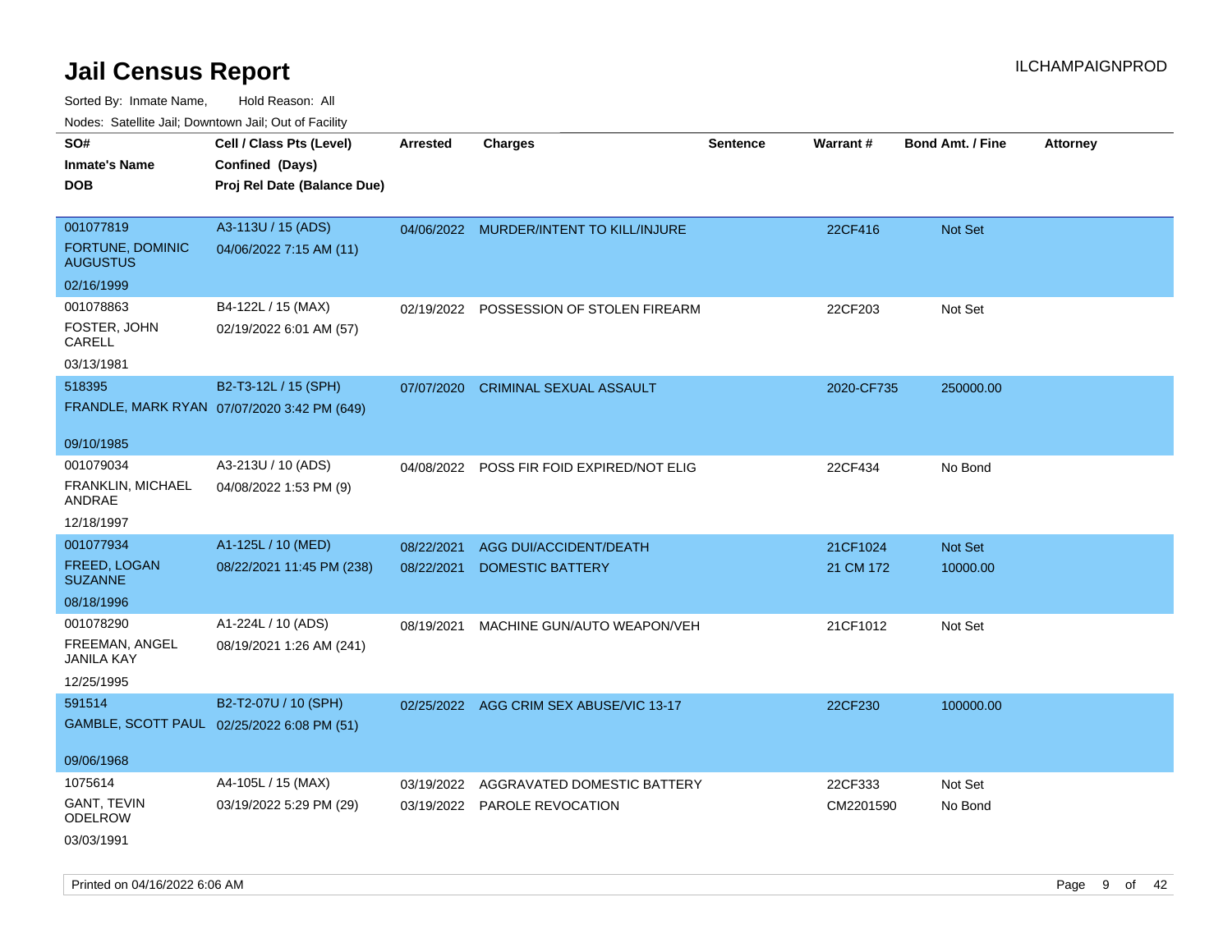# Jail Census Report

ILCHAMPAIGNPROD

Sorted By: Inmate Name, Hold Reason: All

Nodes: Satellite Jail; Downtown Jail; Out of Facility

| SO# / Inmate's Name / DOB | Cell / Class Pts (Level) / Confined (Days) / Proj Rel Date (Balance Due) | Arrested | Charges | Sentence | Warrant # | Bond Amt. / Fine | Attorney |
|---|---|---|---|---|---|---|---|
| 001077819<br>FORTUNE, DOMINIC AUGUSTUS<br>02/16/1999 | A3-113U / 15 (ADS)<br>04/06/2022 7:15 AM (11) | 04/06/2022 | MURDER/INTENT TO KILL/INJURE | | 22CF416 | Not Set | |
| 001078863<br>FOSTER, JOHN CARELL<br>03/13/1981 | B4-122L / 15 (MAX)<br>02/19/2022 6:01 AM (57) | 02/19/2022 | POSSESSION OF STOLEN FIREARM | | 22CF203 | Not Set | |
| 518395<br>FRANDLE, MARK RYAN<br>09/10/1985 | B2-T3-12L / 15 (SPH)<br>07/07/2020 3:42 PM (649) | 07/07/2020 | CRIMINAL SEXUAL ASSAULT | | 2020-CF735 | 250000.00 | |
| 001079034<br>FRANKLIN, MICHAEL ANDRAE<br>12/18/1997 | A3-213U / 10 (ADS)<br>04/08/2022 1:53 PM (9) | 04/08/2022 | POSS FIR FOID EXPIRED/NOT ELIG | | 22CF434 | No Bond | |
| 001077934<br>FREED, LOGAN SUZANNE<br>08/18/1996 | A1-125L / 10 (MED)<br>08/22/2021 11:45 PM (238) | 08/22/2021<br>08/22/2021 | AGG DUI/ACCIDENT/DEATH<br>DOMESTIC BATTERY | | 21CF1024<br>21 CM 172 | Not Set<br>10000.00 | |
| 001078290<br>FREEMAN, ANGEL JANILA KAY<br>12/25/1995 | A1-224L / 10 (ADS)<br>08/19/2021 1:26 AM (241) | 08/19/2021 | MACHINE GUN/AUTO WEAPON/VEH | | 21CF1012 | Not Set | |
| 591514<br>GAMBLE, SCOTT PAUL<br>09/06/1968 | B2-T2-07U / 10 (SPH)<br>02/25/2022 6:08 PM (51) | 02/25/2022 | AGG CRIM SEX ABUSE/VIC 13-17 | | 22CF230 | 100000.00 | |
| 1075614<br>GANT, TEVIN ODELROW<br>03/03/1991 | A4-105L / 15 (MAX)<br>03/19/2022 5:29 PM (29) | 03/19/2022<br>03/19/2022 | AGGRAVATED DOMESTIC BATTERY<br>PAROLE REVOCATION | | 22CF333<br>CM2201590 | Not Set<br>No Bond | |

Printed on 04/16/2022 6:06 AM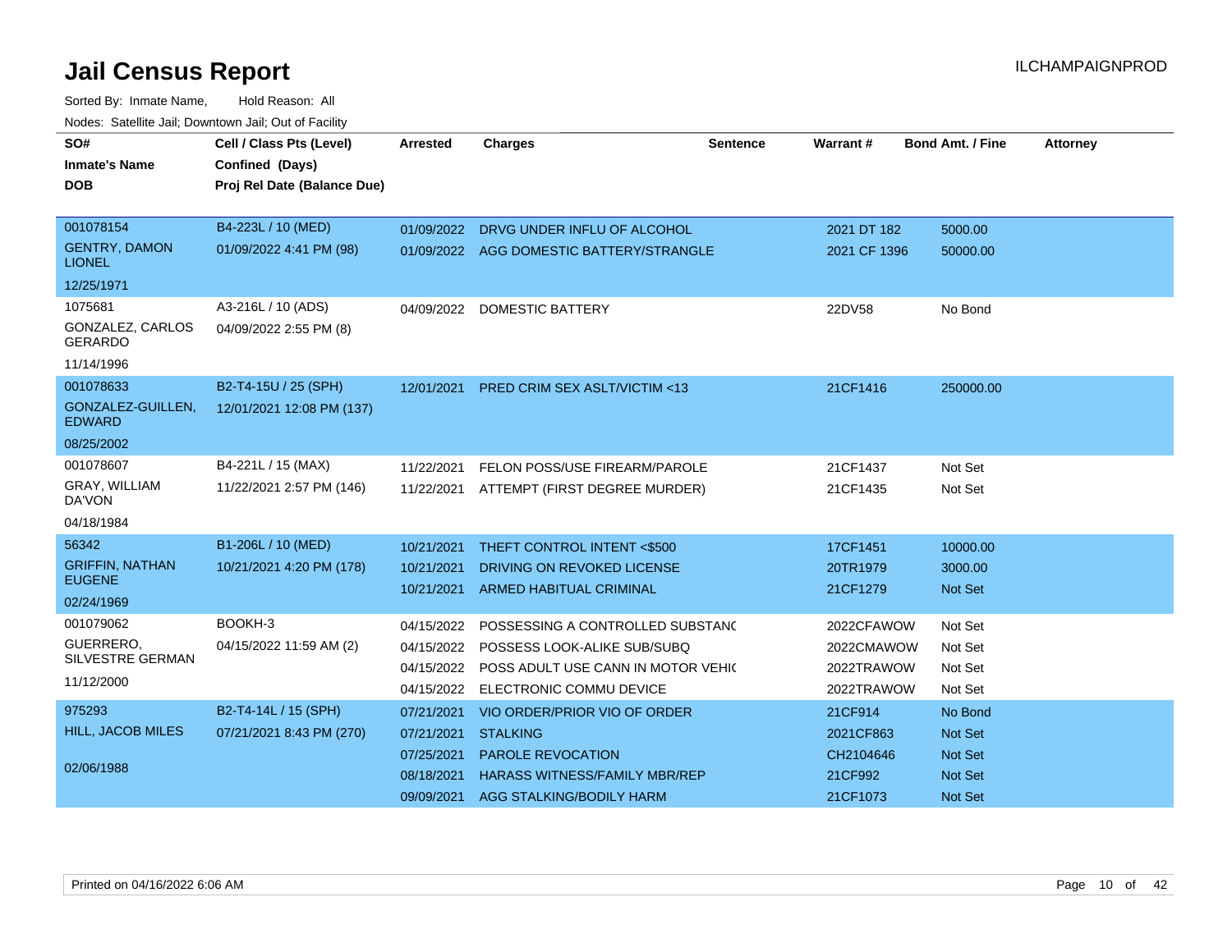# Jail Census Report

ILCHAMPAIGNPROD

Sorted By: Inmate Name, Hold Reason: All

Nodes: Satellite Jail; Downtown Jail; Out of Facility

| SO# / Inmate's Name / DOB | Cell / Class Pts (Level) / Confined (Days) / Proj Rel Date (Balance Due) | Arrested | Charges | Sentence | Warrant # | Bond Amt. / Fine | Attorney |
|---|---|---|---|---|---|---|---|
| 001078154<br>GENTRY, DAMON LIONEL<br>12/25/1971 | B4-223L / 10 (MED)<br>01/09/2022 4:41 PM (98) | 01/09/2022 | DRVG UNDER INFLU OF ALCOHOL | | 2021 DT 182 | 5000.00 | |
| | | 01/09/2022 | AGG DOMESTIC BATTERY/STRANGLE | | 2021 CF 1396 | 50000.00 | |
| 1075681<br>GONZALEZ, CARLOS GERARDO<br>11/14/1996 | A3-216L / 10 (ADS)<br>04/09/2022 2:55 PM (8) | 04/09/2022 | DOMESTIC BATTERY | | 22DV58 | No Bond | |
| 001078633<br>GONZALEZ-GUILLEN, EDWARD<br>08/25/2002 | B2-T4-15U / 25 (SPH)<br>12/01/2021 12:08 PM (137) | 12/01/2021 | PRED CRIM SEX ASLT/VICTIM <13 | | 21CF1416 | 250000.00 | |
| 001078607<br>GRAY, WILLIAM DA'VON<br>04/18/1984 | B4-221L / 15 (MAX)<br>11/22/2021 2:57 PM (146) | 11/22/2021 | FELON POSS/USE FIREARM/PAROLE | | 21CF1437 | Not Set | |
| | | 11/22/2021 | ATTEMPT (FIRST DEGREE MURDER) | | 21CF1435 | Not Set | |
| 56342<br>GRIFFIN, NATHAN EUGENE<br>02/24/1969 | B1-206L / 10 (MED)<br>10/21/2021 4:20 PM (178) | 10/21/2021 | THEFT CONTROL INTENT <$500 | | 17CF1451 | 10000.00 | |
| | | 10/21/2021 | DRIVING ON REVOKED LICENSE | | 20TR1979 | 3000.00 | |
| | | 10/21/2021 | ARMED HABITUAL CRIMINAL | | 21CF1279 | Not Set | |
| 001079062<br>GUERRERO, SILVESTRE GERMAN<br>11/12/2000 | BOOKH-3<br>04/15/2022 11:59 AM (2) | 04/15/2022 | POSSESSING A CONTROLLED SUBSTANC | | 2022CFAWOW | Not Set | |
| | | 04/15/2022 | POSSESS LOOK-ALIKE SUB/SUBQ | | 2022CMAWOW | Not Set | |
| | | 04/15/2022 | POSS ADULT USE CANN IN MOTOR VEHIC | | 2022TRAWOW | Not Set | |
| | | 04/15/2022 | ELECTRONIC COMMU DEVICE | | 2022TRAWOW | Not Set | |
| 975293<br>HILL, JACOB MILES<br>02/06/1988 | B2-T4-14L / 15 (SPH)<br>07/21/2021 8:43 PM (270) | 07/21/2021 | VIO ORDER/PRIOR VIO OF ORDER | | 21CF914 | No Bond | |
| | | 07/21/2021 | STALKING | | 2021CF863 | Not Set | |
| | | 07/25/2021 | PAROLE REVOCATION | | CH2104646 | Not Set | |
| | | 08/18/2021 | HARASS WITNESS/FAMILY MBR/REP | | 21CF992 | Not Set | |
| | | 09/09/2021 | AGG STALKING/BODILY HARM | | 21CF1073 | Not Set | |

Printed on 04/16/2022 6:06 AM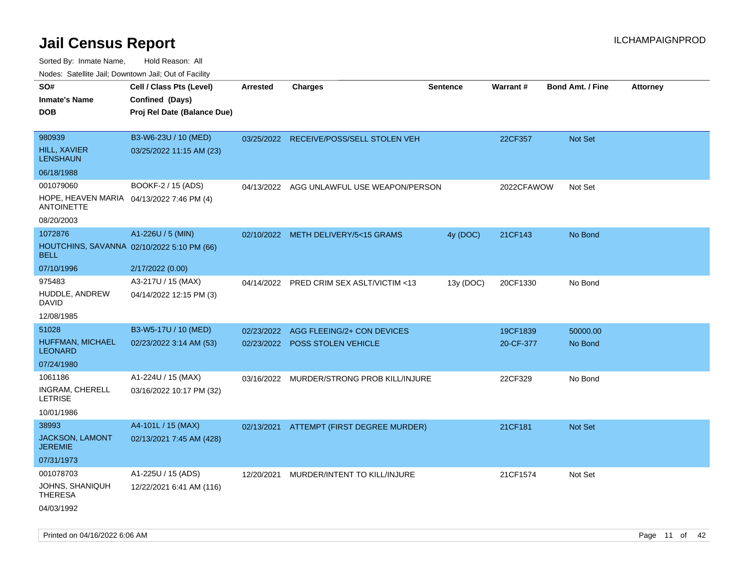# Jail Census Report

ILCHAMPAIGNPROD

Sorted By: Inmate Name, Hold Reason: All

Nodes: Satellite Jail; Downtown Jail; Out of Facility

| SO#<br>Inmate's Name<br>DOB | Cell / Class Pts (Level)<br>Confined (Days)<br>Proj Rel Date (Balance Due) | Arrested | Charges | Sentence | Warrant # | Bond Amt. / Fine | Attorney |
|---|---|---|---|---|---|---|---|
| 980939<br>HILL, XAVIER LENSHAUN<br>06/18/1988 | B3-W6-23U / 10 (MED)<br>03/25/2022 11:15 AM (23) | 03/25/2022 | RECEIVE/POSS/SELL STOLEN VEH | | 22CF357 | Not Set | |
| 001079060<br>HOPE, HEAVEN MARIA ANTOINETTE<br>08/20/2003 | BOOKF-2 / 15 (ADS)<br>04/13/2022 7:46 PM (4) | 04/13/2022 | AGG UNLAWFUL USE WEAPON/PERSON | | 2022CFAWOW | Not Set | |
| 1072876<br>HOUTCHINS, SAVANNA BELL<br>07/10/1996 | A1-226U / 5 (MIN)<br>02/10/2022 5:10 PM (66)<br>2/17/2022 (0.00) | 02/10/2022 | METH DELIVERY/5<15 GRAMS | 4y (DOC) | 21CF143 | No Bond | |
| 975483<br>HUDDLE, ANDREW DAVID<br>12/08/1985 | A3-217U / 15 (MAX)<br>04/14/2022 12:15 PM (3) | 04/14/2022 | PRED CRIM SEX ASLT/VICTIM <13 | 13y (DOC) | 20CF1330 | No Bond | |
| 51028<br>HUFFMAN, MICHAEL LEONARD<br>07/24/1980 | B3-W5-17U / 10 (MED)<br>02/23/2022 3:14 AM (53) | 02/23/2022<br>02/23/2022 | AGG FLEEING/2+ CON DEVICES<br>POSS STOLEN VEHICLE | | 19CF1839<br>20-CF-377 | 50000.00<br>No Bond | |
| 1061186<br>INGRAM, CHERELL LETRISE<br>10/01/1986 | A1-224U / 15 (MAX)<br>03/16/2022 10:17 PM (32) | 03/16/2022 | MURDER/STRONG PROB KILL/INJURE | | 22CF329 | No Bond | |
| 38993<br>JACKSON, LAMONT JEREMIE<br>07/31/1973 | A4-101L / 15 (MAX)<br>02/13/2021 7:45 AM (428) | 02/13/2021 | ATTEMPT (FIRST DEGREE MURDER) | | 21CF181 | Not Set | |
| 001078703<br>JOHNS, SHANIQUH THERESA<br>04/03/1992 | A1-225U / 15 (ADS)<br>12/22/2021 6:41 AM (116) | 12/20/2021 | MURDER/INTENT TO KILL/INJURE | | 21CF1574 | Not Set | |

Printed on 04/16/2022 6:06 AM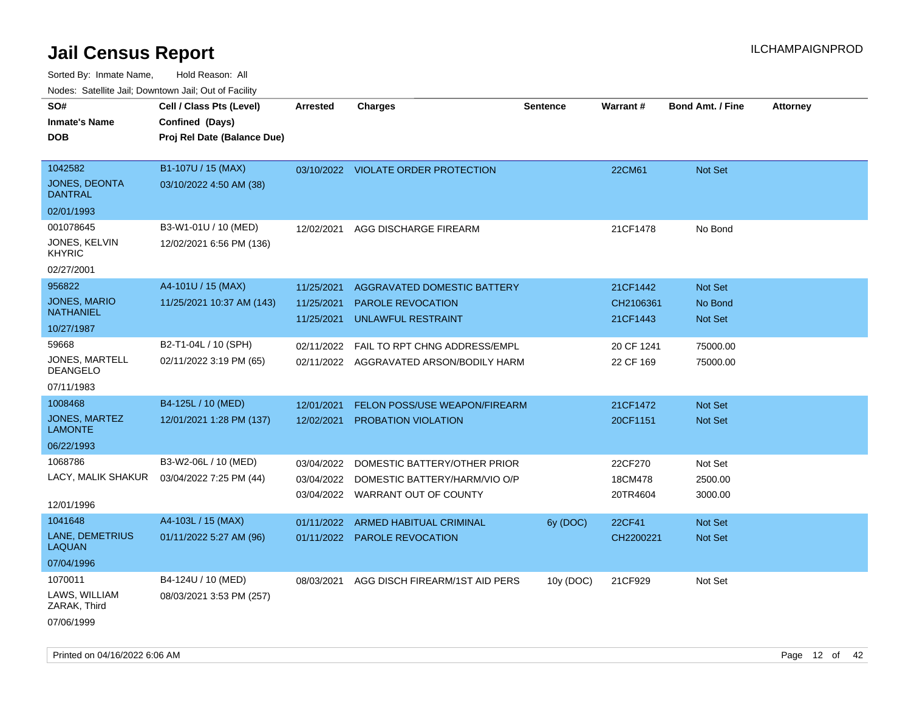# Jail Census Report

ILCHAMPAIGNPROD

Sorted By: Inmate Name, Hold Reason: All

Nodes: Satellite Jail; Downtown Jail; Out of Facility

| SO# / Inmate's Name / DOB | Cell / Class Pts (Level) / Confined (Days) / Proj Rel Date (Balance Due) | Arrested | Charges | Sentence | Warrant # | Bond Amt. / Fine | Attorney |
|---|---|---|---|---|---|---|---|
| 1042582<br>JONES, DEONTA DANTRAL<br>02/01/1993 | B1-107U / 15 (MAX)<br>03/10/2022 4:50 AM (38) | 03/10/2022 | VIOLATE ORDER PROTECTION | | 22CM61 | Not Set | |
| 001078645<br>JONES, KELVIN KHYRIC<br>02/27/2001 | B3-W1-01U / 10 (MED)<br>12/02/2021 6:56 PM (136) | 12/02/2021 | AGG DISCHARGE FIREARM | | 21CF1478 | No Bond | |
| 956822<br>JONES, MARIO NATHANIEL<br>10/27/1987 | A4-101U / 15 (MAX)<br>11/25/2021 10:37 AM (143) | 11/25/2021 | AGGRAVATED DOMESTIC BATTERY | | 21CF1442 | Not Set | |
| | | 11/25/2021 | PAROLE REVOCATION | | CH2106361 | No Bond | |
| | | 11/25/2021 | UNLAWFUL RESTRAINT | | 21CF1443 | Not Set | |
| 59668<br>JONES, MARTELL DEANGELO<br>07/11/1983 | B2-T1-04L / 10 (SPH)<br>02/11/2022 3:19 PM (65) | 02/11/2022 | FAIL TO RPT CHNG ADDRESS/EMPL | | 20 CF 1241 | 75000.00 | |
| | | 02/11/2022 | AGGRAVATED ARSON/BODILY HARM | | 22 CF 169 | 75000.00 | |
| 1008468<br>JONES, MARTEZ LAMONTE<br>06/22/1993 | B4-125L / 10 (MED)<br>12/01/2021 1:28 PM (137) | 12/01/2021 | FELON POSS/USE WEAPON/FIREARM | | 21CF1472 | Not Set | |
| | | 12/02/2021 | PROBATION VIOLATION | | 20CF1151 | Not Set | |
| 1068786<br>LACY, MALIK SHAKUR<br>12/01/1996 | B3-W2-06L / 10 (MED)<br>03/04/2022 7:25 PM (44) | 03/04/2022 | DOMESTIC BATTERY/OTHER PRIOR | | 22CF270 | Not Set | |
| | | 03/04/2022 | DOMESTIC BATTERY/HARM/VIO O/P | | 18CM478 | 2500.00 | |
| | | 03/04/2022 | WARRANT OUT OF COUNTY | | 20TR4604 | 3000.00 | |
| 1041648<br>LANE, DEMETRIUS LAQUAN<br>07/04/1996 | A4-103L / 15 (MAX)<br>01/11/2022 5:27 AM (96) | 01/11/2022 | ARMED HABITUAL CRIMINAL | 6y (DOC) | 22CF41 | Not Set | |
| | | 01/11/2022 | PAROLE REVOCATION | | CH2200221 | Not Set | |
| 1070011<br>LAWS, WILLIAM ZARAK, Third<br>07/06/1999 | B4-124U / 10 (MED)<br>08/03/2021 3:53 PM (257) | 08/03/2021 | AGG DISCH FIREARM/1ST AID PERS | 10y (DOC) | 21CF929 | Not Set | |

Printed on 04/16/2022 6:06 AM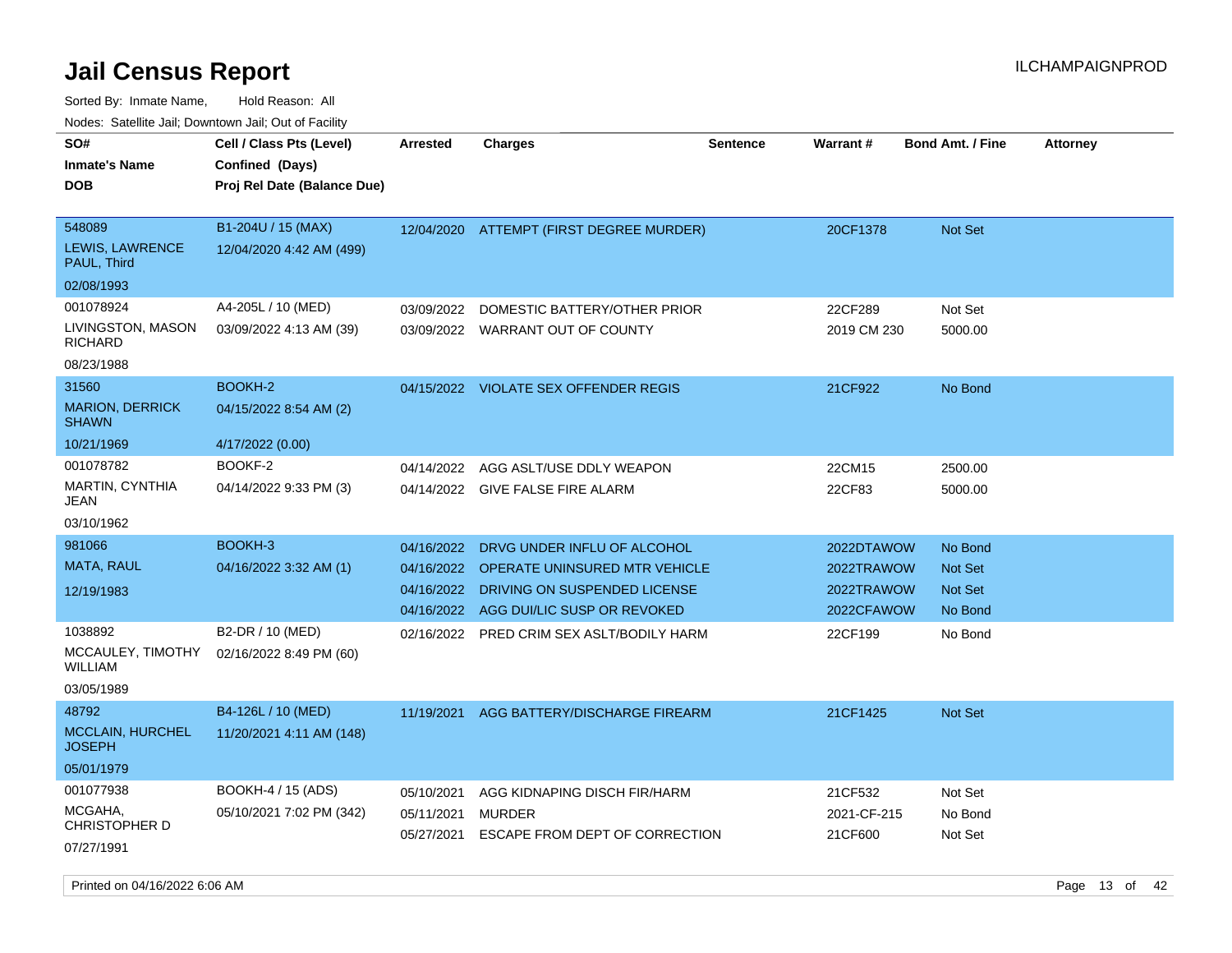# Jail Census Report

Sorted By: Inmate Name, Hold Reason: All

Nodes: Satellite Jail; Downtown Jail; Out of Facility

| SO# / Inmate's Name / DOB | Cell / Class Pts (Level) / Confined (Days) / Proj Rel Date (Balance Due) | Arrested | Charges | Sentence | Warrant # | Bond Amt. / Fine | Attorney |
|---|---|---|---|---|---|---|---|
| 548089<br>LEWIS, LAWRENCE PAUL, Third<br>02/08/1993 | B1-204U / 15 (MAX)<br>12/04/2020 4:42 AM (499) | 12/04/2020 | ATTEMPT (FIRST DEGREE MURDER) | | 20CF1378 | Not Set | |
| 001078924<br>LIVINGSTON, MASON RICHARD<br>08/23/1988 | A4-205L / 10 (MED)<br>03/09/2022 4:13 AM (39) | 03/09/2022 | DOMESTIC BATTERY/OTHER PRIOR | | 22CF289 | Not Set | |
| | | 03/09/2022 | WARRANT OUT OF COUNTY | | 2019 CM 230 | 5000.00 | |
| 31560<br>MARION, DERRICK SHAWN<br>10/21/1969 | BOOKH-2<br>04/15/2022 8:54 AM (2)<br>4/17/2022 (0.00) | 04/15/2022 | VIOLATE SEX OFFENDER REGIS | | 21CF922 | No Bond | |
| 001078782<br>MARTIN, CYNTHIA JEAN<br>03/10/1962 | BOOKF-2<br>04/14/2022 9:33 PM (3) | 04/14/2022 | AGG ASLT/USE DDLY WEAPON | | 22CM15 | 2500.00 | |
| | | 04/14/2022 | GIVE FALSE FIRE ALARM | | 22CF83 | 5000.00 | |
| 981066<br>MATA, RAUL<br>12/19/1983 | BOOKH-3<br>04/16/2022 3:32 AM (1) | 04/16/2022 | DRVG UNDER INFLU OF ALCOHOL | | 2022DTAWOW | No Bond | |
| | | 04/16/2022 | OPERATE UNINSURED MTR VEHICLE | | 2022TRAWOW | Not Set | |
| | | 04/16/2022 | DRIVING ON SUSPENDED LICENSE | | 2022TRAWOW | Not Set | |
| | | 04/16/2022 | AGG DUI/LIC SUSP OR REVOKED | | 2022CFAWOW | No Bond | |
| 1038892<br>MCCAULEY, TIMOTHY WILLIAM<br>03/05/1989 | B2-DR / 10 (MED)<br>02/16/2022 8:49 PM (60) | 02/16/2022 | PRED CRIM SEX ASLT/BODILY HARM | | 22CF199 | No Bond | |
| 48792<br>MCCLAIN, HURCHEL JOSEPH<br>05/01/1979 | B4-126L / 10 (MED)<br>11/20/2021 4:11 AM (148) | 11/19/2021 | AGG BATTERY/DISCHARGE FIREARM | | 21CF1425 | Not Set | |
| 001077938<br>MCGAHA, CHRISTOPHER D<br>07/27/1991 | BOOKH-4 / 15 (ADS)<br>05/10/2021 7:02 PM (342) | 05/10/2021 | AGG KIDNAPING DISCH FIR/HARM | | 21CF532 | Not Set | |
| | | 05/11/2021 | MURDER | | 2021-CF-215 | No Bond | |
| | | 05/27/2021 | ESCAPE FROM DEPT OF CORRECTION | | 21CF600 | Not Set | |

Printed on 04/16/2022 6:06 AM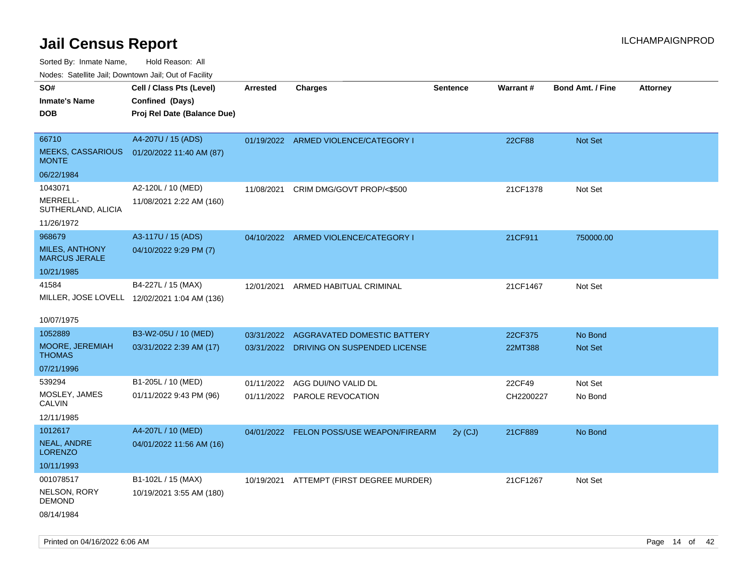# Jail Census Report

Sorted By: Inmate Name, Hold Reason: All

Nodes: Satellite Jail; Downtown Jail; Out of Facility

| SO# / Inmate's Name / DOB | Cell / Class Pts (Level) / Confined (Days) / Proj Rel Date (Balance Due) | Arrested | Charges | Sentence | Warrant # | Bond Amt. / Fine | Attorney |
|---|---|---|---|---|---|---|---|
| 66710<br>MEEKS, CASSARIOUS MONTE<br>06/22/1984 | A4-207U / 15 (ADS)<br>01/20/2022 11:40 AM (87) | 01/19/2022 | ARMED VIOLENCE/CATEGORY I | | 22CF88 | Not Set | |
| 1043071<br>MERRELL-SUTHERLAND, ALICIA<br>11/26/1972 | A2-120L / 10 (MED)<br>11/08/2021 2:22 AM (160) | 11/08/2021 | CRIM DMG/GOVT PROP/<$500 | | 21CF1378 | Not Set | |
| 968679<br>MILES, ANTHONY MARCUS JERALE<br>10/21/1985 | A3-117U / 15 (ADS)<br>04/10/2022 9:29 PM (7) | 04/10/2022 | ARMED VIOLENCE/CATEGORY I | | 21CF911 | 750000.00 | |
| 41584<br>MILLER, JOSE LOVELL<br>10/07/1975 | B4-227L / 15 (MAX)<br>12/02/2021 1:04 AM (136) | 12/01/2021 | ARMED HABITUAL CRIMINAL | | 21CF1467 | Not Set | |
| 1052889<br>MOORE, JEREMIAH THOMAS<br>07/21/1996 | B3-W2-05U / 10 (MED)<br>03/31/2022 2:39 AM (17) | 03/31/2022 | AGGRAVATED DOMESTIC BATTERY | | 22CF375 | No Bond | |
| | | 03/31/2022 | DRIVING ON SUSPENDED LICENSE | | 22MT388 | Not Set | |
| 539294<br>MOSLEY, JAMES CALVIN<br>12/11/1985 | B1-205L / 10 (MED)<br>01/11/2022 9:43 PM (96) | 01/11/2022 | AGG DUI/NO VALID DL | | 22CF49 | Not Set | |
| | | 01/11/2022 | PAROLE REVOCATION | | CH2200227 | No Bond | |
| 1012617<br>NEAL, ANDRE LORENZO<br>10/11/1993 | A4-207L / 10 (MED)<br>04/01/2022 11:56 AM (16) | 04/01/2022 | FELON POSS/USE WEAPON/FIREARM | 2y (CJ) | 21CF889 | No Bond | |
| 001078517<br>NELSON, RORY DEMOND<br>08/14/1984 | B1-102L / 15 (MAX)<br>10/19/2021 3:55 AM (180) | 10/19/2021 | ATTEMPT (FIRST DEGREE MURDER) | | 21CF1267 | Not Set | |

Printed on 04/16/2022 6:06 AM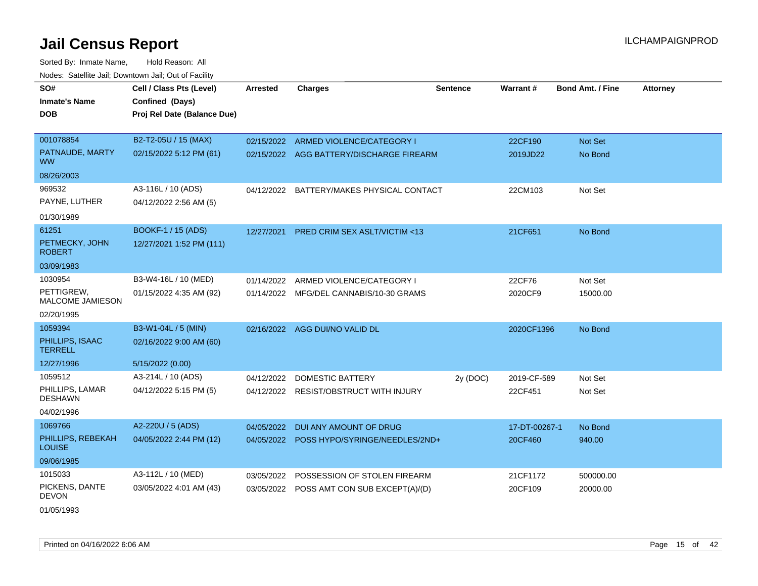# Jail Census Report

ILCHAMPAIGNPROD

Sorted By: Inmate Name, Hold Reason: All

Nodes: Satellite Jail; Downtown Jail; Out of Facility

| SO# / Inmate's Name / DOB | Cell / Class Pts (Level) / Confined (Days) / Proj Rel Date (Balance Due) | Arrested | Charges | Sentence | Warrant # | Bond Amt. / Fine | Attorney |
|---|---|---|---|---|---|---|---|
| 001078854<br>PATNAUDE, MARTY WW<br>08/26/2003 | B2-T2-05U / 15 (MAX)<br>02/15/2022 5:12 PM (61) | 02/15/2022<br>02/15/2022 | ARMED VIOLENCE/CATEGORY I<br>AGG BATTERY/DISCHARGE FIREARM | | 22CF190<br>2019JD22 | Not Set<br>No Bond | |
| 969532<br>PAYNE, LUTHER<br>01/30/1989 | A3-116L / 10 (ADS)<br>04/12/2022 2:56 AM (5) | 04/12/2022 | BATTERY/MAKES PHYSICAL CONTACT | | 22CM103 | Not Set | |
| 61251<br>PETMECKY, JOHN ROBERT<br>03/09/1983 | BOOKF-1 / 15 (ADS)<br>12/27/2021 1:52 PM (111) | 12/27/2021 | PRED CRIM SEX ASLT/VICTIM <13 | | 21CF651 | No Bond | |
| 1030954<br>PETTIGREW, MALCOME JAMIESON<br>02/20/1995 | B3-W4-16L / 10 (MED)<br>01/15/2022 4:35 AM (92) | 01/14/2022<br>01/14/2022 | ARMED VIOLENCE/CATEGORY I<br>MFG/DEL CANNABIS/10-30 GRAMS | | 22CF76<br>2020CF9 | Not Set<br>15000.00 | |
| 1059394<br>PHILLIPS, ISAAC TERRELL<br>12/27/1996 | B3-W1-04L / 5 (MIN)<br>02/16/2022 9:00 AM (60)<br>5/15/2022 (0.00) | 02/16/2022 | AGG DUI/NO VALID DL | | 2020CF1396 | No Bond | |
| 1059512<br>PHILLIPS, LAMAR DESHAWN<br>04/02/1996 | A3-214L / 10 (ADS)<br>04/12/2022 5:15 PM (5) | 04/12/2022<br>04/12/2022 | DOMESTIC BATTERY<br>RESIST/OBSTRUCT WITH INJURY | 2y (DOC) | 2019-CF-589<br>22CF451 | Not Set<br>Not Set | |
| 1069766<br>PHILLIPS, REBEKAH LOUISE<br>09/06/1985 | A2-220U / 5 (ADS)<br>04/05/2022 2:44 PM (12) | 04/05/2022<br>04/05/2022 | DUI ANY AMOUNT OF DRUG<br>POSS HYPO/SYRINGE/NEEDLES/2ND+ | | 17-DT-00267-1<br>20CF460 | No Bond<br>940.00 | |
| 1015033<br>PICKENS, DANTE DEVON<br>01/05/1993 | A3-112L / 10 (MED)<br>03/05/2022 4:01 AM (43) | 03/05/2022<br>03/05/2022 | POSSESSION OF STOLEN FIREARM<br>POSS AMT CON SUB EXCEPT(A)/(D) | | 21CF1172<br>20CF109 | 500000.00<br>20000.00 | |

Printed on 04/16/2022 6:06 AM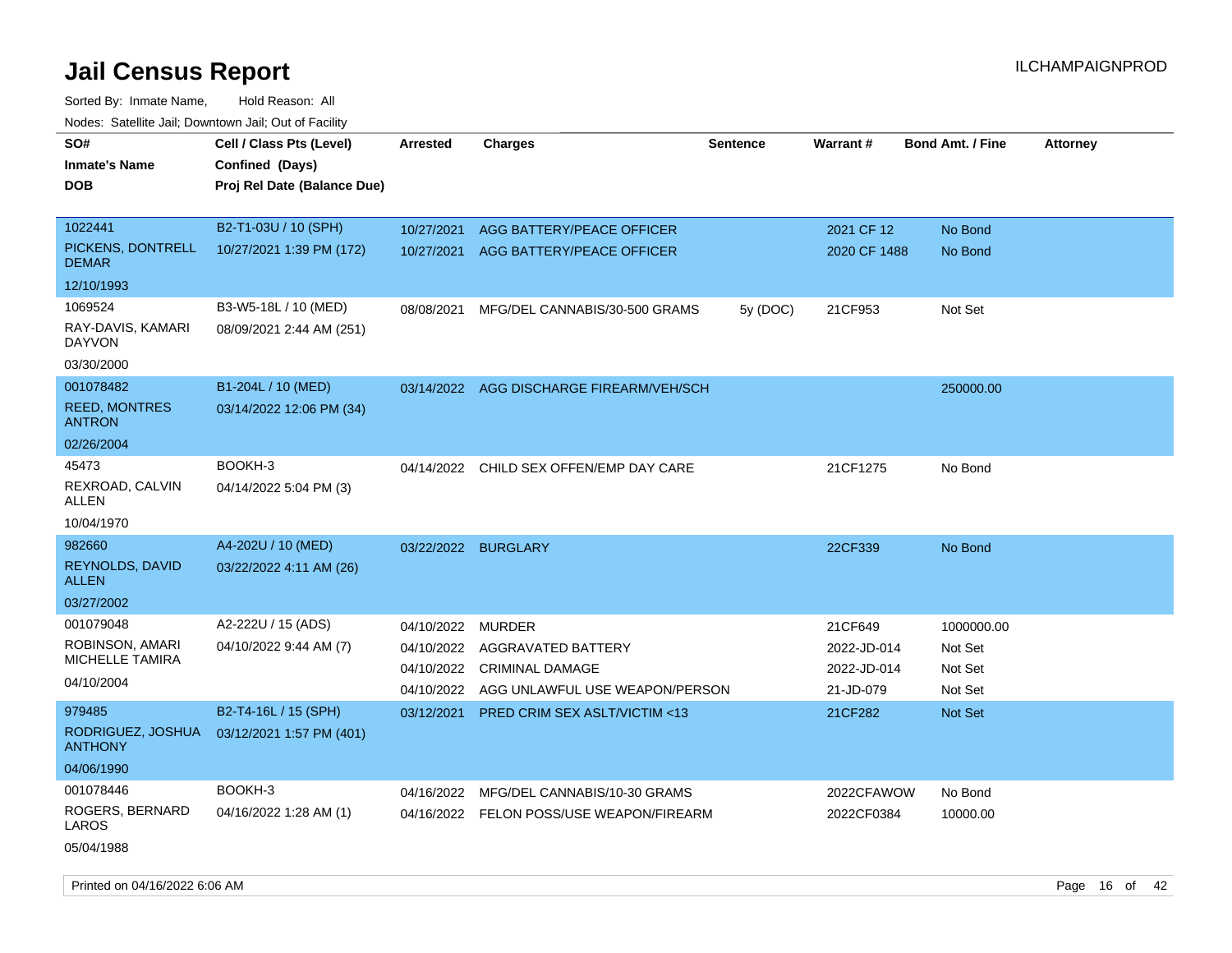# Jail Census Report

ILCHAMPAIGNPROD

Sorted By: Inmate Name, Hold Reason: All

Nodes: Satellite Jail; Downtown Jail; Out of Facility

| SO# / Inmate's Name / DOB | Cell / Class Pts (Level) / Confined (Days) / Proj Rel Date (Balance Due) | Arrested | Charges | Sentence | Warrant # | Bond Amt. / Fine | Attorney |
|---|---|---|---|---|---|---|---|
| 1022441 PICKENS, DONTRELL DEMAR 12/10/1993 | B2-T1-03U / 10 (SPH) 10/27/2021 1:39 PM (172) | 10/27/2021 | AGG BATTERY/PEACE OFFICER | | 2021 CF 12 | No Bond | |
| | | 10/27/2021 | AGG BATTERY/PEACE OFFICER | | 2020 CF 1488 | No Bond | |
| 1069524 RAY-DAVIS, KAMARI DAYVON 03/30/2000 | B3-W5-18L / 10 (MED) 08/09/2021 2:44 AM (251) | 08/08/2021 | MFG/DEL CANNABIS/30-500 GRAMS | 5y (DOC) | 21CF953 | Not Set | |
| 001078482 REED, MONTRES ANTRON 02/26/2004 | B1-204L / 10 (MED) 03/14/2022 12:06 PM (34) | 03/14/2022 | AGG DISCHARGE FIREARM/VEH/SCH | | | 250000.00 | |
| 45473 REXROAD, CALVIN ALLEN 10/04/1970 | BOOKH-3 04/14/2022 5:04 PM (3) | 04/14/2022 | CHILD SEX OFFEN/EMP DAY CARE | | 21CF1275 | No Bond | |
| 982660 REYNOLDS, DAVID ALLEN 03/27/2002 | A4-202U / 10 (MED) 03/22/2022 4:11 AM (26) | 03/22/2022 | BURGLARY | | 22CF339 | No Bond | |
| 001079048 ROBINSON, AMARI MICHELLE TAMIRA 04/10/2004 | A2-222U / 15 (ADS) 04/10/2022 9:44 AM (7) | 04/10/2022 | MURDER | | 21CF649 | 1000000.00 | |
| | | 04/10/2022 | AGGRAVATED BATTERY | | 2022-JD-014 | Not Set | |
| | | 04/10/2022 | CRIMINAL DAMAGE | | 2022-JD-014 | Not Set | |
| | | 04/10/2022 | AGG UNLAWFUL USE WEAPON/PERSON | | 21-JD-079 | Not Set | |
| 979485 RODRIGUEZ, JOSHUA ANTHONY 04/06/1990 | B2-T4-16L / 15 (SPH) 03/12/2021 1:57 PM (401) | 03/12/2021 | PRED CRIM SEX ASLT/VICTIM <13 | | 21CF282 | Not Set | |
| 001078446 ROGERS, BERNARD LAROS 05/04/1988 | BOOKH-3 04/16/2022 1:28 AM (1) | 04/16/2022 | MFG/DEL CANNABIS/10-30 GRAMS | | 2022CFAWOW | No Bond | |
| | | 04/16/2022 | FELON POSS/USE WEAPON/FIREARM | | 2022CF0384 | 10000.00 | |

Printed on 04/16/2022 6:06 AM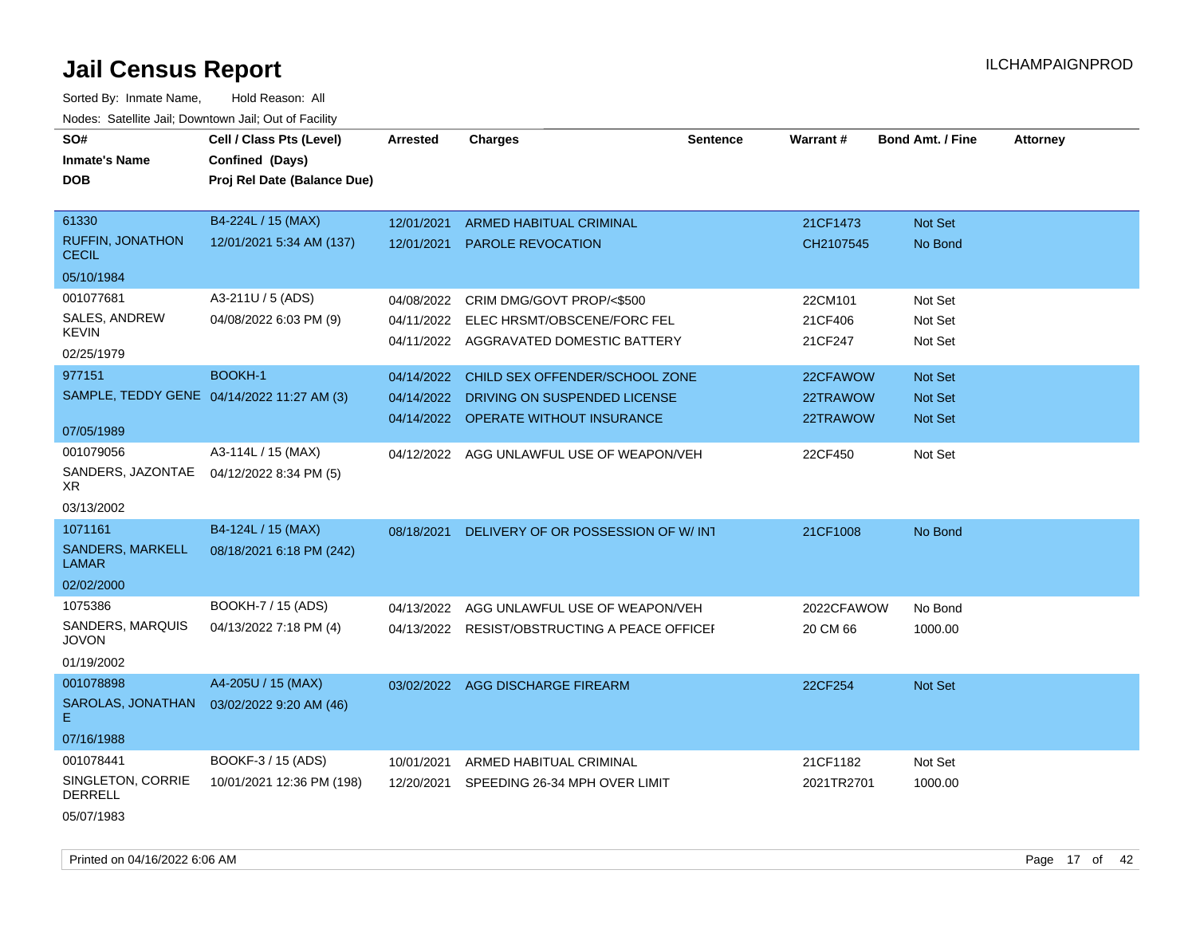# Jail Census Report

ILCHAMPAIGNPROD

Sorted By: Inmate Name, Hold Reason: All

Nodes: Satellite Jail; Downtown Jail; Out of Facility

| SO# / Inmate's Name / DOB | Cell / Class Pts (Level) / Confined (Days) / Proj Rel Date (Balance Due) | Arrested | Charges | Sentence | Warrant # | Bond Amt. / Fine | Attorney |
|---|---|---|---|---|---|---|---|
| 61330<br>RUFFIN, JONATHON CECIL<br>05/10/1984 | B4-224L / 15 (MAX)<br>12/01/2021 5:34 AM (137) | 12/01/2021<br>12/01/2021 | ARMED HABITUAL CRIMINAL<br>PAROLE REVOCATION | | 21CF1473<br>CH2107545 | Not Set<br>No Bond | |
| 001077681<br>SALES, ANDREW KEVIN<br>02/25/1979 | A3-211U / 5 (ADS)<br>04/08/2022 6:03 PM (9) | 04/08/2022<br>04/11/2022<br>04/11/2022 | CRIM DMG/GOVT PROP/<$500<br>ELEC HRSMT/OBSCENE/FORC FEL<br>AGGRAVATED DOMESTIC BATTERY | | 22CM101<br>21CF406<br>21CF247 | Not Set<br>Not Set<br>Not Set | |
| 977151<br>SAMPLE, TEDDY GENE<br>07/05/1989 | BOOKH-1<br>04/14/2022 11:27 AM (3) | 04/14/2022<br>04/14/2022<br>04/14/2022 | CHILD SEX OFFENDER/SCHOOL ZONE<br>DRIVING ON SUSPENDED LICENSE<br>OPERATE WITHOUT INSURANCE | | 22CFAWOW<br>22TRAWOW<br>22TRAWOW | Not Set<br>Not Set<br>Not Set | |
| 001079056<br>SANDERS, JAZONTAE XR<br>03/13/2002 | A3-114L / 15 (MAX)<br>04/12/2022 8:34 PM (5) | 04/12/2022 | AGG UNLAWFUL USE OF WEAPON/VEH | | 22CF450 | Not Set | |
| 1071161<br>SANDERS, MARKELL LAMAR<br>02/02/2000 | B4-124L / 15 (MAX)<br>08/18/2021 6:18 PM (242) | 08/18/2021 | DELIVERY OF OR POSSESSION OF W/ INT | | 21CF1008 | No Bond | |
| 1075386<br>SANDERS, MARQUIS JOVON<br>01/19/2002 | BOOKH-7 / 15 (ADS)<br>04/13/2022 7:18 PM (4) | 04/13/2022<br>04/13/2022 | AGG UNLAWFUL USE OF WEAPON/VEH<br>RESIST/OBSTRUCTING A PEACE OFFICEI | | 2022CFAWOW<br>20 CM 66 | No Bond<br>1000.00 | |
| 001078898<br>SAROLAS, JONATHAN E<br>07/16/1988 | A4-205U / 15 (MAX)<br>03/02/2022 9:20 AM (46) | 03/02/2022 | AGG DISCHARGE FIREARM | | 22CF254 | Not Set | |
| 001078441<br>SINGLETON, CORRIE DERRELL<br>05/07/1983 | BOOKF-3 / 15 (ADS)<br>10/01/2021 12:36 PM (198) | 10/01/2021<br>12/20/2021 | ARMED HABITUAL CRIMINAL<br>SPEEDING 26-34 MPH OVER LIMIT | | 21CF1182<br>2021TR2701 | Not Set<br>1000.00 | |

Printed on 04/16/2022 6:06 AM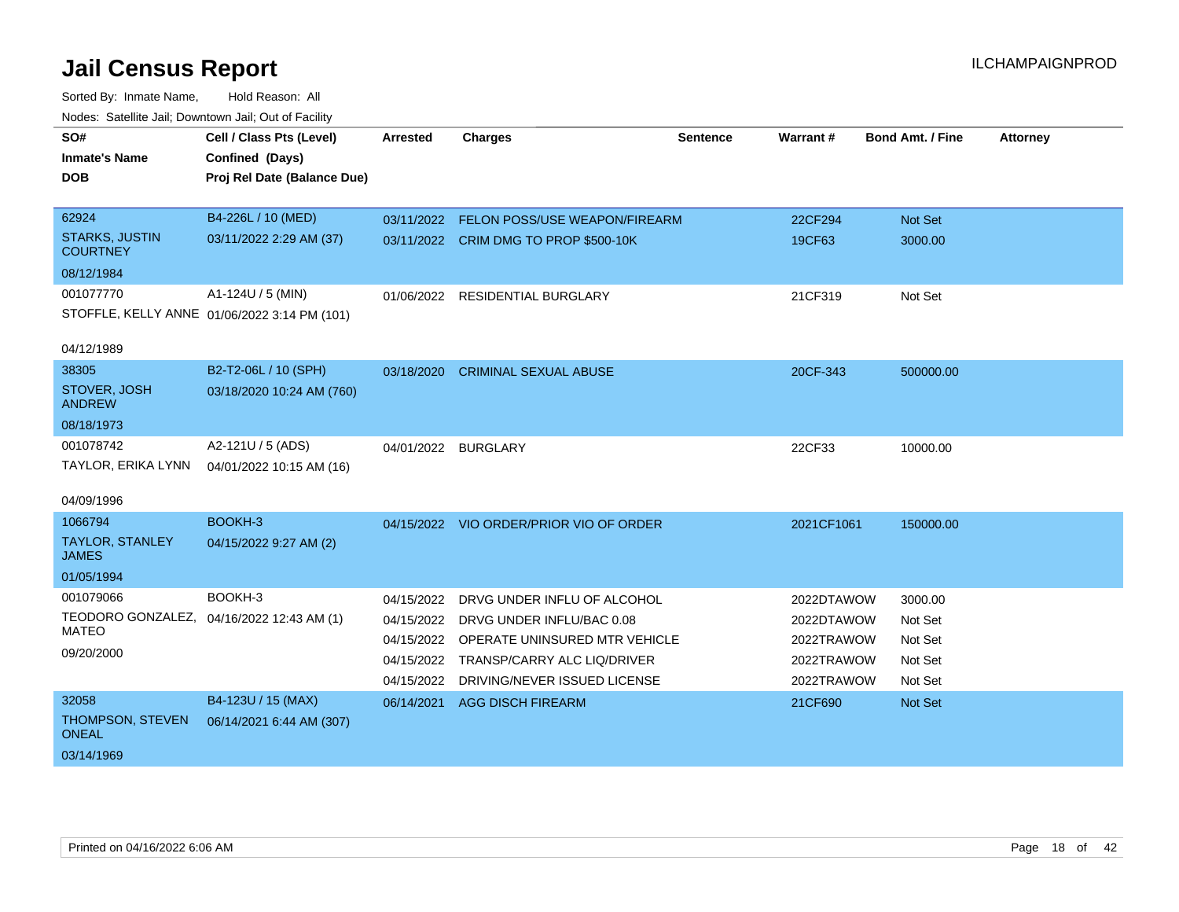# Jail Census Report

ILCHAMPAIGNPROD

Sorted By: Inmate Name, Hold Reason: All

Nodes: Satellite Jail; Downtown Jail; Out of Facility

| SO# / Inmate's Name / DOB | Cell / Class Pts (Level) / Confined (Days) / Proj Rel Date (Balance Due) | Arrested | Charges | Sentence | Warrant # | Bond Amt. / Fine | Attorney |
|---|---|---|---|---|---|---|---|
| 62924<br>STARKS, JUSTIN COURTNEY<br>08/12/1984 | B4-226L / 10 (MED)<br>03/11/2022 2:29 AM (37) | 03/11/2022 | FELON POSS/USE WEAPON/FIREARM | | 22CF294 | Not Set | |
| | | 03/11/2022 | CRIM DMG TO PROP $500-10K | | 19CF63 | 3000.00 | |
| 001077770<br>STOFFLE, KELLY ANNE<br>04/12/1989 | A1-124U / 5 (MIN)<br>01/06/2022 3:14 PM (101) | 01/06/2022 | RESIDENTIAL BURGLARY | | 21CF319 | Not Set | |
| 38305<br>STOVER, JOSH ANDREW<br>08/18/1973 | B2-T2-06L / 10 (SPH)<br>03/18/2020 10:24 AM (760) | 03/18/2020 | CRIMINAL SEXUAL ABUSE | | 20CF-343 | 500000.00 | |
| 001078742<br>TAYLOR, ERIKA LYNN<br>04/09/1996 | A2-121U / 5 (ADS)<br>04/01/2022 10:15 AM (16) | 04/01/2022 | BURGLARY | | 22CF33 | 10000.00 | |
| 1066794<br>TAYLOR, STANLEY JAMES<br>01/05/1994 | BOOKH-3<br>04/15/2022 9:27 AM (2) | 04/15/2022 | VIO ORDER/PRIOR VIO OF ORDER | | 2021CF1061 | 150000.00 | |
| 001079066<br>TEODORO GONZALEZ, MATEO<br>09/20/2000 | BOOKH-3<br>04/16/2022 12:43 AM (1) | 04/15/2022 | DRVG UNDER INFLU OF ALCOHOL | | 2022DTAWOW | 3000.00 | |
| | | 04/15/2022 | DRVG UNDER INFLU/BAC 0.08 | | 2022DTAWOW | Not Set | |
| | | 04/15/2022 | OPERATE UNINSURED MTR VEHICLE | | 2022TRAWOW | Not Set | |
| | | 04/15/2022 | TRANSP/CARRY ALC LIQ/DRIVER | | 2022TRAWOW | Not Set | |
| | | 04/15/2022 | DRIVING/NEVER ISSUED LICENSE | | 2022TRAWOW | Not Set | |
| 32058<br>THOMPSON, STEVEN ONEAL<br>03/14/1969 | B4-123U / 15 (MAX)<br>06/14/2021 6:44 AM (307) | 06/14/2021 | AGG DISCH FIREARM | | 21CF690 | Not Set | |

Printed on 04/16/2022 6:06 AM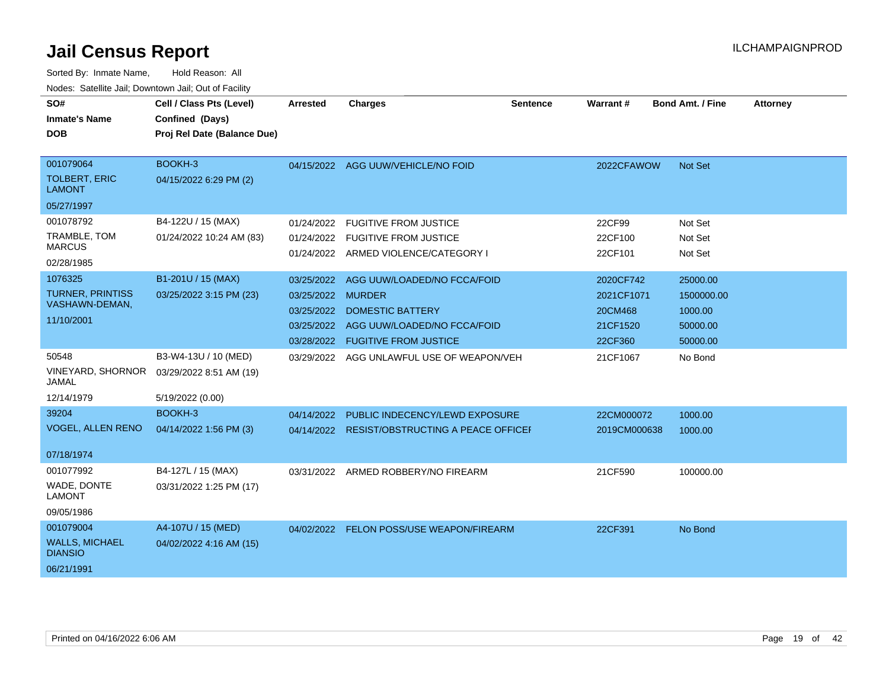# Jail Census Report

ILCHAMPAIGNPROD

Sorted By: Inmate Name, Hold Reason: All

Nodes: Satellite Jail; Downtown Jail; Out of Facility

| SO# / Inmate's Name / DOB | Cell / Class Pts (Level) / Confined (Days) / Proj Rel Date (Balance Due) | Arrested | Charges | Sentence | Warrant # | Bond Amt. / Fine | Attorney |
|---|---|---|---|---|---|---|---|
| 001079064<br>TOLBERT, ERIC LAMONT<br>05/27/1997 | BOOKH-3<br>04/15/2022 6:29 PM (2) | 04/15/2022 | AGG UUW/VEHICLE/NO FOID | | 2022CFAWOW | Not Set | |
| 001078792<br>TRAMBLE, TOM MARCUS<br>02/28/1985 | B4-122U / 15 (MAX)<br>01/24/2022 10:24 AM (83) | 01/24/2022 | FUGITIVE FROM JUSTICE | | 22CF99 | Not Set | |
| | | 01/24/2022 | FUGITIVE FROM JUSTICE | | 22CF100 | Not Set | |
| | | 01/24/2022 | ARMED VIOLENCE/CATEGORY I | | 22CF101 | Not Set | |
| 1076325<br>TURNER, PRINTISS VASHAWN-DEMAN,<br>11/10/2001 | B1-201U / 15 (MAX)<br>03/25/2022 3:15 PM (23) | 03/25/2022 | AGG UUW/LOADED/NO FCCA/FOID | | 2020CF742 | 25000.00 | |
| | | 03/25/2022 | MURDER | | 2021CF1071 | 1500000.00 | |
| | | 03/25/2022 | DOMESTIC BATTERY | | 20CM468 | 1000.00 | |
| | | 03/25/2022 | AGG UUW/LOADED/NO FCCA/FOID | | 21CF1520 | 50000.00 | |
| | | 03/28/2022 | FUGITIVE FROM JUSTICE | | 22CF360 | 50000.00 | |
| 50548<br>VINEYARD, SHORNOR JAMAL<br>12/14/1979 | B3-W4-13U / 10 (MED)<br>03/29/2022 8:51 AM (19)<br>5/19/2022 (0.00) | 03/29/2022 | AGG UNLAWFUL USE OF WEAPON/VEH | | 21CF1067 | No Bond | |
| 39204<br>VOGEL, ALLEN RENO<br>07/18/1974 | BOOKH-3<br>04/14/2022 1:56 PM (3) | 04/14/2022 | PUBLIC INDECENCY/LEWD EXPOSURE | | 22CM000072 | 1000.00 | |
| | | 04/14/2022 | RESIST/OBSTRUCTING A PEACE OFFICEI | | 2019CM000638 | 1000.00 | |
| 001077992<br>WADE, DONTE LAMONT<br>09/05/1986 | B4-127L / 15 (MAX)<br>03/31/2022 1:25 PM (17) | 03/31/2022 | ARMED ROBBERY/NO FIREARM | | 21CF590 | 100000.00 | |
| 001079004<br>WALLS, MICHAEL DIANSIO<br>06/21/1991 | A4-107U / 15 (MED)<br>04/02/2022 4:16 AM (15) | 04/02/2022 | FELON POSS/USE WEAPON/FIREARM | | 22CF391 | No Bond | |

Printed on 04/16/2022 6:06 AM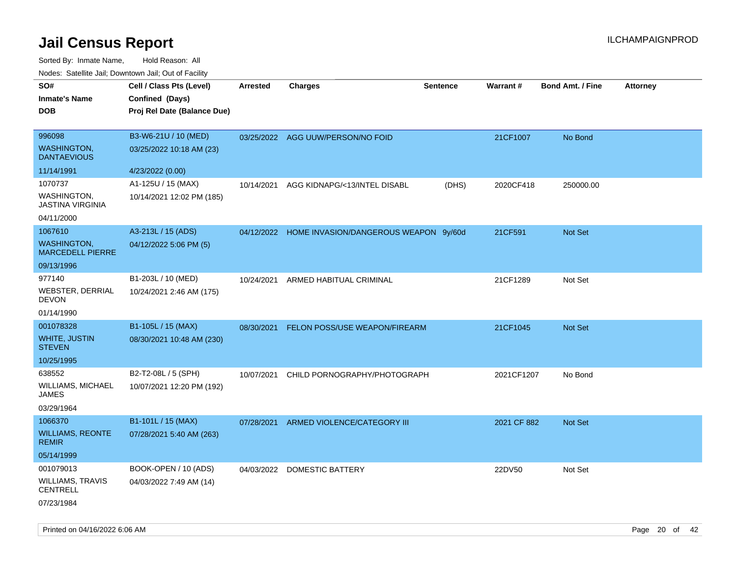# Jail Census Report

ILCHAMPAIGNPROD

Sorted By: Inmate Name, Hold Reason: All

Nodes: Satellite Jail; Downtown Jail; Out of Facility

| SO# / Inmate's Name / DOB | Cell / Class Pts (Level) / Confined (Days) / Proj Rel Date (Balance Due) | Arrested | Charges | Sentence | Warrant # | Bond Amt. / Fine | Attorney |
|---|---|---|---|---|---|---|---|
| 996098<br>WASHINGTON, DANTAEVIOUS<br>11/14/1991 | B3-W6-21U / 10 (MED)<br>03/25/2022 10:18 AM (23)<br>4/23/2022 (0.00) | 03/25/2022 | AGG UUW/PERSON/NO FOID | | 21CF1007 | No Bond | |
| 1070737<br>WASHINGTON, JASTINA VIRGINIA<br>04/11/2000 | A1-125U / 15 (MAX)<br>10/14/2021 12:02 PM (185) | 10/14/2021 | AGG KIDNAPG/<13/INTEL DISABL | (DHS) | 2020CF418 | 250000.00 | |
| 1067610<br>WASHINGTON, MARCEDELL PIERRE<br>09/13/1996 | A3-213L / 15 (ADS)<br>04/12/2022 5:06 PM (5) | 04/12/2022 | HOME INVASION/DANGEROUS WEAPON | 9y/60d | 21CF591 | Not Set | |
| 977140<br>WEBSTER, DERRIAL DEVON<br>01/14/1990 | B1-203L / 10 (MED)<br>10/24/2021 2:46 AM (175) | 10/24/2021 | ARMED HABITUAL CRIMINAL | | 21CF1289 | Not Set | |
| 001078328<br>WHITE, JUSTIN STEVEN<br>10/25/1995 | B1-105L / 15 (MAX)<br>08/30/2021 10:48 AM (230) | 08/30/2021 | FELON POSS/USE WEAPON/FIREARM | | 21CF1045 | Not Set | |
| 638552<br>WILLIAMS, MICHAEL JAMES<br>03/29/1964 | B2-T2-08L / 5 (SPH)<br>10/07/2021 12:20 PM (192) | 10/07/2021 | CHILD PORNOGRAPHY/PHOTOGRAPH | | 2021CF1207 | No Bond | |
| 1066370<br>WILLIAMS, REONTE REMIR<br>05/14/1999 | B1-101L / 15 (MAX)<br>07/28/2021 5:40 AM (263) | 07/28/2021 | ARMED VIOLENCE/CATEGORY III | | 2021 CF 882 | Not Set | |
| 001079013<br>WILLIAMS, TRAVIS CENTRELL<br>07/23/1984 | BOOK-OPEN / 10 (ADS)<br>04/03/2022 7:49 AM (14) | 04/03/2022 | DOMESTIC BATTERY | | 22DV50 | Not Set | |

Printed on 04/16/2022 6:06 AM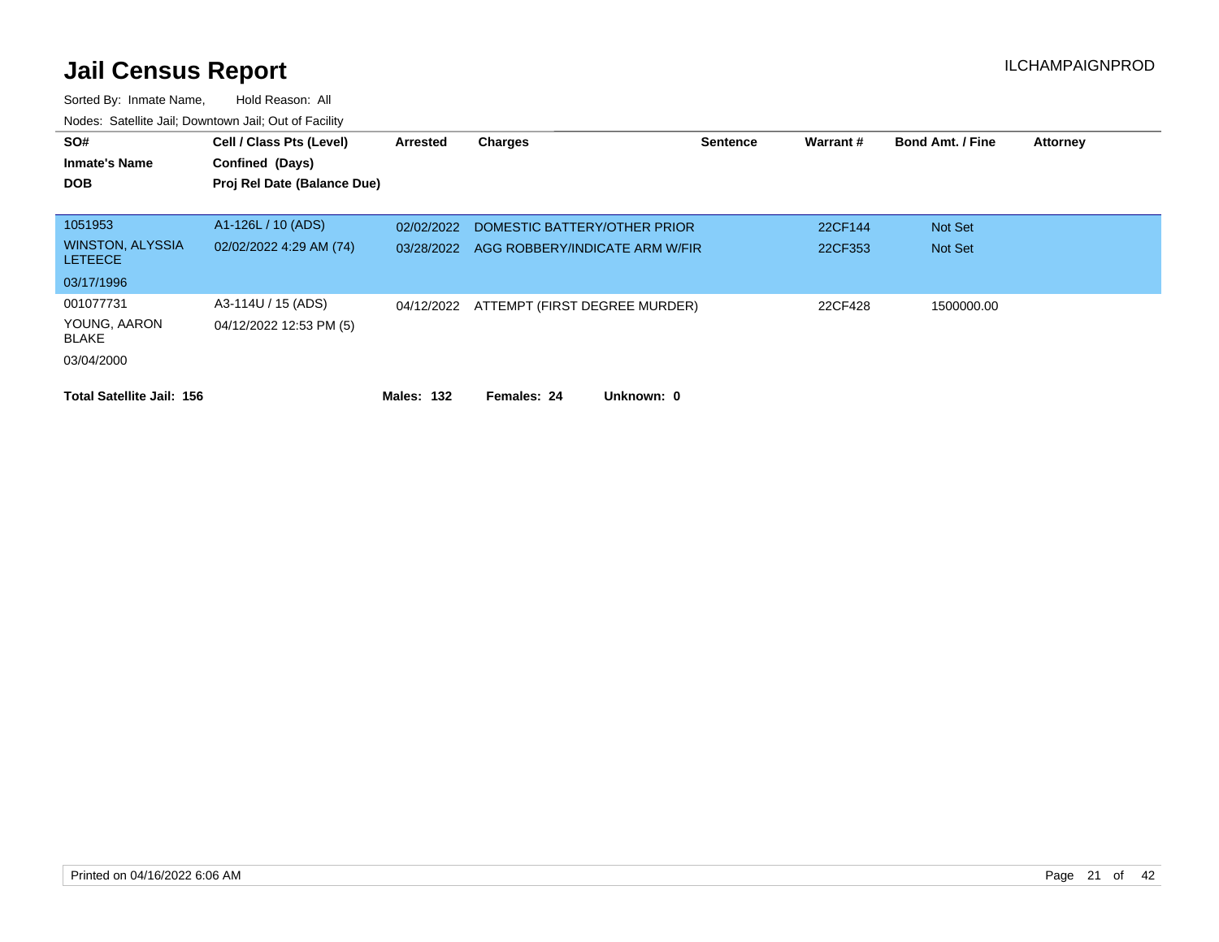# Jail Census Report

ILCHAMPAIGNPROD

Sorted By: Inmate Name, Hold Reason: All

Nodes: Satellite Jail; Downtown Jail; Out of Facility

| SO# / Inmate's Name / DOB | Cell / Class Pts (Level) / Confined (Days) / Proj Rel Date (Balance Due) | Arrested | Charges | Sentence | Warrant # | Bond Amt. / Fine | Attorney |
|---|---|---|---|---|---|---|---|
| 1051953 | A1-126L / 10 (ADS) | 02/02/2022 | DOMESTIC BATTERY/OTHER PRIOR | | 22CF144 | Not Set | |
| WINSTON, ALYSSIA LETEECE | 02/02/2022 4:29 AM (74) | 03/28/2022 | AGG ROBBERY/INDICATE ARM W/FIR | | 22CF353 | Not Set | |
| 03/17/1996 | | | | | | | |
| 001077731 | A3-114U / 15 (ADS) | 04/12/2022 | ATTEMPT (FIRST DEGREE MURDER) | | 22CF428 | 1500000.00 | |
| YOUNG, AARON BLAKE | 04/12/2022 12:53 PM (5) | | | | | | |
| 03/04/2000 | | | | | | | |

**Total Satellite Jail: 156** **Males: 132** **Females: 24** **Unknown: 0**

Printed on 04/16/2022 6:06 AM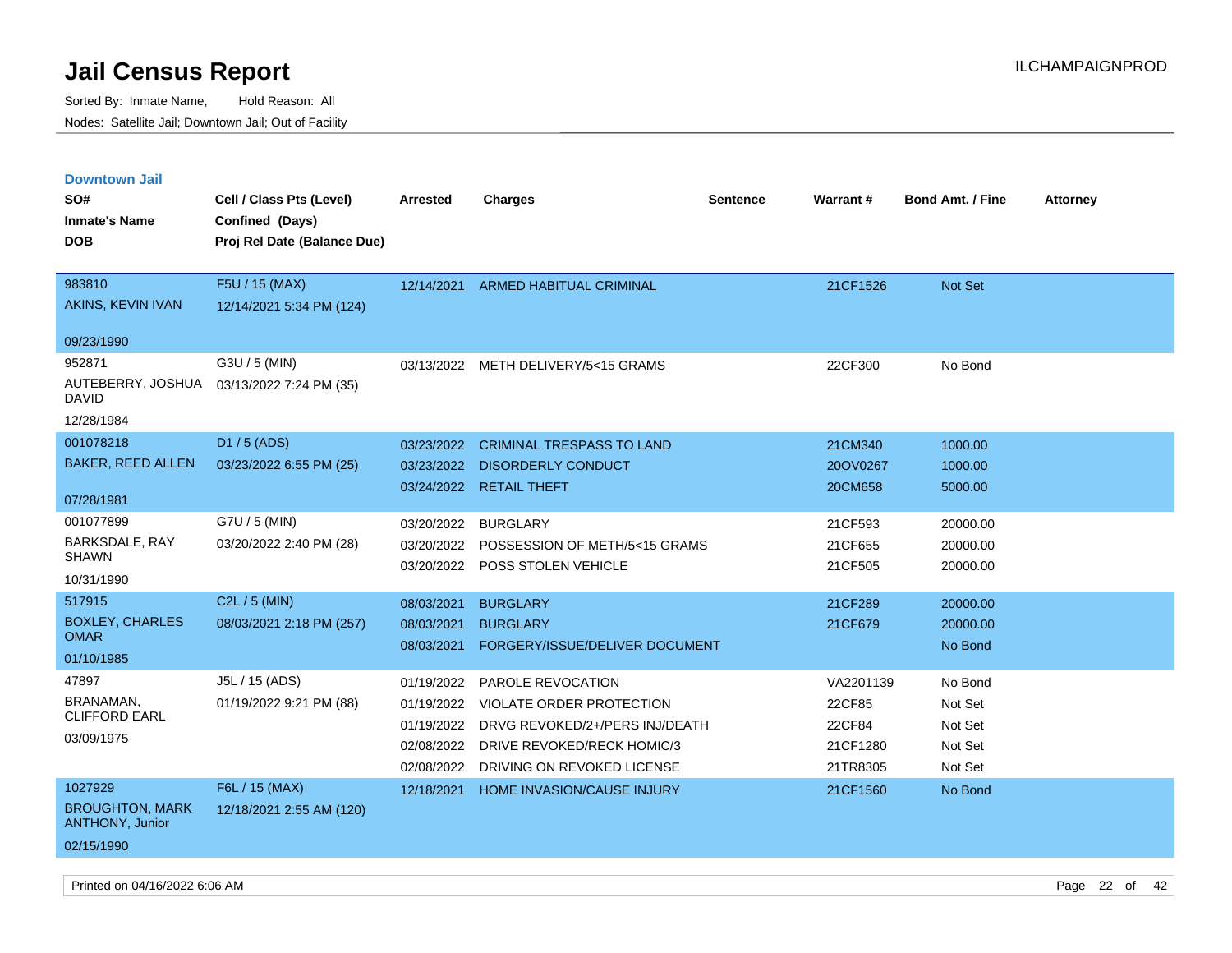# Jail Census Report

Sorted By: Inmate Name, Hold Reason: All

Nodes: Satellite Jail; Downtown Jail; Out of Facility

ILCHAMPAIGNPROD

### Downtown Jail

| SO# / Inmate's Name / DOB | Cell / Class Pts (Level) / Confined (Days) / Proj Rel Date (Balance Due) | Arrested | Charges | Sentence | Warrant # | Bond Amt. / Fine | Attorney |
|---|---|---|---|---|---|---|---|
| 983810<br>AKINS, KEVIN IVAN<br>09/23/1990 | F5U / 15 (MAX)<br>12/14/2021 5:34 PM (124) | 12/14/2021 | ARMED HABITUAL CRIMINAL | | 21CF1526 | Not Set | |
| 952871<br>AUTEBERRY, JOSHUA DAVID<br>12/28/1984 | G3U / 5 (MIN)<br>03/13/2022 7:24 PM (35) | 03/13/2022 | METH DELIVERY/5<15 GRAMS | | 22CF300 | No Bond | |
| 001078218<br>BAKER, REED ALLEN<br>07/28/1981 | D1 / 5 (ADS)<br>03/23/2022 6:55 PM (25) | 03/23/2022 | CRIMINAL TRESPASS TO LAND | | 21CM340 | 1000.00 | |
| | | 03/23/2022 | DISORDERLY CONDUCT | | 20OV0267 | 1000.00 | |
| | | 03/24/2022 | RETAIL THEFT | | 20CM658 | 5000.00 | |
| 001077899<br>BARKSDALE, RAY SHAWN<br>10/31/1990 | G7U / 5 (MIN)<br>03/20/2022 2:40 PM (28) | 03/20/2022 | BURGLARY | | 21CF593 | 20000.00 | |
| | | 03/20/2022 | POSSESSION OF METH/5<15 GRAMS | | 21CF655 | 20000.00 | |
| | | 03/20/2022 | POSS STOLEN VEHICLE | | 21CF505 | 20000.00 | |
| 517915<br>BOXLEY, CHARLES OMAR<br>01/10/1985 | C2L / 5 (MIN)<br>08/03/2021 2:18 PM (257) | 08/03/2021 | BURGLARY | | 21CF289 | 20000.00 | |
| | | 08/03/2021 | BURGLARY | | 21CF679 | 20000.00 | |
| | | 08/03/2021 | FORGERY/ISSUE/DELIVER DOCUMENT | | | No Bond | |
| 47897<br>BRANAMAN, CLIFFORD EARL<br>03/09/1975 | J5L / 15 (ADS)<br>01/19/2022 9:21 PM (88) | 01/19/2022 | PAROLE REVOCATION | | VA2201139 | No Bond | |
| | | 01/19/2022 | VIOLATE ORDER PROTECTION | | 22CF85 | Not Set | |
| | | 01/19/2022 | DRVG REVOKED/2+/PERS INJ/DEATH | | 22CF84 | Not Set | |
| | | 02/08/2022 | DRIVE REVOKED/RECK HOMIC/3 | | 21CF1280 | Not Set | |
| | | 02/08/2022 | DRIVING ON REVOKED LICENSE | | 21TR8305 | Not Set | |
| 1027929<br>BROUGHTON, MARK ANTHONY, Junior<br>02/15/1990 | F6L / 15 (MAX)<br>12/18/2021 2:55 AM (120) | 12/18/2021 | HOME INVASION/CAUSE INJURY | | 21CF1560 | No Bond | |

Printed on 04/16/2022 6:06 AM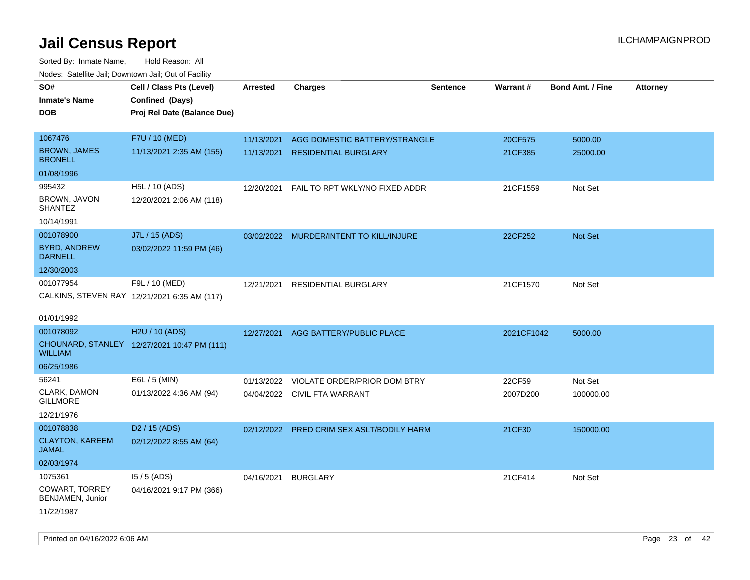# Jail Census Report

ILCHAMPAIGNPROD

Sorted By: Inmate Name, Hold Reason: All

Nodes: Satellite Jail; Downtown Jail; Out of Facility

| SO# / Inmate's Name / DOB | Cell / Class Pts (Level) / Confined (Days) / Proj Rel Date (Balance Due) | Arrested | Charges | Sentence | Warrant # | Bond Amt. / Fine | Attorney |
|---|---|---|---|---|---|---|---|
| 1067476 BROWN, JAMES BRONELL 01/08/1996 | F7U / 10 (MED) 11/13/2021 2:35 AM (155) | 11/13/2021 | AGG DOMESTIC BATTERY/STRANGLE | | 20CF575 | 5000.00 | |
| | | 11/13/2021 | RESIDENTIAL BURGLARY | | 21CF385 | 25000.00 | |
| 995432 BROWN, JAVON SHANTEZ 10/14/1991 | H5L / 10 (ADS) 12/20/2021 2:06 AM (118) | 12/20/2021 | FAIL TO RPT WKLY/NO FIXED ADDR | | 21CF1559 | Not Set | |
| 001078900 BYRD, ANDREW DARNELL 12/30/2003 | J7L / 15 (ADS) 03/02/2022 11:59 PM (46) | 03/02/2022 | MURDER/INTENT TO KILL/INJURE | | 22CF252 | Not Set | |
| 001077954 CALKINS, STEVEN RAY 01/01/1992 | F9L / 10 (MED) 12/21/2021 6:35 AM (117) | 12/21/2021 | RESIDENTIAL BURGLARY | | 21CF1570 | Not Set | |
| 001078092 CHOUNARD, STANLEY WILLIAM 06/25/1986 | H2U / 10 (ADS) 12/27/2021 10:47 PM (111) | 12/27/2021 | AGG BATTERY/PUBLIC PLACE | | 2021CF1042 | 5000.00 | |
| 56241 CLARK, DAMON GILLMORE 12/21/1976 | E6L / 5 (MIN) 01/13/2022 4:36 AM (94) | 01/13/2022 | VIOLATE ORDER/PRIOR DOM BTRY | | 22CF59 | Not Set | |
| | | 04/04/2022 | CIVIL FTA WARRANT | | 2007D200 | 100000.00 | |
| 001078838 CLAYTON, KAREEM JAMAL 02/03/1974 | D2 / 15 (ADS) 02/12/2022 8:55 AM (64) | 02/12/2022 | PRED CRIM SEX ASLT/BODILY HARM | | 21CF30 | 150000.00 | |
| 1075361 COWART, TORREY BENJAMEN, Junior 11/22/1987 | I5 / 5 (ADS) 04/16/2021 9:17 PM (366) | 04/16/2021 | BURGLARY | | 21CF414 | Not Set | |

Printed on 04/16/2022 6:06 AM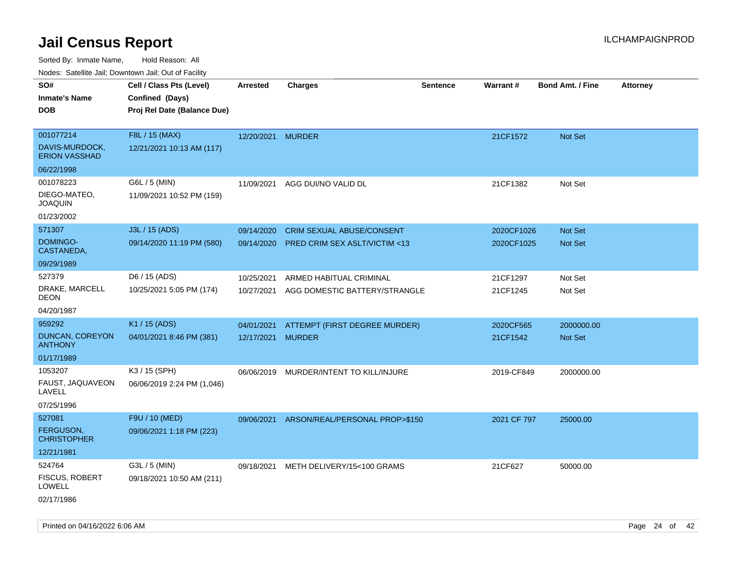# Jail Census Report

Sorted By: Inmate Name, Hold Reason: All

Nodes: Satellite Jail; Downtown Jail; Out of Facility

| SO# / Inmate's Name / DOB | Cell / Class Pts (Level) / Confined (Days) / Proj Rel Date (Balance Due) | Arrested | Charges | Sentence | Warrant # | Bond Amt. / Fine | Attorney |
|---|---|---|---|---|---|---|---|
| 001077214 DAVIS-MURDOCK, ERION VASSHAD 06/22/1998 | F8L / 15 (MAX) 12/21/2021 10:13 AM (117) | 12/20/2021 | MURDER | | 21CF1572 | Not Set | |
| 001078223 DIEGO-MATEO, JOAQUIN 01/23/2002 | G6L / 5 (MIN) 11/09/2021 10:52 PM (159) | 11/09/2021 | AGG DUI/NO VALID DL | | 21CF1382 | Not Set | |
| 571307 DOMINGO-CASTANEDA, 09/29/1989 | J3L / 15 (ADS) 09/14/2020 11:19 PM (580) | 09/14/2020 | CRIM SEXUAL ABUSE/CONSENT | | 2020CF1026 | Not Set | |
| | | 09/14/2020 | PRED CRIM SEX ASLT/VICTIM <13 | | 2020CF1025 | Not Set | |
| 527379 DRAKE, MARCELL DEON 04/20/1987 | D6 / 15 (ADS) 10/25/2021 5:05 PM (174) | 10/25/2021 | ARMED HABITUAL CRIMINAL | | 21CF1297 | Not Set | |
| | | 10/27/2021 | AGG DOMESTIC BATTERY/STRANGLE | | 21CF1245 | Not Set | |
| 959292 DUNCAN, COREYON ANTHONY 01/17/1989 | K1 / 15 (ADS) 04/01/2021 8:46 PM (381) | 04/01/2021 | ATTEMPT (FIRST DEGREE MURDER) | | 2020CF565 | 2000000.00 | |
| | | 12/17/2021 | MURDER | | 21CF1542 | Not Set | |
| 1053207 FAUST, JAQUAVEON LAVELL 07/25/1996 | K3 / 15 (SPH) 06/06/2019 2:24 PM (1,046) | 06/06/2019 | MURDER/INTENT TO KILL/INJURE | | 2019-CF849 | 2000000.00 | |
| 527081 FERGUSON, CHRISTOPHER 12/21/1981 | F9U / 10 (MED) 09/06/2021 1:18 PM (223) | 09/06/2021 | ARSON/REAL/PERSONAL PROP>$150 | | 2021 CF 797 | 25000.00 | |
| 524764 FISCUS, ROBERT LOWELL 02/17/1986 | G3L / 5 (MIN) 09/18/2021 10:50 AM (211) | 09/18/2021 | METH DELIVERY/15<100 GRAMS | | 21CF627 | 50000.00 | |

Printed on 04/16/2022 6:06 AM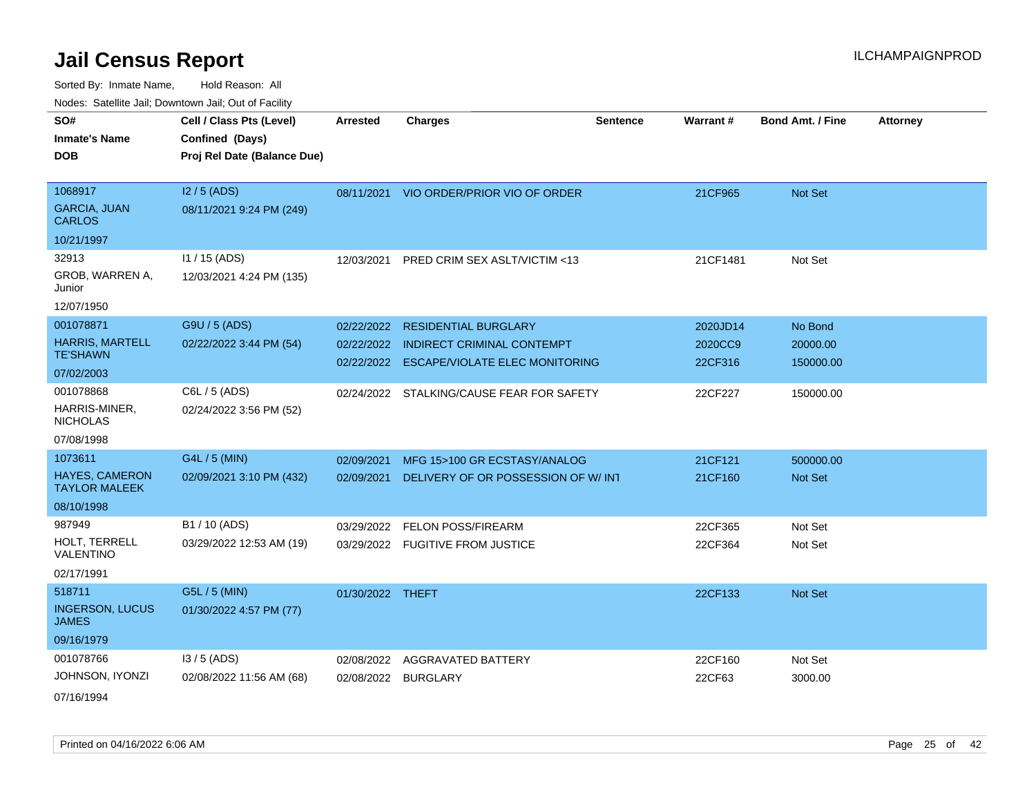# Jail Census Report

ILCHAMPAIGNPROD

Sorted By: Inmate Name, Hold Reason: All

Nodes: Satellite Jail; Downtown Jail; Out of Facility

| SO# / Inmate's Name / DOB | Cell / Class Pts (Level) / Confined (Days) / Proj Rel Date (Balance Due) | Arrested | Charges | Sentence | Warrant # | Bond Amt. / Fine | Attorney |
|---|---|---|---|---|---|---|---|
| 1068917<br>GARCIA, JUAN CARLOS<br>10/21/1997 | I2 / 5 (ADS)<br>08/11/2021 9:24 PM (249) | 08/11/2021 | VIO ORDER/PRIOR VIO OF ORDER | | 21CF965 | Not Set | |
| 32913<br>GROB, WARREN A, Junior<br>12/07/1950 | I1 / 15 (ADS)<br>12/03/2021 4:24 PM (135) | 12/03/2021 | PRED CRIM SEX ASLT/VICTIM <13 | | 21CF1481 | Not Set | |
| 001078871<br>HARRIS, MARTELL TE'SHAWN<br>07/02/2003 | G9U / 5 (ADS)<br>02/22/2022 3:44 PM (54) | 02/22/2022 | RESIDENTIAL BURGLARY | | 2020JD14 | No Bond | |
| | | 02/22/2022 | INDIRECT CRIMINAL CONTEMPT | | 2020CC9 | 20000.00 | |
| | | 02/22/2022 | ESCAPE/VIOLATE ELEC MONITORING | | 22CF316 | 150000.00 | |
| 001078868<br>HARRIS-MINER, NICHOLAS<br>07/08/1998 | C6L / 5 (ADS)<br>02/24/2022 3:56 PM (52) | 02/24/2022 | STALKING/CAUSE FEAR FOR SAFETY | | 22CF227 | 150000.00 | |
| 1073611<br>HAYES, CAMERON TAYLOR MALEEK<br>08/10/1998 | G4L / 5 (MIN)<br>02/09/2021 3:10 PM (432) | 02/09/2021 | MFG 15>100 GR ECSTASY/ANALOG | | 21CF121 | 500000.00 | |
| | | 02/09/2021 | DELIVERY OF OR POSSESSION OF W/ INT | | 21CF160 | Not Set | |
| 987949<br>HOLT, TERRELL VALENTINO<br>02/17/1991 | B1 / 10 (ADS)<br>03/29/2022 12:53 AM (19) | 03/29/2022 | FELON POSS/FIREARM | | 22CF365 | Not Set | |
| | | 03/29/2022 | FUGITIVE FROM JUSTICE | | 22CF364 | Not Set | |
| 518711<br>INGERSON, LUCUS JAMES<br>09/16/1979 | G5L / 5 (MIN)<br>01/30/2022 4:57 PM (77) | 01/30/2022 | THEFT | | 22CF133 | Not Set | |
| 001078766<br>JOHNSON, IYONZI<br>07/16/1994 | I3 / 5 (ADS)<br>02/08/2022 11:56 AM (68) | 02/08/2022 | AGGRAVATED BATTERY | | 22CF160 | Not Set | |
| | | 02/08/2022 | BURGLARY | | 22CF63 | 3000.00 | |

Printed on 04/16/2022 6:06 AM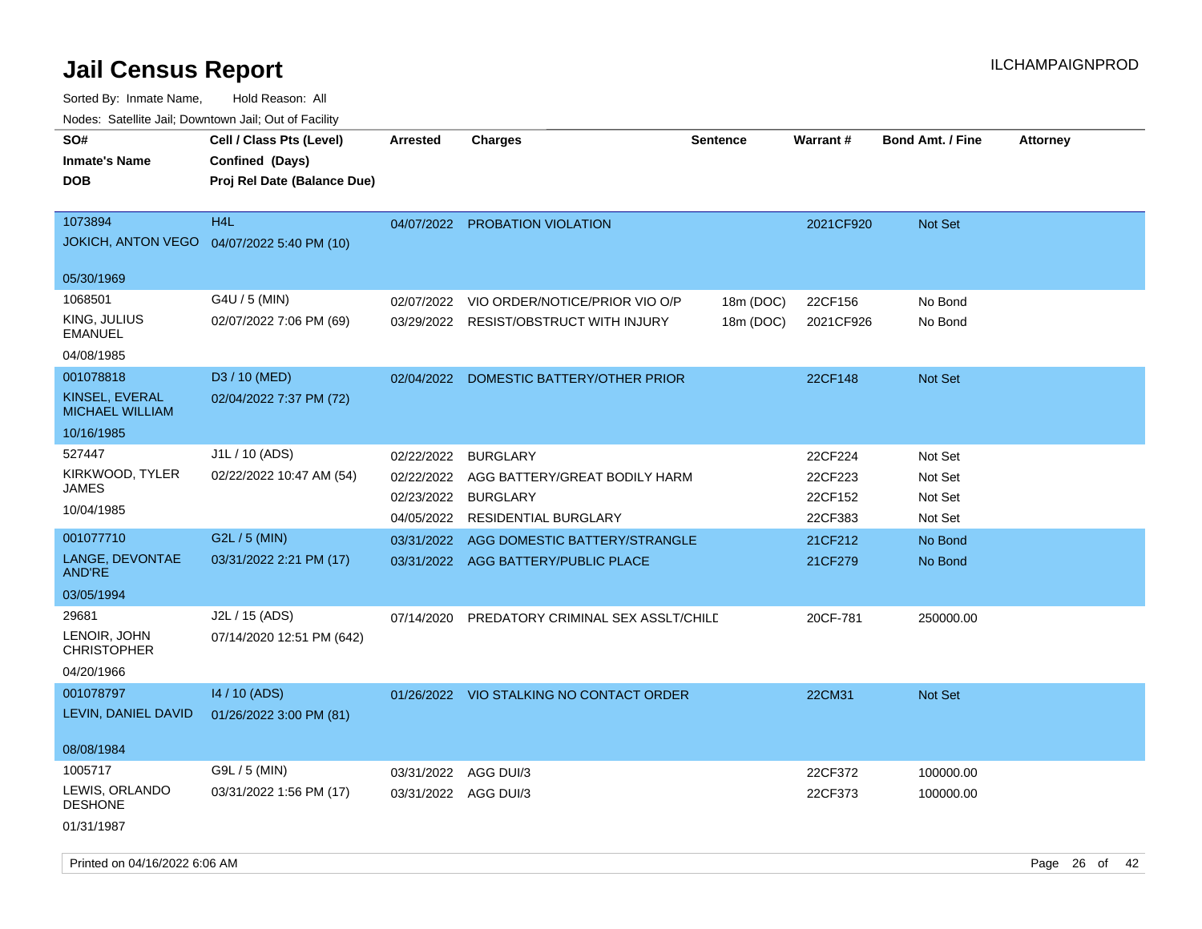# Jail Census Report

ILCHAMPAIGNPROD

Sorted By: Inmate Name, Hold Reason: All

Nodes: Satellite Jail; Downtown Jail; Out of Facility

| SO# / Inmate's Name / DOB | Cell / Class Pts (Level) / Confined (Days) / Proj Rel Date (Balance Due) | Arrested | Charges | Sentence | Warrant # | Bond Amt. / Fine | Attorney |
|---|---|---|---|---|---|---|---|
| 1073894 JOKICH, ANTON VEGO 05/30/1969 | H4L 04/07/2022 5:40 PM (10) | 04/07/2022 | PROBATION VIOLATION | | 2021CF920 | Not Set | |
| 1068501 KING, JULIUS EMANUEL 04/08/1985 | G4U / 5 (MIN) 02/07/2022 7:06 PM (69) | 02/07/2022 | VIO ORDER/NOTICE/PRIOR VIO O/P | 18m (DOC) | 22CF156 | No Bond | |
| | | 03/29/2022 | RESIST/OBSTRUCT WITH INJURY | 18m (DOC) | 2021CF926 | No Bond | |
| 001078818 KINSEL, EVERAL MICHAEL WILLIAM 10/16/1985 | D3 / 10 (MED) 02/04/2022 7:37 PM (72) | 02/04/2022 | DOMESTIC BATTERY/OTHER PRIOR | | 22CF148 | Not Set | |
| 527447 KIRKWOOD, TYLER JAMES 10/04/1985 | J1L / 10 (ADS) 02/22/2022 10:47 AM (54) | 02/22/2022 | BURGLARY | | 22CF224 | Not Set | |
| | | 02/22/2022 | AGG BATTERY/GREAT BODILY HARM | | 22CF223 | Not Set | |
| | | 02/23/2022 | BURGLARY | | 22CF152 | Not Set | |
| | | 04/05/2022 | RESIDENTIAL BURGLARY | | 22CF383 | Not Set | |
| 001077710 LANGE, DEVONTAE AND'RE 03/05/1994 | G2L / 5 (MIN) 03/31/2022 2:21 PM (17) | 03/31/2022 | AGG DOMESTIC BATTERY/STRANGLE | | 21CF212 | No Bond | |
| | | 03/31/2022 | AGG BATTERY/PUBLIC PLACE | | 21CF279 | No Bond | |
| 29681 LENOIR, JOHN CHRISTOPHER 04/20/1966 | J2L / 15 (ADS) 07/14/2020 12:51 PM (642) | 07/14/2020 | PREDATORY CRIMINAL SEX ASSLT/CHILD | | 20CF-781 | 250000.00 | |
| 001078797 LEVIN, DANIEL DAVID 08/08/1984 | I4 / 10 (ADS) 01/26/2022 3:00 PM (81) | 01/26/2022 | VIO STALKING NO CONTACT ORDER | | 22CM31 | Not Set | |
| 1005717 LEWIS, ORLANDO DESHONE 01/31/1987 | G9L / 5 (MIN) 03/31/2022 1:56 PM (17) | 03/31/2022 | AGG DUI/3 | | 22CF372 | 100000.00 | |
| | | 03/31/2022 | AGG DUI/3 | | 22CF373 | 100000.00 | |

Printed on 04/16/2022 6:06 AM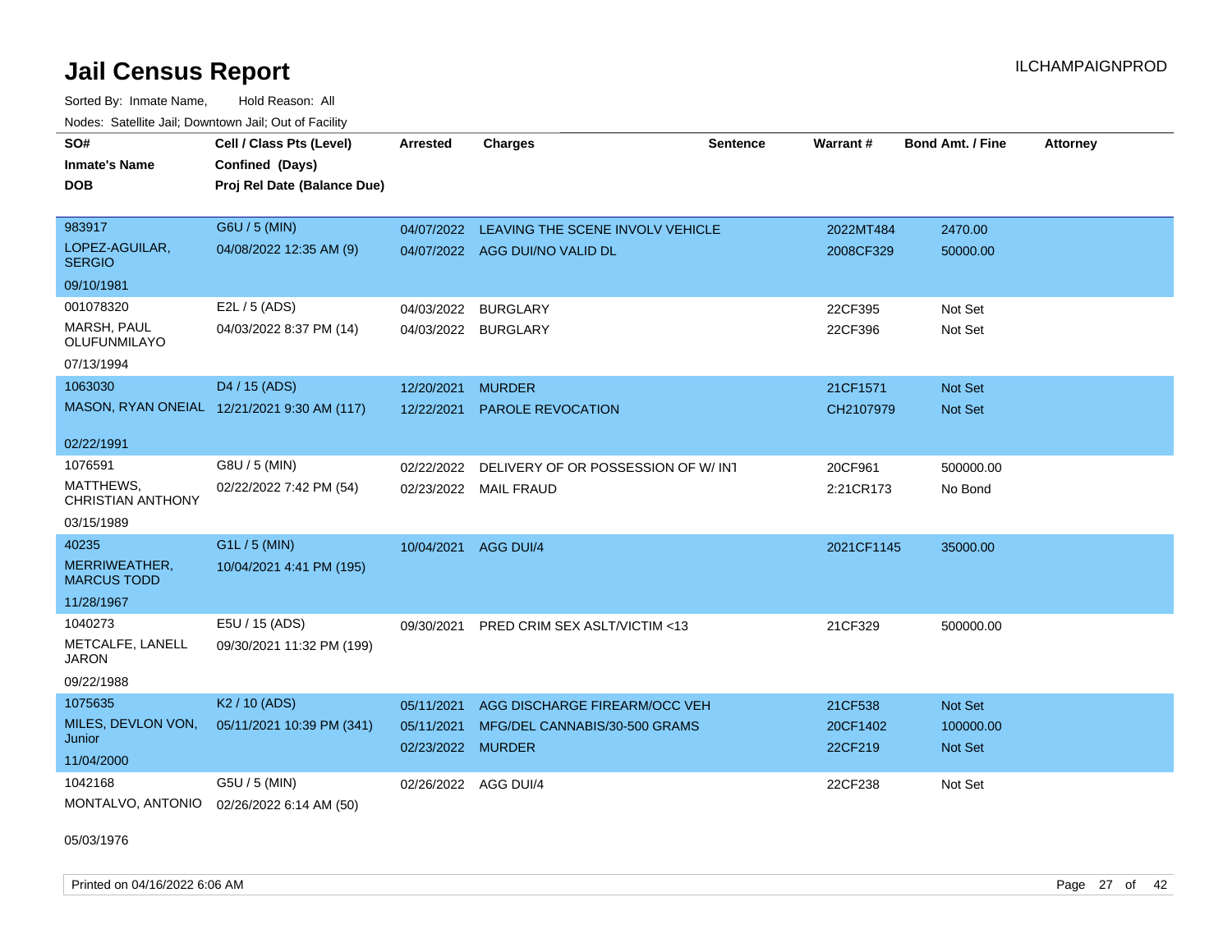# Jail Census Report

ILCHAMPAIGNPROD

Sorted By: Inmate Name, Hold Reason: All

Nodes: Satellite Jail; Downtown Jail; Out of Facility

| SO# / Inmate's Name / DOB | Cell / Class Pts (Level) / Confined (Days) / Proj Rel Date (Balance Due) | Arrested | Charges | Sentence | Warrant # | Bond Amt. / Fine | Attorney |
|---|---|---|---|---|---|---|---|
| 983917 LOPEZ-AGUILAR, SERGIO 09/10/1981 | G6U / 5 (MIN) 04/08/2022 12:35 AM (9) | 04/07/2022 | LEAVING THE SCENE INVOLV VEHICLE | | 2022MT484 | 2470.00 | |
| | | 04/07/2022 | AGG DUI/NO VALID DL | | 2008CF329 | 50000.00 | |
| 001078320 MARSH, PAUL OLUFUNMILAYO 07/13/1994 | E2L / 5 (ADS) 04/03/2022 8:37 PM (14) | 04/03/2022 | BURGLARY | | 22CF395 | Not Set | |
| | | 04/03/2022 | BURGLARY | | 22CF396 | Not Set | |
| 1063030 MASON, RYAN ONEIAL 02/22/1991 | D4 / 15 (ADS) 12/21/2021 9:30 AM (117) | 12/20/2021 | MURDER | | 21CF1571 | Not Set | |
| | | 12/22/2021 | PAROLE REVOCATION | | CH2107979 | Not Set | |
| 1076591 MATTHEWS, CHRISTIAN ANTHONY 03/15/1989 | G8U / 5 (MIN) 02/22/2022 7:42 PM (54) | 02/22/2022 | DELIVERY OF OR POSSESSION OF W/ INT | | 20CF961 | 500000.00 | |
| | | 02/23/2022 | MAIL FRAUD | | 2:21CR173 | No Bond | |
| 40235 MERRIWEATHER, MARCUS TODD 11/28/1967 | G1L / 5 (MIN) 10/04/2021 4:41 PM (195) | 10/04/2021 | AGG DUI/4 | | 2021CF1145 | 35000.00 | |
| 1040273 METCALFE, LANELL JARON 09/22/1988 | E5U / 15 (ADS) 09/30/2021 11:32 PM (199) | 09/30/2021 | PRED CRIM SEX ASLT/VICTIM <13 | | 21CF329 | 500000.00 | |
| 1075635 MILES, DEVLON VON, Junior 11/04/2000 | K2 / 10 (ADS) 05/11/2021 10:39 PM (341) | 05/11/2021 | AGG DISCHARGE FIREARM/OCC VEH | | 21CF538 | Not Set | |
| | | 05/11/2021 | MFG/DEL CANNABIS/30-500 GRAMS | | 20CF1402 | 100000.00 | |
| | | 02/23/2022 | MURDER | | 22CF219 | Not Set | |
| 1042168 MONTALVO, ANTONIO 05/03/1976 | G5U / 5 (MIN) 02/26/2022 6:14 AM (50) | 02/26/2022 | AGG DUI/4 | | 22CF238 | Not Set | |

Printed on 04/16/2022 6:06 AM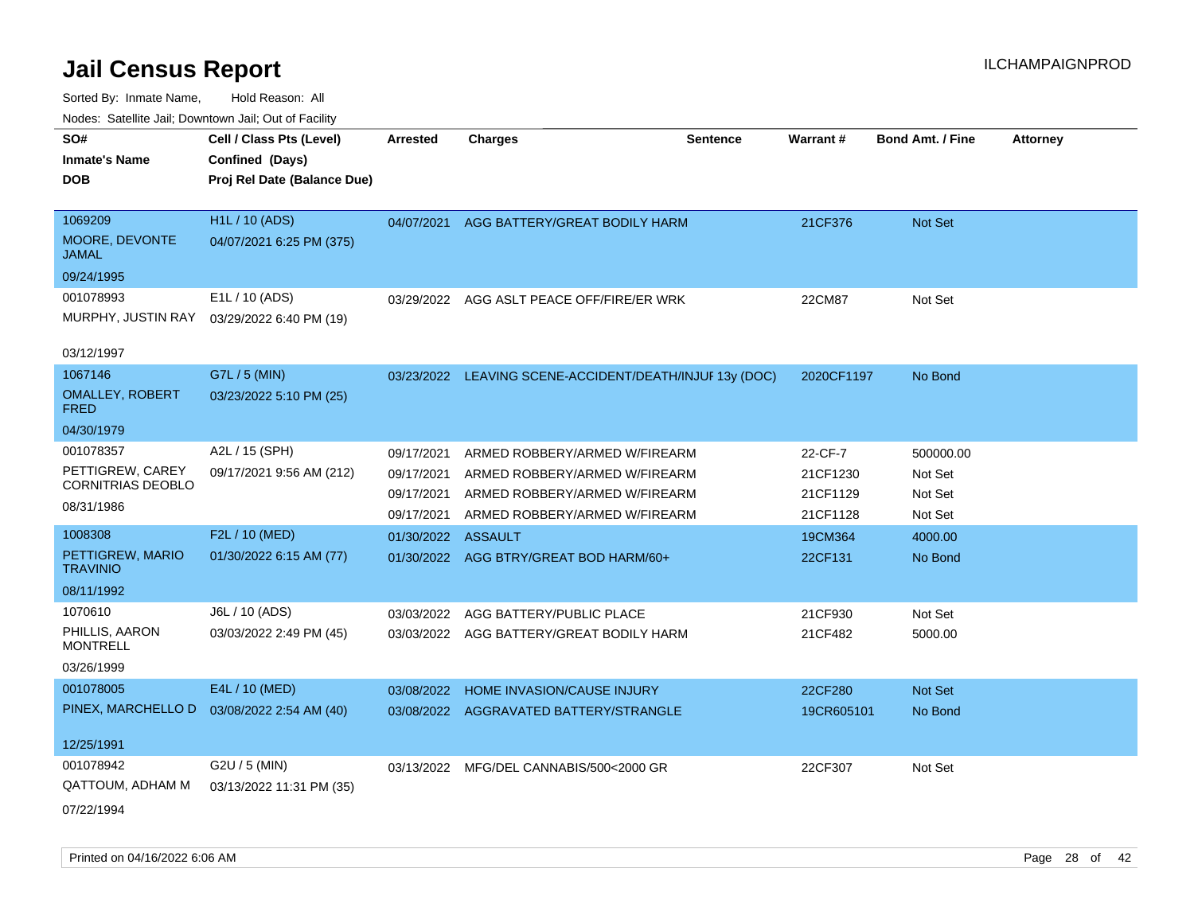# Jail Census Report

ILCHAMPAIGNPROD

Sorted By: Inmate Name, Hold Reason: All

Nodes: Satellite Jail; Downtown Jail; Out of Facility

| SO# / Inmate's Name / DOB | Cell / Class Pts (Level) / Confined (Days) / Proj Rel Date (Balance Due) | Arrested | Charges | Sentence | Warrant # | Bond Amt. / Fine | Attorney |
|---|---|---|---|---|---|---|---|
| 1069209<br>MOORE, DEVONTE JAMAL<br>09/24/1995 | H1L / 10 (ADS)<br>04/07/2021 6:25 PM (375) | 04/07/2021 | AGG BATTERY/GREAT BODILY HARM | | 21CF376 | Not Set | |
| 001078993<br>MURPHY, JUSTIN RAY<br>03/12/1997 | E1L / 10 (ADS)<br>03/29/2022 6:40 PM (19) | 03/29/2022 | AGG ASLT PEACE OFF/FIRE/ER WRK | | 22CM87 | Not Set | |
| 1067146<br>OMALLEY, ROBERT FRED<br>04/30/1979 | G7L / 5 (MIN)<br>03/23/2022 5:10 PM (25) | 03/23/2022 | LEAVING SCENE-ACCIDENT/DEATH/INJUF | 13y (DOC) | 2020CF1197 | No Bond | |
| 001078357<br>PETTIGREW, CAREY CORNITRIAS DEOBLO<br>08/31/1986 | A2L / 15 (SPH)<br>09/17/2021 9:56 AM (212) | 09/17/2021 | ARMED ROBBERY/ARMED W/FIREARM | | 22-CF-7 | 500000.00 | |
| | | 09/17/2021 | ARMED ROBBERY/ARMED W/FIREARM | | 21CF1230 | Not Set | |
| | | 09/17/2021 | ARMED ROBBERY/ARMED W/FIREARM | | 21CF1129 | Not Set | |
| | | 09/17/2021 | ARMED ROBBERY/ARMED W/FIREARM | | 21CF1128 | Not Set | |
| 1008308<br>PETTIGREW, MARIO TRAVINIO<br>08/11/1992 | F2L / 10 (MED)<br>01/30/2022 6:15 AM (77) | 01/30/2022 | ASSAULT | | 19CM364 | 4000.00 | |
| | | 01/30/2022 | AGG BTRY/GREAT BOD HARM/60+ | | 22CF131 | No Bond | |
| 1070610<br>PHILLIS, AARON MONTRELL<br>03/26/1999 | J6L / 10 (ADS)<br>03/03/2022 2:49 PM (45) | 03/03/2022 | AGG BATTERY/PUBLIC PLACE | | 21CF930 | Not Set | |
| | | 03/03/2022 | AGG BATTERY/GREAT BODILY HARM | | 21CF482 | 5000.00 | |
| 001078005<br>PINEX, MARCHELLO D<br>12/25/1991 | E4L / 10 (MED)<br>03/08/2022 2:54 AM (40) | 03/08/2022 | HOME INVASION/CAUSE INJURY | | 22CF280 | Not Set | |
| | | 03/08/2022 | AGGRAVATED BATTERY/STRANGLE | | 19CR605101 | No Bond | |
| 001078942<br>QATTOUM, ADHAM M<br>07/22/1994 | G2U / 5 (MIN)<br>03/13/2022 11:31 PM (35) | 03/13/2022 | MFG/DEL CANNABIS/500<2000 GR | | 22CF307 | Not Set | |

Printed on 04/16/2022 6:06 AM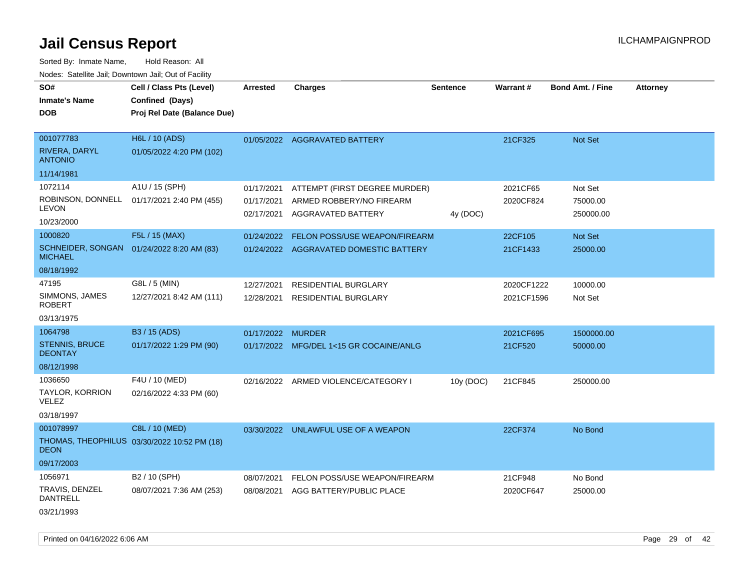# Jail Census Report

ILCHAMPAIGNPROD

Sorted By: Inmate Name, Hold Reason: All

Nodes: Satellite Jail; Downtown Jail; Out of Facility

| SO# / Inmate's Name / DOB | Cell / Class Pts (Level) / Confined (Days) / Proj Rel Date (Balance Due) | Arrested | Charges | Sentence | Warrant # | Bond Amt. / Fine | Attorney |
|---|---|---|---|---|---|---|---|
| 001077783<br>RIVERA, DARYL ANTONIO<br>11/14/1981 | H6L / 10 (ADS)<br>01/05/2022 4:20 PM (102) | 01/05/2022 | AGGRAVATED BATTERY | | 21CF325 | Not Set | |
| 1072114<br>ROBINSON, DONNELL LEVON<br>10/23/2000 | A1U / 15 (SPH)<br>01/17/2021 2:40 PM (455) | 01/17/2021 | ATTEMPT (FIRST DEGREE MURDER) | | 2021CF65 | Not Set | |
| | | 01/17/2021 | ARMED ROBBERY/NO FIREARM | | 2020CF824 | 75000.00 | |
| | | 02/17/2021 | AGGRAVATED BATTERY | 4y (DOC) | | 250000.00 | |
| 1000820<br>SCHNEIDER, SONGAN MICHAEL<br>08/18/1992 | F5L / 15 (MAX)<br>01/24/2022 8:20 AM (83) | 01/24/2022 | FELON POSS/USE WEAPON/FIREARM | | 22CF105 | Not Set | |
| | | 01/24/2022 | AGGRAVATED DOMESTIC BATTERY | | 21CF1433 | 25000.00 | |
| 47195<br>SIMMONS, JAMES ROBERT<br>03/13/1975 | G8L / 5 (MIN)<br>12/27/2021 8:42 AM (111) | 12/27/2021 | RESIDENTIAL BURGLARY | | 2020CF1222 | 10000.00 | |
| | | 12/28/2021 | RESIDENTIAL BURGLARY | | 2021CF1596 | Not Set | |
| 1064798<br>STENNIS, BRUCE DEONTAY<br>08/12/1998 | B3 / 15 (ADS)<br>01/17/2022 1:29 PM (90) | 01/17/2022 | MURDER | | 2021CF695 | 1500000.00 | |
| | | 01/17/2022 | MFG/DEL 1<15 GR COCAINE/ANLG | | 21CF520 | 50000.00 | |
| 1036650<br>TAYLOR, KORRION VELEZ<br>03/18/1997 | F4U / 10 (MED)<br>02/16/2022 4:33 PM (60) | 02/16/2022 | ARMED VIOLENCE/CATEGORY I | 10y (DOC) | 21CF845 | 250000.00 | |
| 001078997<br>THOMAS, THEOPHILUS DEON<br>09/17/2003 | C8L / 10 (MED)<br>03/30/2022 10:52 PM (18) | 03/30/2022 | UNLAWFUL USE OF A WEAPON | | 22CF374 | No Bond | |
| 1056971<br>TRAVIS, DENZEL DANTRELL<br>03/21/1993 | B2 / 10 (SPH)<br>08/07/2021 7:36 AM (253) | 08/07/2021 | FELON POSS/USE WEAPON/FIREARM | | 21CF948 | No Bond | |
| | | 08/08/2021 | AGG BATTERY/PUBLIC PLACE | | 2020CF647 | 25000.00 | |

Printed on 04/16/2022 6:06 AM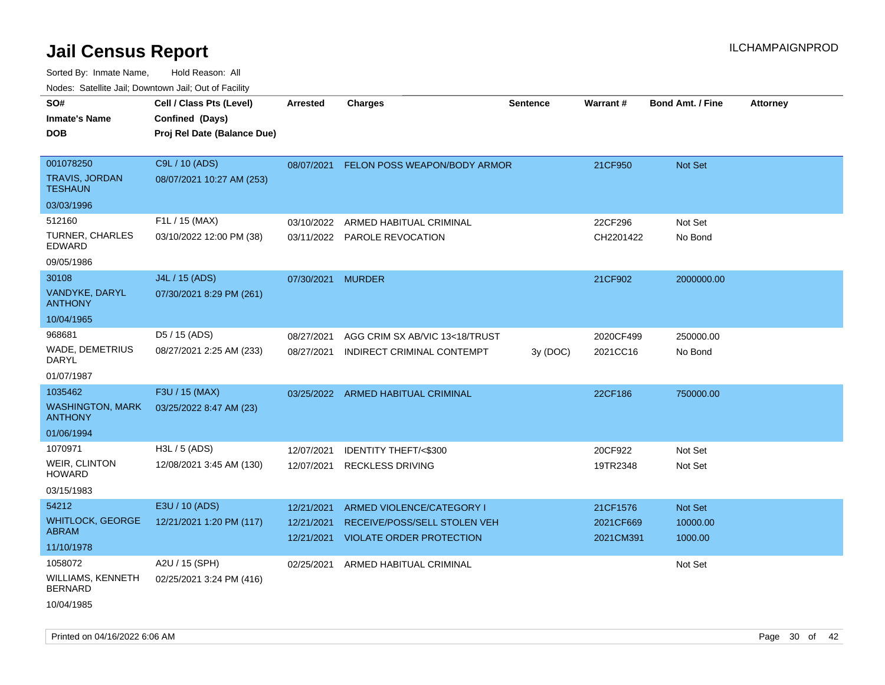# Jail Census Report

ILCHAMPAIGNPROD

Sorted By: Inmate Name, Hold Reason: All

Nodes: Satellite Jail; Downtown Jail; Out of Facility

| SO# / Inmate's Name / DOB | Cell / Class Pts (Level) / Confined (Days) / Proj Rel Date (Balance Due) | Arrested | Charges | Sentence | Warrant # | Bond Amt. / Fine | Attorney |
|---|---|---|---|---|---|---|---|
| 001078250<br>TRAVIS, JORDAN TESHAUN<br>03/03/1996 | C9L / 10 (ADS)<br>08/07/2021 10:27 AM (253) | 08/07/2021 | FELON POSS WEAPON/BODY ARMOR | | 21CF950 | Not Set | |
| 512160<br>TURNER, CHARLES EDWARD<br>09/05/1986 | F1L / 15 (MAX)<br>03/10/2022 12:00 PM (38) | 03/10/2022 | ARMED HABITUAL CRIMINAL | | 22CF296 | Not Set | |
| | | 03/11/2022 | PAROLE REVOCATION | | CH2201422 | No Bond | |
| 30108<br>VANDYKE, DARYL ANTHONY<br>10/04/1965 | J4L / 15 (ADS)<br>07/30/2021 8:29 PM (261) | 07/30/2021 | MURDER | | 21CF902 | 2000000.00 | |
| 968681<br>WADE, DEMETRIUS DARYL<br>01/07/1987 | D5 / 15 (ADS)<br>08/27/2021 2:25 AM (233) | 08/27/2021 | AGG CRIM SX AB/VIC 13<18/TRUST | | 2020CF499 | 250000.00 | |
| | | 08/27/2021 | INDIRECT CRIMINAL CONTEMPT | 3y (DOC) | 2021CC16 | No Bond | |
| 1035462<br>WASHINGTON, MARK ANTHONY<br>01/06/1994 | F3U / 15 (MAX)<br>03/25/2022 8:47 AM (23) | 03/25/2022 | ARMED HABITUAL CRIMINAL | | 22CF186 | 750000.00 | |
| 1070971<br>WEIR, CLINTON HOWARD<br>03/15/1983 | H3L / 5 (ADS)<br>12/08/2021 3:45 AM (130) | 12/07/2021 | IDENTITY THEFT/<$300 | | 20CF922 | Not Set | |
| | | 12/07/2021 | RECKLESS DRIVING | | 19TR2348 | Not Set | |
| 54212<br>WHITLOCK, GEORGE ABRAM<br>11/10/1978 | E3U / 10 (ADS)<br>12/21/2021 1:20 PM (117) | 12/21/2021 | ARMED VIOLENCE/CATEGORY I | | 21CF1576 | Not Set | |
| | | 12/21/2021 | RECEIVE/POSS/SELL STOLEN VEH | | 2021CF669 | 10000.00 | |
| | | 12/21/2021 | VIOLATE ORDER PROTECTION | | 2021CM391 | 1000.00 | |
| 1058072<br>WILLIAMS, KENNETH BERNARD<br>10/04/1985 | A2U / 15 (SPH)<br>02/25/2021 3:24 PM (416) | 02/25/2021 | ARMED HABITUAL CRIMINAL | | | Not Set | |

Printed on 04/16/2022 6:06 AM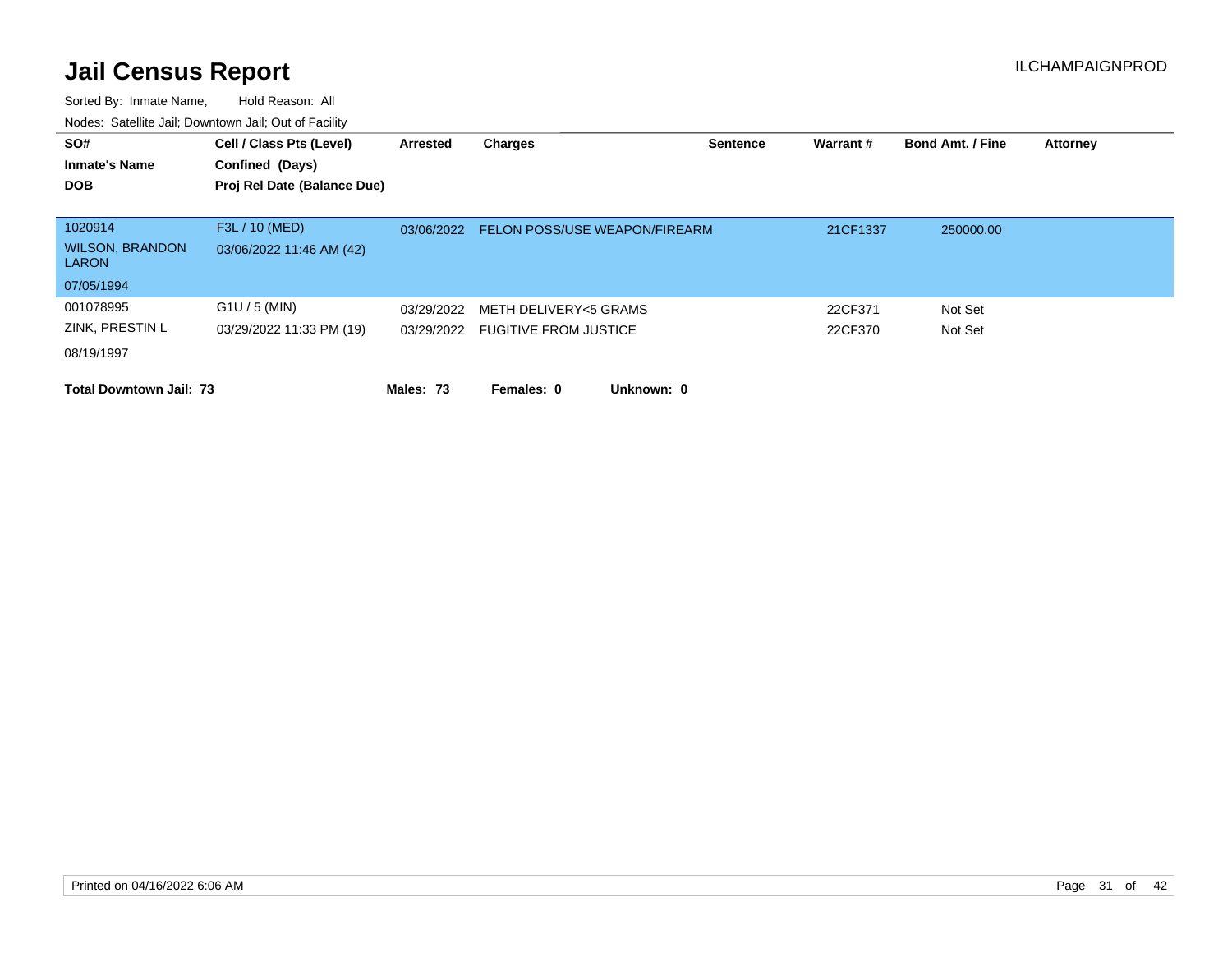# Jail Census Report

ILCHAMPAIGNPROD

Sorted By: Inmate Name, Hold Reason: All

Nodes: Satellite Jail; Downtown Jail; Out of Facility

| SO# / Inmate's Name / DOB | Cell / Class Pts (Level) / Confined (Days) / Proj Rel Date (Balance Due) | Arrested | Charges | Sentence | Warrant # | Bond Amt. / Fine | Attorney |
|---|---|---|---|---|---|---|---|
| 1020914 | F3L / 10 (MED) | 03/06/2022 | FELON POSS/USE WEAPON/FIREARM | | 21CF1337 | 250000.00 | |
| WILSON, BRANDON LARON | 03/06/2022 11:46 AM (42) | | | | | | |
| 07/05/1994 | | | | | | | |
| 001078995 | G1U / 5 (MIN) | 03/29/2022 | METH DELIVERY<5 GRAMS | | 22CF371 | Not Set | |
| ZINK, PRESTIN L | 03/29/2022 11:33 PM (19) | 03/29/2022 | FUGITIVE FROM JUSTICE | | 22CF370 | Not Set | |
| 08/19/1997 | | | | | | | |

**Total Downtown Jail: 73** **Males: 73** **Females: 0** **Unknown: 0**

Printed on 04/16/2022 6:06 AM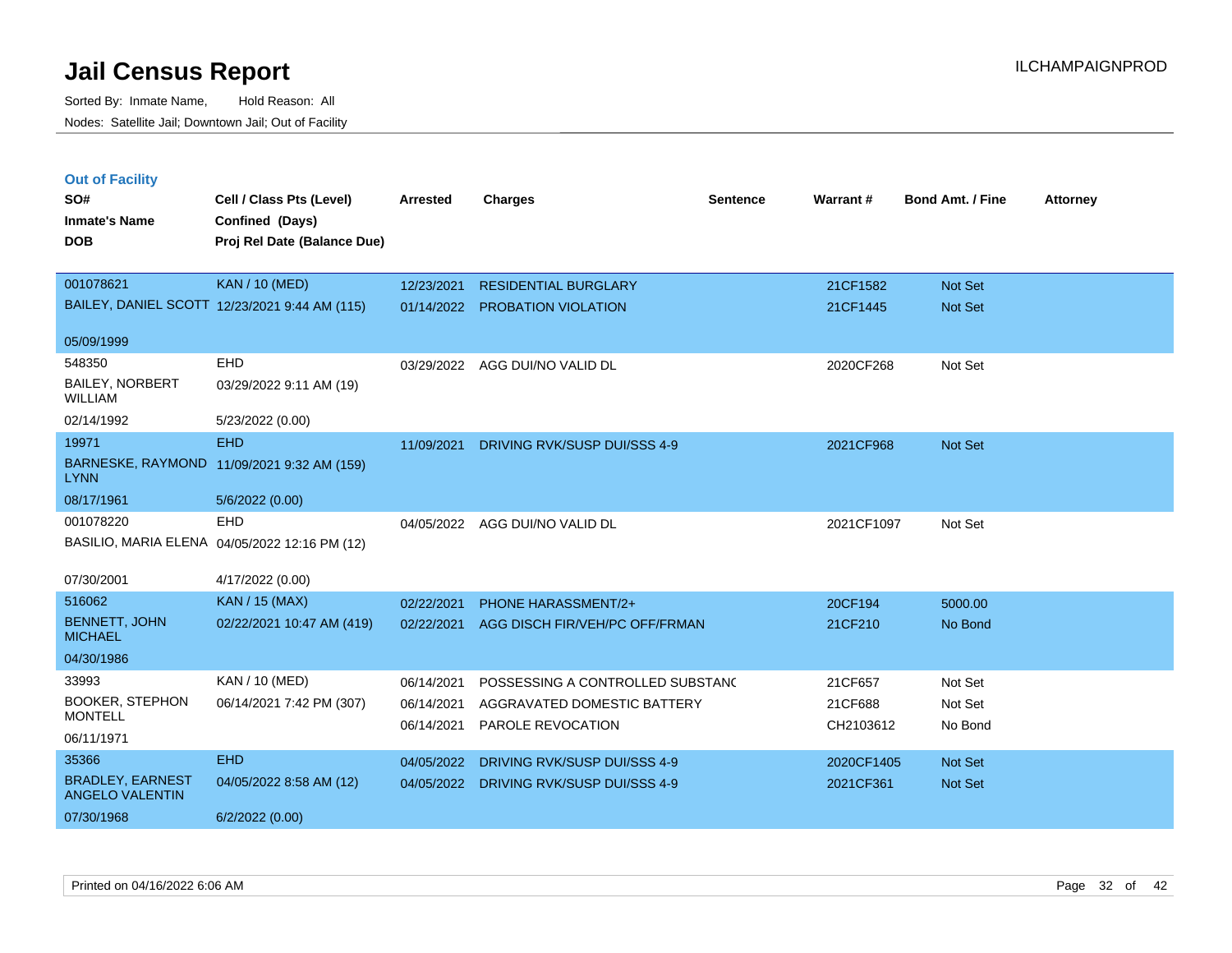# Jail Census Report

Sorted By: Inmate Name, Hold Reason: All

Nodes: Satellite Jail; Downtown Jail; Out of Facility

ILCHAMPAIGNPROD

## Out of Facility

| SO# / Inmate's Name / DOB | Cell / Class Pts (Level) / Confined (Days) / Proj Rel Date (Balance Due) | Arrested | Charges | Sentence | Warrant # | Bond Amt. / Fine | Attorney |
|---|---|---|---|---|---|---|---|
| 001078621 | KAN / 10 (MED) | 12/23/2021 | RESIDENTIAL BURGLARY | | 21CF1582 | Not Set | |
| BAILEY, DANIEL SCOTT | 12/23/2021 9:44 AM (115) | 01/14/2022 | PROBATION VIOLATION | | 21CF1445 | Not Set | |
| 05/09/1999 | | | | | | | |
| 548350 | EHD | 03/29/2022 | AGG DUI/NO VALID DL | | 2020CF268 | Not Set | |
| BAILEY, NORBERT WILLIAM | 03/29/2022 9:11 AM (19) | | | | | | |
| 02/14/1992 | 5/23/2022 (0.00) | | | | | | |
| 19971 | EHD | 11/09/2021 | DRIVING RVK/SUSP DUI/SSS 4-9 | | 2021CF968 | Not Set | |
| BARNESKE, RAYMOND LYNN | 11/09/2021 9:32 AM (159) | | | | | | |
| 08/17/1961 | 5/6/2022 (0.00) | | | | | | |
| 001078220 | EHD | 04/05/2022 | AGG DUI/NO VALID DL | | 2021CF1097 | Not Set | |
| BASILIO, MARIA ELENA | 04/05/2022 12:16 PM (12) | | | | | | |
| 07/30/2001 | 4/17/2022 (0.00) | | | | | | |
| 516062 | KAN / 15 (MAX) | 02/22/2021 | PHONE HARASSMENT/2+ | | 20CF194 | 5000.00 | |
| BENNETT, JOHN MICHAEL | 02/22/2021 10:47 AM (419) | 02/22/2021 | AGG DISCH FIR/VEH/PC OFF/FRMAN | | 21CF210 | No Bond | |
| 04/30/1986 | | | | | | | |
| 33993 | KAN / 10 (MED) | 06/14/2021 | POSSESSING A CONTROLLED SUBSTANC | | 21CF657 | Not Set | |
| BOOKER, STEPHON MONTELL | 06/14/2021 7:42 PM (307) | 06/14/2021 | AGGRAVATED DOMESTIC BATTERY | | 21CF688 | Not Set | |
| 06/11/1971 | | 06/14/2021 | PAROLE REVOCATION | | CH2103612 | No Bond | |
| 35366 | EHD | 04/05/2022 | DRIVING RVK/SUSP DUI/SSS 4-9 | | 2020CF1405 | Not Set | |
| BRADLEY, EARNEST ANGELO VALENTIN | 04/05/2022 8:58 AM (12) | 04/05/2022 | DRIVING RVK/SUSP DUI/SSS 4-9 | | 2021CF361 | Not Set | |
| 07/30/1968 | 6/2/2022 (0.00) | | | | | | |

Printed on 04/16/2022 6:06 AM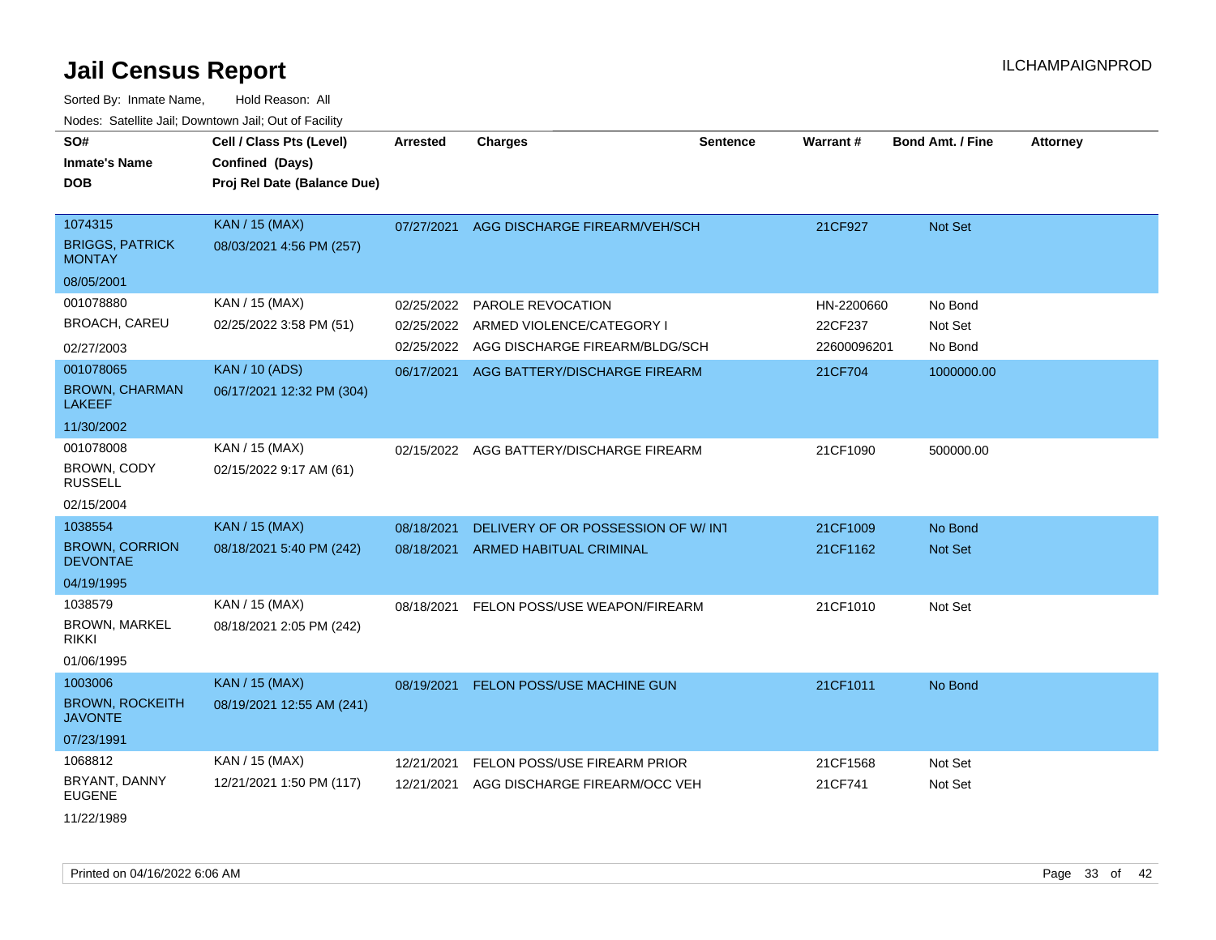# Jail Census Report

ILCHAMPAIGNPROD

Sorted By: Inmate Name, Hold Reason: All

Nodes: Satellite Jail; Downtown Jail; Out of Facility

| SO# / Inmate's Name / DOB | Cell / Class Pts (Level) / Confined (Days) / Proj Rel Date (Balance Due) | Arrested | Charges | Sentence | Warrant # | Bond Amt. / Fine | Attorney |
|---|---|---|---|---|---|---|---|
| 1074315<br>BRIGGS, PATRICK MONTAY<br>08/05/2001 | KAN / 15 (MAX)<br>08/03/2021 4:56 PM (257) | 07/27/2021 | AGG DISCHARGE FIREARM/VEH/SCH | | 21CF927 | Not Set | |
| 001078880<br>BROACH, CAREU<br>02/27/2003 | KAN / 15 (MAX)<br>02/25/2022 3:58 PM (51) | 02/25/2022<br>02/25/2022<br>02/25/2022 | PAROLE REVOCATION<br>ARMED VIOLENCE/CATEGORY I<br>AGG DISCHARGE FIREARM/BLDG/SCH | | HN-2200660<br>22CF237<br>22600096201 | No Bond<br>Not Set<br>No Bond | |
| 001078065<br>BROWN, CHARMAN LAKEEF<br>11/30/2002 | KAN / 10 (ADS)<br>06/17/2021 12:32 PM (304) | 06/17/2021 | AGG BATTERY/DISCHARGE FIREARM | | 21CF704 | 1000000.00 | |
| 001078008<br>BROWN, CODY RUSSELL<br>02/15/2004 | KAN / 15 (MAX)<br>02/15/2022 9:17 AM (61) | 02/15/2022 | AGG BATTERY/DISCHARGE FIREARM | | 21CF1090 | 500000.00 | |
| 1038554<br>BROWN, CORRION DEVONTAE<br>04/19/1995 | KAN / 15 (MAX)<br>08/18/2021 5:40 PM (242) | 08/18/2021<br>08/18/2021 | DELIVERY OF OR POSSESSION OF W/ INT<br>ARMED HABITUAL CRIMINAL | | 21CF1009<br>21CF1162 | No Bond<br>Not Set | |
| 1038579<br>BROWN, MARKEL RIKKI<br>01/06/1995 | KAN / 15 (MAX)<br>08/18/2021 2:05 PM (242) | 08/18/2021 | FELON POSS/USE WEAPON/FIREARM | | 21CF1010 | Not Set | |
| 1003006<br>BROWN, ROCKEITH JAVONTE<br>07/23/1991 | KAN / 15 (MAX)<br>08/19/2021 12:55 AM (241) | 08/19/2021 | FELON POSS/USE MACHINE GUN | | 21CF1011 | No Bond | |
| 1068812<br>BRYANT, DANNY EUGENE<br>11/22/1989 | KAN / 15 (MAX)<br>12/21/2021 1:50 PM (117) | 12/21/2021<br>12/21/2021 | FELON POSS/USE FIREARM PRIOR<br>AGG DISCHARGE FIREARM/OCC VEH | | 21CF1568<br>21CF741 | Not Set<br>Not Set | |

Printed on 04/16/2022 6:06 AM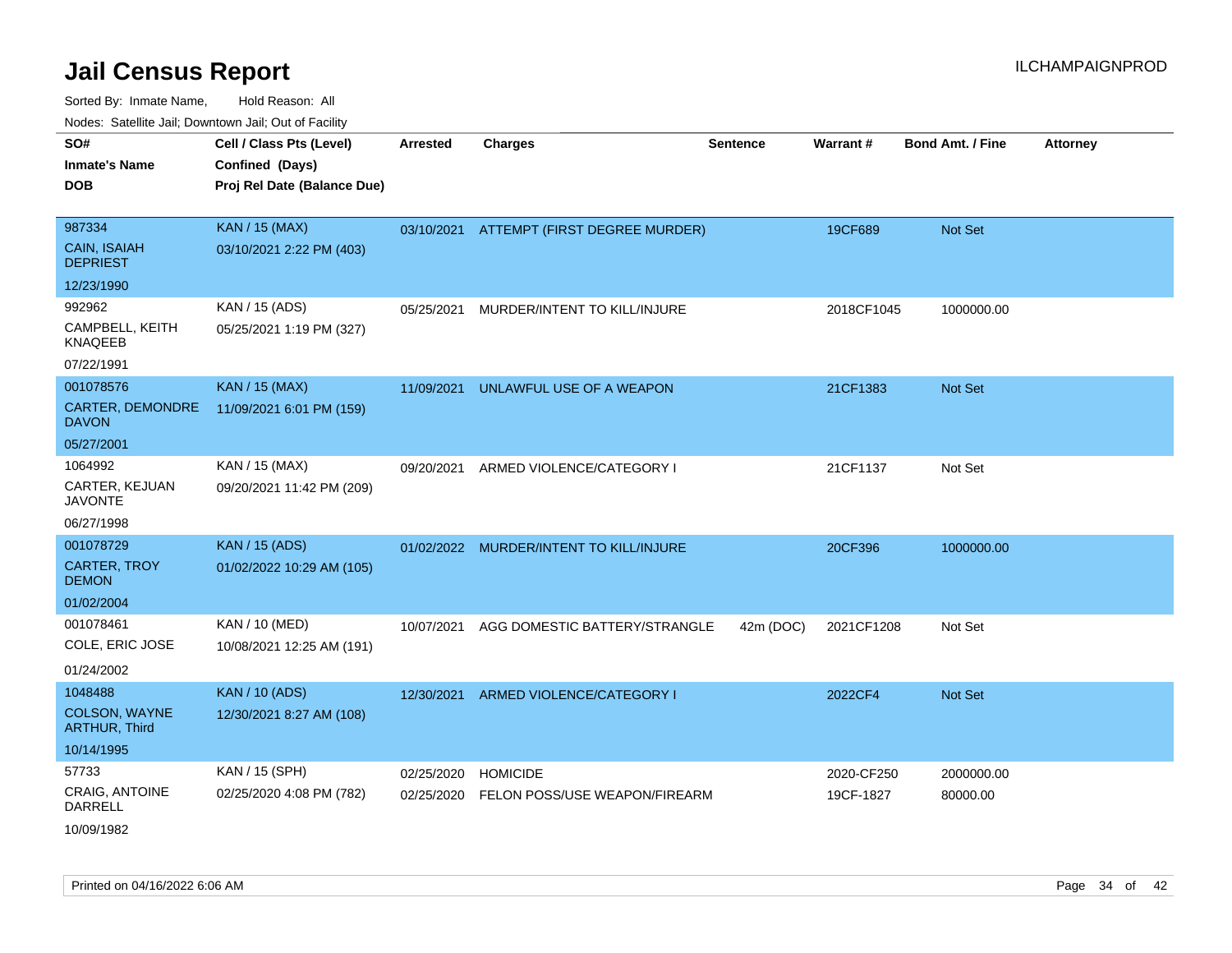# Jail Census Report

Sorted By: Inmate Name, Hold Reason: All

Nodes: Satellite Jail; Downtown Jail; Out of Facility

| SO# / Inmate's Name / DOB | Cell / Class Pts (Level) / Confined (Days) / Proj Rel Date (Balance Due) | Arrested | Charges | Sentence | Warrant # | Bond Amt. / Fine | Attorney |
|---|---|---|---|---|---|---|---|
| 987334<br>CAIN, ISAIAH DEPRIEST<br>12/23/1990 | KAN / 15 (MAX)<br>03/10/2021 2:22 PM (403) | 03/10/2021 | ATTEMPT (FIRST DEGREE MURDER) | | 19CF689 | Not Set | |
| 992962<br>CAMPBELL, KEITH KNAQEEB<br>07/22/1991 | KAN / 15 (ADS)<br>05/25/2021 1:19 PM (327) | 05/25/2021 | MURDER/INTENT TO KILL/INJURE | | 2018CF1045 | 1000000.00 | |
| 001078576<br>CARTER, DEMONDRE DAVON<br>05/27/2001 | KAN / 15 (MAX)<br>11/09/2021 6:01 PM (159) | 11/09/2021 | UNLAWFUL USE OF A WEAPON | | 21CF1383 | Not Set | |
| 1064992<br>CARTER, KEJUAN JAVONTE<br>06/27/1998 | KAN / 15 (MAX)<br>09/20/2021 11:42 PM (209) | 09/20/2021 | ARMED VIOLENCE/CATEGORY I | | 21CF1137 | Not Set | |
| 001078729<br>CARTER, TROY DEMON<br>01/02/2004 | KAN / 15 (ADS)<br>01/02/2022 10:29 AM (105) | 01/02/2022 | MURDER/INTENT TO KILL/INJURE | | 20CF396 | 1000000.00 | |
| 001078461<br>COLE, ERIC JOSE<br>01/24/2002 | KAN / 10 (MED)<br>10/08/2021 12:25 AM (191) | 10/07/2021 | AGG DOMESTIC BATTERY/STRANGLE | 42m (DOC) | 2021CF1208 | Not Set | |
| 1048488<br>COLSON, WAYNE ARTHUR, Third<br>10/14/1995 | KAN / 10 (ADS)<br>12/30/2021 8:27 AM (108) | 12/30/2021 | ARMED VIOLENCE/CATEGORY I | | 2022CF4 | Not Set | |
| 57733<br>CRAIG, ANTOINE DARRELL<br>10/09/1982 | KAN / 15 (SPH)<br>02/25/2020 4:08 PM (782) | 02/25/2020 | HOMICIDE | | 2020-CF250 | 2000000.00 | |
| | | 02/25/2020 | FELON POSS/USE WEAPON/FIREARM | | 19CF-1827 | 80000.00 | |

Printed on 04/16/2022 6:06 AM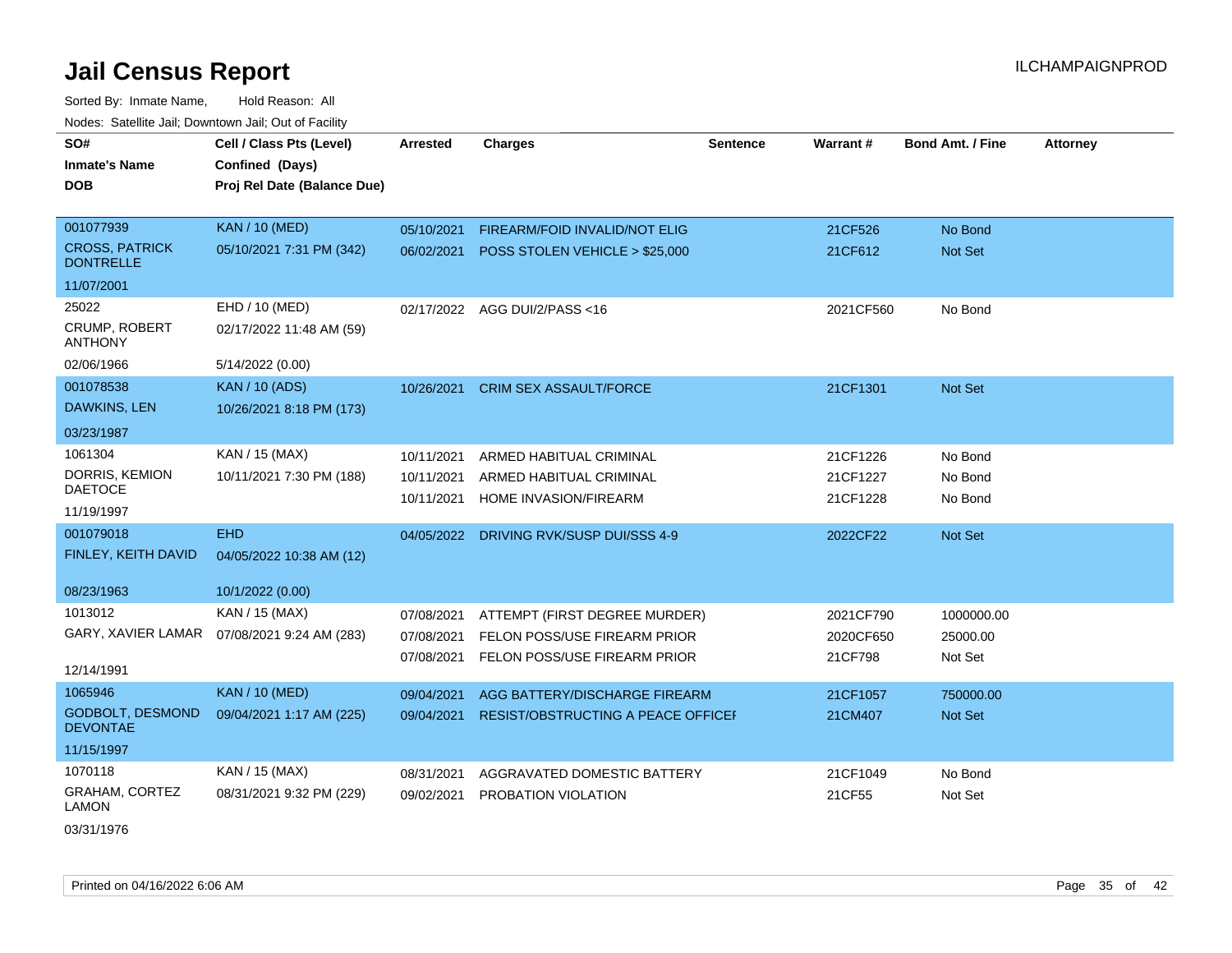# Jail Census Report

ILCHAMPAIGNPROD

Sorted By: Inmate Name, Hold Reason: All

Nodes: Satellite Jail; Downtown Jail; Out of Facility

| SO#<br>Inmate's Name<br>DOB | Cell / Class Pts (Level)<br>Confined (Days)<br>Proj Rel Date (Balance Due) | Arrested | Charges | Sentence | Warrant # | Bond Amt. / Fine | Attorney |
|---|---|---|---|---|---|---|---|
| 001077939<br>CROSS, PATRICK DONTRELLE<br>11/07/2001 | KAN / 10 (MED)<br>05/10/2021 7:31 PM (342) | 05/10/2021<br>06/02/2021 | FIREARM/FOID INVALID/NOT ELIG<br>POSS STOLEN VEHICLE > $25,000 | | 21CF526<br>21CF612 | No Bond<br>Not Set | |
| 25022<br>CRUMP, ROBERT ANTHONY<br>02/06/1966 | EHD / 10 (MED)<br>02/17/2022 11:48 AM (59)<br>5/14/2022 (0.00) | 02/17/2022 | AGG DUI/2/PASS <16 | | 2021CF560 | No Bond | |
| 001078538<br>DAWKINS, LEN<br>03/23/1987 | KAN / 10 (ADS)<br>10/26/2021 8:18 PM (173) | 10/26/2021 | CRIM SEX ASSAULT/FORCE | | 21CF1301 | Not Set | |
| 1061304<br>DORRIS, KEMION DAETOCE<br>11/19/1997 | KAN / 15 (MAX)<br>10/11/2021 7:30 PM (188) | 10/11/2021<br>10/11/2021<br>10/11/2021 | ARMED HABITUAL CRIMINAL<br>ARMED HABITUAL CRIMINAL<br>HOME INVASION/FIREARM | | 21CF1226<br>21CF1227<br>21CF1228 | No Bond<br>No Bond<br>No Bond | |
| 001079018<br>FINLEY, KEITH DAVID<br>08/23/1963 | EHD<br>04/05/2022 10:38 AM (12)<br>10/1/2022 (0.00) | 04/05/2022 | DRIVING RVK/SUSP DUI/SSS 4-9 | | 2022CF22 | Not Set | |
| 1013012<br>GARY, XAVIER LAMAR<br>12/14/1991 | KAN / 15 (MAX)<br>07/08/2021 9:24 AM (283) | 07/08/2021<br>07/08/2021<br>07/08/2021 | ATTEMPT (FIRST DEGREE MURDER)<br>FELON POSS/USE FIREARM PRIOR<br>FELON POSS/USE FIREARM PRIOR | | 2021CF790<br>2020CF650<br>21CF798 | 1000000.00<br>25000.00<br>Not Set | |
| 1065946<br>GODBOLT, DESMOND DEVONTAE<br>11/15/1997 | KAN / 10 (MED)<br>09/04/2021 1:17 AM (225) | 09/04/2021<br>09/04/2021 | AGG BATTERY/DISCHARGE FIREARM<br>RESIST/OBSTRUCTING A PEACE OFFICEI | | 21CF1057<br>21CM407 | 750000.00<br>Not Set | |
| 1070118<br>GRAHAM, CORTEZ LAMON<br>03/31/1976 | KAN / 15 (MAX)<br>08/31/2021 9:32 PM (229) | 08/31/2021<br>09/02/2021 | AGGRAVATED DOMESTIC BATTERY<br>PROBATION VIOLATION | | 21CF1049<br>21CF55 | No Bond<br>Not Set | |

Printed on 04/16/2022 6:06 AM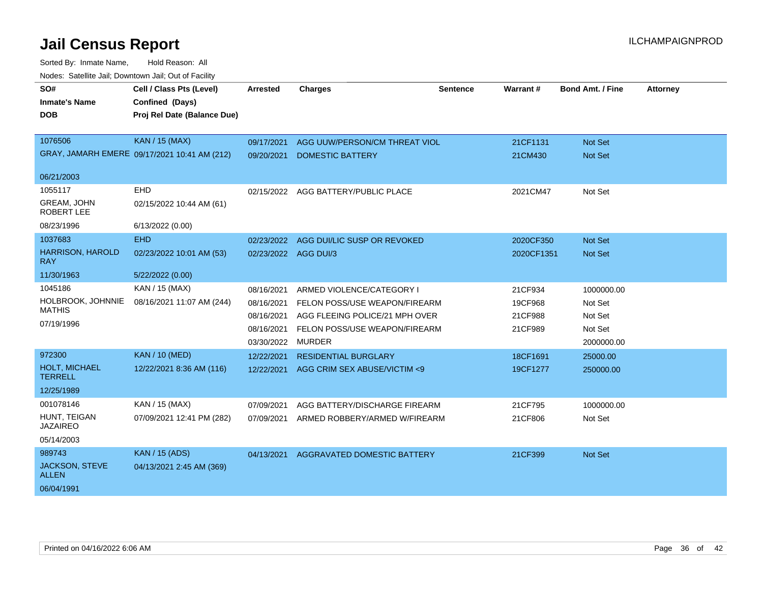# Jail Census Report

ILCHAMPAIGNPROD

Sorted By: Inmate Name, Hold Reason: All

Nodes: Satellite Jail; Downtown Jail; Out of Facility

| SO# / Inmate's Name / DOB | Cell / Class Pts (Level) / Confined (Days) / Proj Rel Date (Balance Due) | Arrested | Charges | Sentence | Warrant # | Bond Amt. / Fine | Attorney |
|---|---|---|---|---|---|---|---|
| 1076506 | KAN / 15 (MAX) | 09/17/2021 | AGG UUW/PERSON/CM THREAT VIOL | | 21CF1131 | Not Set | |
| GRAY, JAMARH EMERE | 09/17/2021 10:41 AM (212) | 09/20/2021 | DOMESTIC BATTERY | | 21CM430 | Not Set | |
| 06/21/2003 | | | | | | | |
| 1055117 | EHD | 02/15/2022 | AGG BATTERY/PUBLIC PLACE | | 2021CM47 | Not Set | |
| GREAM, JOHN ROBERT LEE | 02/15/2022 10:44 AM (61) | | | | | | |
| 08/23/1996 | 6/13/2022 (0.00) | | | | | | |
| 1037683 | EHD | 02/23/2022 | AGG DUI/LIC SUSP OR REVOKED | | 2020CF350 | Not Set | |
| HARRISON, HAROLD RAY | 02/23/2022 10:01 AM (53) | 02/23/2022 | AGG DUI/3 | | 2020CF1351 | Not Set | |
| 11/30/1963 | 5/22/2022 (0.00) | | | | | | |
| 1045186 | KAN / 15 (MAX) | 08/16/2021 | ARMED VIOLENCE/CATEGORY I | | 21CF934 | 1000000.00 | |
| HOLBROOK, JOHNNIE MATHIS | 08/16/2021 11:07 AM (244) | 08/16/2021 | FELON POSS/USE WEAPON/FIREARM | | 19CF968 | Not Set | |
| 07/19/1996 | | 08/16/2021 | AGG FLEEING POLICE/21 MPH OVER | | 21CF988 | Not Set | |
| | | 08/16/2021 | FELON POSS/USE WEAPON/FIREARM | | 21CF989 | Not Set | |
| | | 03/30/2022 | MURDER | | | 2000000.00 | |
| 972300 | KAN / 10 (MED) | 12/22/2021 | RESIDENTIAL BURGLARY | | 18CF1691 | 25000.00 | |
| HOLT, MICHAEL TERRELL | 12/22/2021 8:36 AM (116) | 12/22/2021 | AGG CRIM SEX ABUSE/VICTIM <9 | | 19CF1277 | 250000.00 | |
| 12/25/1989 | | | | | | | |
| 001078146 | KAN / 15 (MAX) | 07/09/2021 | AGG BATTERY/DISCHARGE FIREARM | | 21CF795 | 1000000.00 | |
| HUNT, TEIGAN JAZAIREO | 07/09/2021 12:41 PM (282) | 07/09/2021 | ARMED ROBBERY/ARMED W/FIREARM | | 21CF806 | Not Set | |
| 05/14/2003 | | | | | | | |
| 989743 | KAN / 15 (ADS) | 04/13/2021 | AGGRAVATED DOMESTIC BATTERY | | 21CF399 | Not Set | |
| JACKSON, STEVE ALLEN | 04/13/2021 2:45 AM (369) | | | | | | |
| 06/04/1991 | | | | | | | |

Printed on 04/16/2022 6:06 AM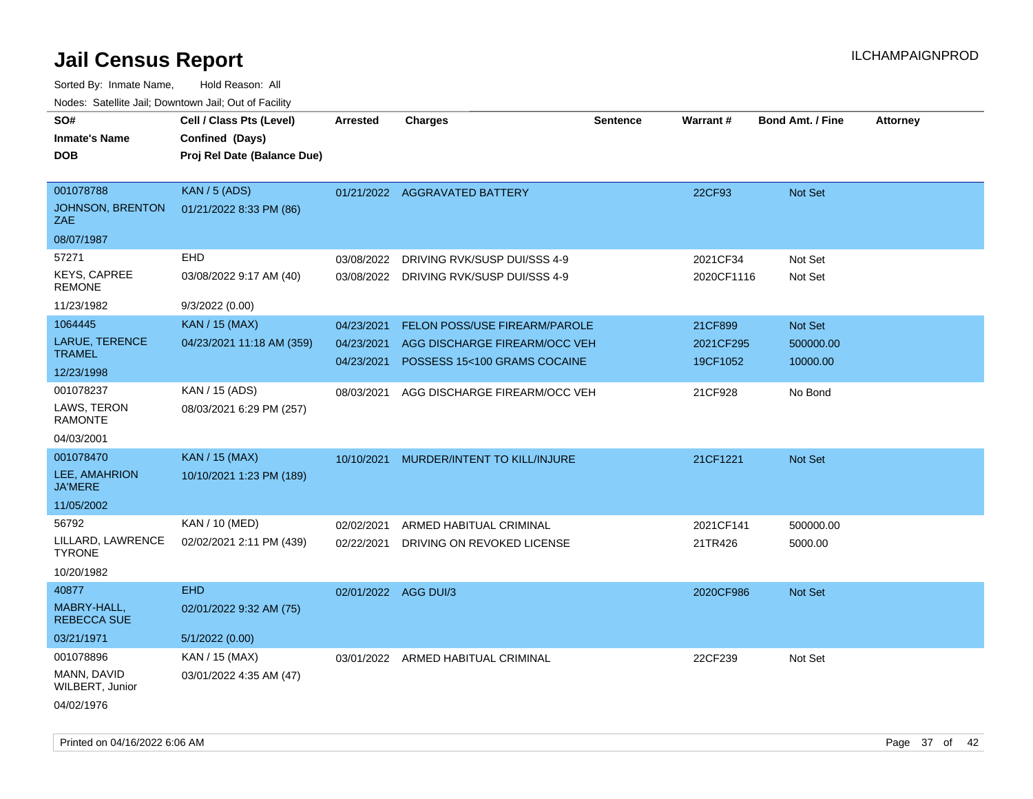# Jail Census Report

ILCHAMPAIGNPROD

Sorted By: Inmate Name, Hold Reason: All

Nodes: Satellite Jail; Downtown Jail; Out of Facility

| SO# / Inmate's Name / DOB | Cell / Class Pts (Level) / Confined (Days) / Proj Rel Date (Balance Due) | Arrested | Charges | Sentence | Warrant # | Bond Amt. / Fine | Attorney |
|---|---|---|---|---|---|---|---|
| 001078788<br>JOHNSON, BRENTON ZAE<br>08/07/1987 | KAN / 5 (ADS)<br>01/21/2022 8:33 PM (86) | 01/21/2022 | AGGRAVATED BATTERY | | 22CF93 | Not Set | |
| 57271<br>KEYS, CAPREE REMONE<br>11/23/1982 | EHD<br>03/08/2022 9:17 AM (40)<br>9/3/2022 (0.00) | 03/08/2022<br>03/08/2022 | DRIVING RVK/SUSP DUI/SSS 4-9<br>DRIVING RVK/SUSP DUI/SSS 4-9 | | 2021CF34<br>2020CF1116 | Not Set<br>Not Set | |
| 1064445<br>LARUE, TERENCE TRAMEL<br>12/23/1998 | KAN / 15 (MAX)<br>04/23/2021 11:18 AM (359) | 04/23/2021<br>04/23/2021<br>04/23/2021 | FELON POSS/USE FIREARM/PAROLE<br>AGG DISCHARGE FIREARM/OCC VEH<br>POSSESS 15<100 GRAMS COCAINE | | 21CF899<br>2021CF295<br>19CF1052 | Not Set<br>500000.00<br>10000.00 | |
| 001078237<br>LAWS, TERON RAMONTE<br>04/03/2001 | KAN / 15 (ADS)<br>08/03/2021 6:29 PM (257) | 08/03/2021 | AGG DISCHARGE FIREARM/OCC VEH | | 21CF928 | No Bond | |
| 001078470<br>LEE, AMAHRION JA'MERE<br>11/05/2002 | KAN / 15 (MAX)<br>10/10/2021 1:23 PM (189) | 10/10/2021 | MURDER/INTENT TO KILL/INJURE | | 21CF1221 | Not Set | |
| 56792<br>LILLARD, LAWRENCE TYRONE<br>10/20/1982 | KAN / 10 (MED)<br>02/02/2021 2:11 PM (439) | 02/02/2021<br>02/22/2021 | ARMED HABITUAL CRIMINAL<br>DRIVING ON REVOKED LICENSE | | 2021CF141<br>21TR426 | 500000.00<br>5000.00 | |
| 40877<br>MABRY-HALL, REBECCA SUE<br>03/21/1971 | EHD<br>02/01/2022 9:32 AM (75)<br>5/1/2022 (0.00) | 02/01/2022 | AGG DUI/3 | | 2020CF986 | Not Set | |
| 001078896<br>MANN, DAVID WILBERT, Junior<br>04/02/1976 | KAN / 15 (MAX)<br>03/01/2022 4:35 AM (47) | 03/01/2022 | ARMED HABITUAL CRIMINAL | | 22CF239 | Not Set | |

Printed on 04/16/2022 6:06 AM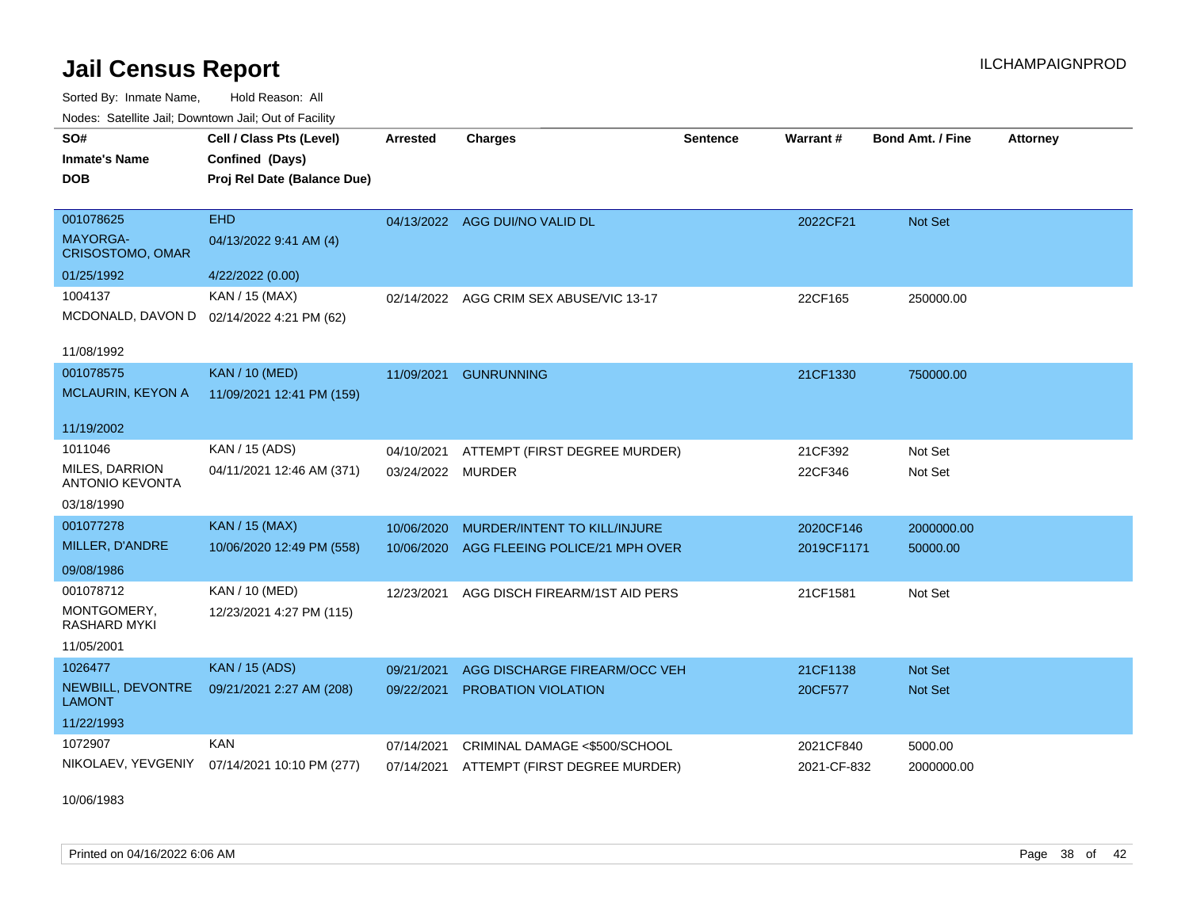# Jail Census Report

Sorted By: Inmate Name, Hold Reason: All

Nodes: Satellite Jail; Downtown Jail; Out of Facility

| SO# / Inmate's Name / DOB | Cell / Class Pts (Level) / Confined (Days) / Proj Rel Date (Balance Due) | Arrested | Charges | Sentence | Warrant # | Bond Amt. / Fine | Attorney |
|---|---|---|---|---|---|---|---|
| 001078625<br>MAYORGA-CRISOSTOMO, OMAR<br>01/25/1992 | EHD<br>04/13/2022 9:41 AM (4)<br>4/22/2022 (0.00) | 04/13/2022 | AGG DUI/NO VALID DL | | 2022CF21 | Not Set | |
| 1004137<br>MCDONALD, DAVON D<br>11/08/1992 | KAN / 15 (MAX)<br>02/14/2022 4:21 PM (62) | 02/14/2022 | AGG CRIM SEX ABUSE/VIC 13-17 | | 22CF165 | 250000.00 | |
| 001078575<br>MCLAURIN, KEYON A<br>11/19/2002 | KAN / 10 (MED)<br>11/09/2021 12:41 PM (159) | 11/09/2021 | GUNRUNNING | | 21CF1330 | 750000.00 | |
| 1011046<br>MILES, DARRION ANTONIO KEVONTA<br>03/18/1990 | KAN / 15 (ADS)<br>04/11/2021 12:46 AM (371) | 04/10/2021<br>03/24/2022 | ATTEMPT (FIRST DEGREE MURDER)<br>MURDER | | 21CF392<br>22CF346 | Not Set<br>Not Set | |
| 001077278<br>MILLER, D'ANDRE<br>09/08/1986 | KAN / 15 (MAX)<br>10/06/2020 12:49 PM (558) | 10/06/2020<br>10/06/2020 | MURDER/INTENT TO KILL/INJURE<br>AGG FLEEING POLICE/21 MPH OVER | | 2020CF146<br>2019CF1171 | 2000000.00<br>50000.00 | |
| 001078712<br>MONTGOMERY, RASHARD MYKI<br>11/05/2001 | KAN / 10 (MED)<br>12/23/2021 4:27 PM (115) | 12/23/2021 | AGG DISCH FIREARM/1ST AID PERS | | 21CF1581 | Not Set | |
| 1026477<br>NEWBILL, DEVONTRE LAMONT<br>11/22/1993 | KAN / 15 (ADS)<br>09/21/2021 2:27 AM (208) | 09/21/2021<br>09/22/2021 | AGG DISCHARGE FIREARM/OCC VEH<br>PROBATION VIOLATION | | 21CF1138<br>20CF577 | Not Set<br>Not Set | |
| 1072907<br>NIKOLAEV, YEVGENIY<br>10/06/1983 | KAN<br>07/14/2021 10:10 PM (277) | 07/14/2021<br>07/14/2021 | CRIMINAL DAMAGE <$500/SCHOOL<br>ATTEMPT (FIRST DEGREE MURDER) | | 2021CF840<br>2021-CF-832 | 5000.00<br>2000000.00 | |

Printed on 04/16/2022 6:06 AM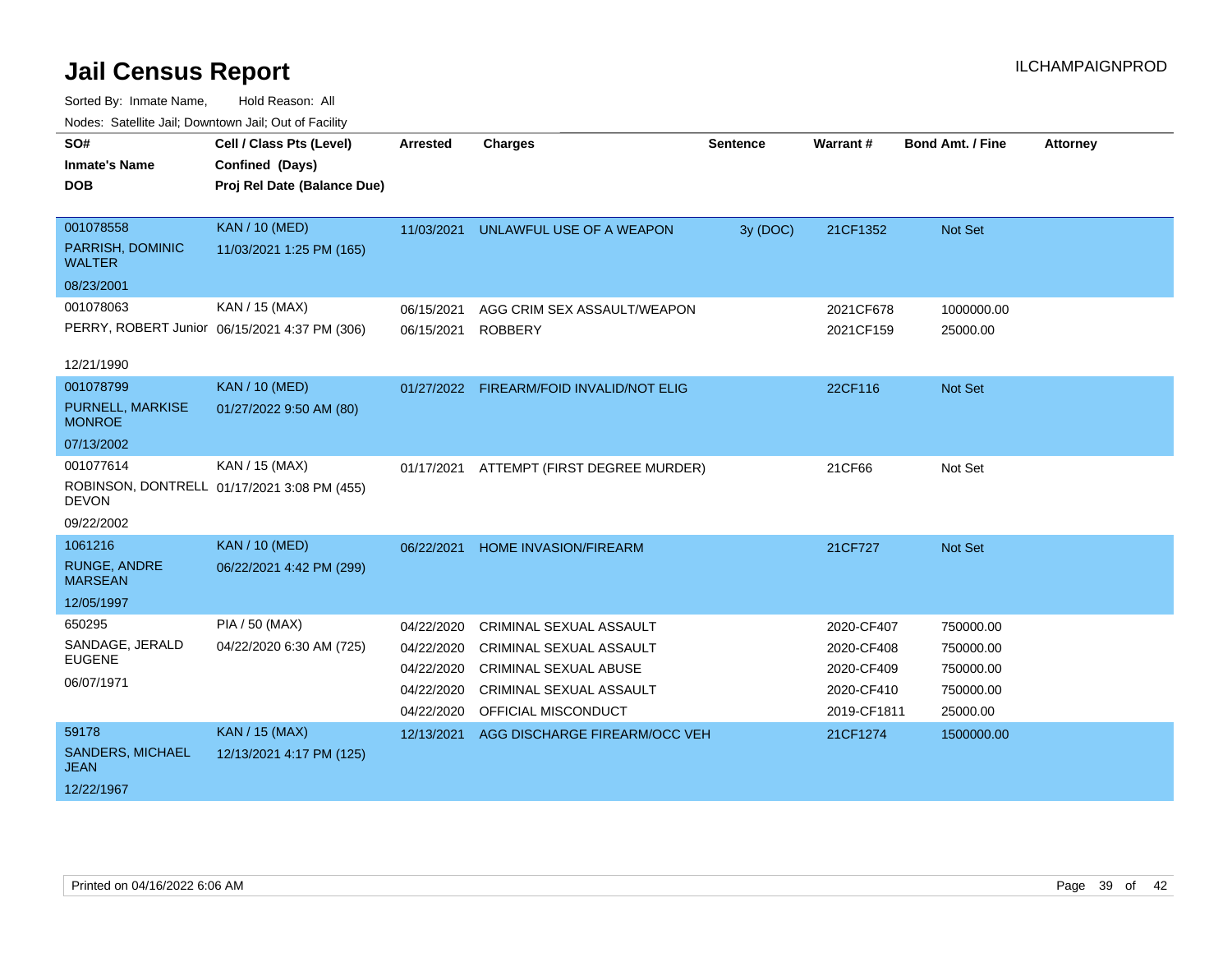# Jail Census Report

ILCHAMPAIGNPROD

Sorted By: Inmate Name, Hold Reason: All

Nodes: Satellite Jail; Downtown Jail; Out of Facility

| SO# / Inmate's Name / DOB | Cell / Class Pts (Level) / Confined (Days) / Proj Rel Date (Balance Due) | Arrested | Charges | Sentence | Warrant # | Bond Amt. / Fine | Attorney |
|---|---|---|---|---|---|---|---|
| 001078558<br>PARRISH, DOMINIC WALTER<br>08/23/2001 | KAN / 10 (MED)<br>11/03/2021 1:25 PM (165) | 11/03/2021 | UNLAWFUL USE OF A WEAPON | 3y (DOC) | 21CF1352 | Not Set | |
| 001078063<br>PERRY, ROBERT Junior<br>12/21/1990 | KAN / 15 (MAX)<br>06/15/2021 4:37 PM (306) | 06/15/2021 | AGG CRIM SEX ASSAULT/WEAPON | | 2021CF678 | 1000000.00 | |
| | | 06/15/2021 | ROBBERY | | 2021CF159 | 25000.00 | |
| 001078799<br>PURNELL, MARKISE MONROE<br>07/13/2002 | KAN / 10 (MED)<br>01/27/2022 9:50 AM (80) | 01/27/2022 | FIREARM/FOID INVALID/NOT ELIG | | 22CF116 | Not Set | |
| 001077614<br>ROBINSON, DONTRELL DEVON<br>09/22/2002 | KAN / 15 (MAX)<br>01/17/2021 3:08 PM (455) | 01/17/2021 | ATTEMPT (FIRST DEGREE MURDER) | | 21CF66 | Not Set | |
| 1061216<br>RUNGE, ANDRE MARSEAN<br>12/05/1997 | KAN / 10 (MED)<br>06/22/2021 4:42 PM (299) | 06/22/2021 | HOME INVASION/FIREARM | | 21CF727 | Not Set | |
| 650295<br>SANDAGE, JERALD EUGENE<br>06/07/1971 | PIA / 50 (MAX)<br>04/22/2020 6:30 AM (725) | 04/22/2020 | CRIMINAL SEXUAL ASSAULT | | 2020-CF407 | 750000.00 | |
| | | 04/22/2020 | CRIMINAL SEXUAL ASSAULT | | 2020-CF408 | 750000.00 | |
| | | 04/22/2020 | CRIMINAL SEXUAL ABUSE | | 2020-CF409 | 750000.00 | |
| | | 04/22/2020 | CRIMINAL SEXUAL ASSAULT | | 2020-CF410 | 750000.00 | |
| | | 04/22/2020 | OFFICIAL MISCONDUCT | | 2019-CF1811 | 25000.00 | |
| 59178<br>SANDERS, MICHAEL JEAN<br>12/22/1967 | KAN / 15 (MAX)<br>12/13/2021 4:17 PM (125) | 12/13/2021 | AGG DISCHARGE FIREARM/OCC VEH | | 21CF1274 | 1500000.00 | |

Printed on 04/16/2022 6:06 AM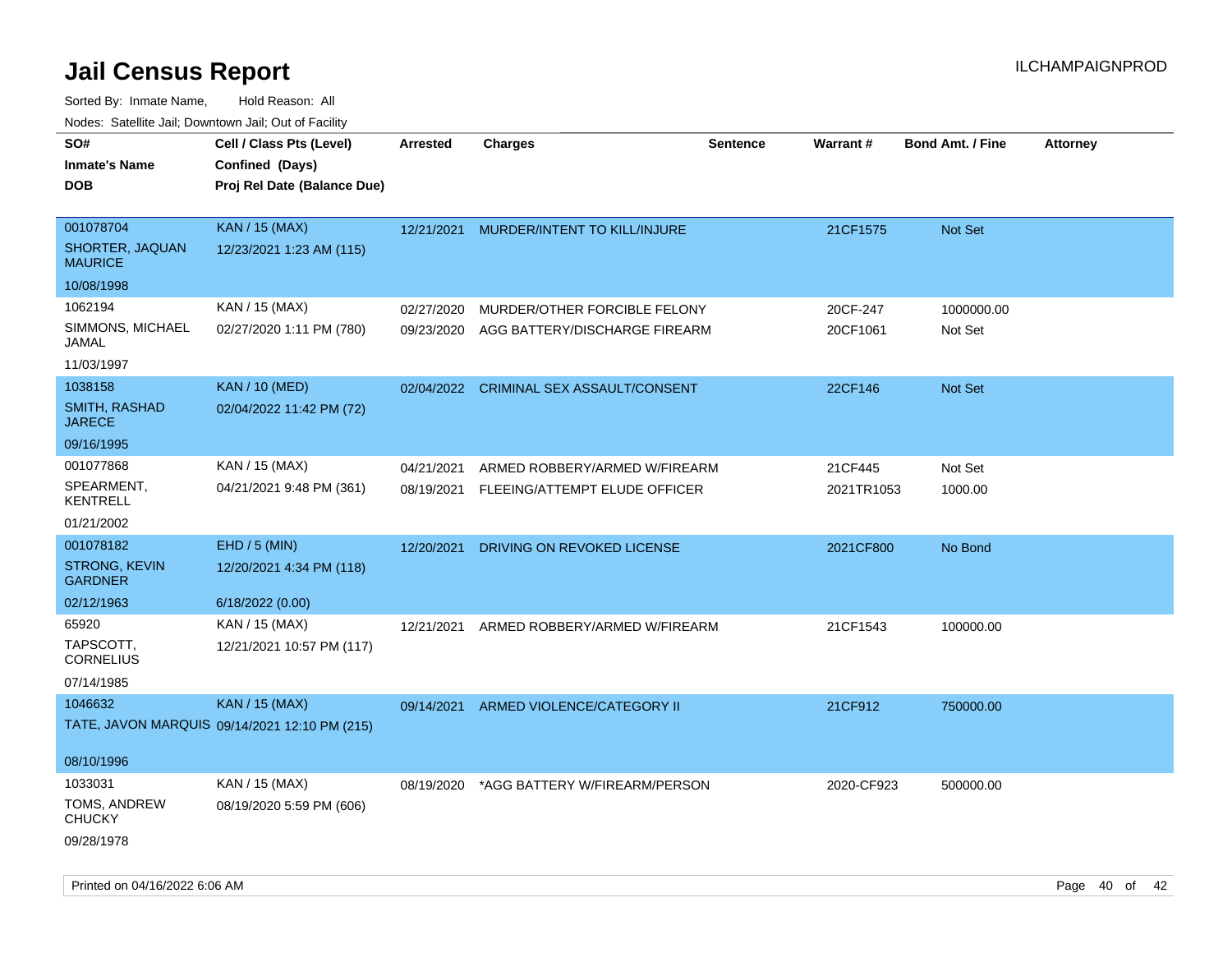# Jail Census Report

Sorted By: Inmate Name, Hold Reason: All

Nodes: Satellite Jail; Downtown Jail; Out of Facility

| SO# / Inmate's Name / DOB | Cell / Class Pts (Level) / Confined (Days) / Proj Rel Date (Balance Due) | Arrested | Charges | Sentence | Warrant # | Bond Amt. / Fine | Attorney |
|---|---|---|---|---|---|---|---|
| 001078704<br>SHORTER, JAQUAN MAURICE<br>10/08/1998 | KAN / 15 (MAX)<br>12/23/2021 1:23 AM (115) | 12/21/2021 | MURDER/INTENT TO KILL/INJURE | | 21CF1575 | Not Set | |
| 1062194<br>SIMMONS, MICHAEL JAMAL<br>11/03/1997 | KAN / 15 (MAX)<br>02/27/2020 1:11 PM (780) | 02/27/2020<br>09/23/2020 | MURDER/OTHER FORCIBLE FELONY<br>AGG BATTERY/DISCHARGE FIREARM | | 20CF-247<br>20CF1061 | 1000000.00<br>Not Set | |
| 1038158<br>SMITH, RASHAD JARECE<br>09/16/1995 | KAN / 10 (MED)<br>02/04/2022 11:42 PM (72) | 02/04/2022 | CRIMINAL SEX ASSAULT/CONSENT | | 22CF146 | Not Set | |
| 001077868<br>SPEARMENT, KENTRELL<br>01/21/2002 | KAN / 15 (MAX)<br>04/21/2021 9:48 PM (361) | 04/21/2021<br>08/19/2021 | ARMED ROBBERY/ARMED W/FIREARM<br>FLEEING/ATTEMPT ELUDE OFFICER | | 21CF445<br>2021TR1053 | Not Set<br>1000.00 | |
| 001078182<br>STRONG, KEVIN GARDNER<br>02/12/1963 | EHD / 5 (MIN)<br>12/20/2021 4:34 PM (118)<br>6/18/2022 (0.00) | 12/20/2021 | DRIVING ON REVOKED LICENSE | | 2021CF800 | No Bond | |
| 65920<br>TAPSCOTT, CORNELIUS<br>07/14/1985 | KAN / 15 (MAX)<br>12/21/2021 10:57 PM (117) | 12/21/2021 | ARMED ROBBERY/ARMED W/FIREARM | | 21CF1543 | 100000.00 | |
| 1046632<br>TATE, JAVON MARQUIS<br>08/10/1996 | KAN / 15 (MAX)<br>09/14/2021 12:10 PM (215) | 09/14/2021 | ARMED VIOLENCE/CATEGORY II | | 21CF912 | 750000.00 | |
| 1033031<br>TOMS, ANDREW CHUCKY<br>09/28/1978 | KAN / 15 (MAX)<br>08/19/2020 5:59 PM (606) | 08/19/2020 | *AGG BATTERY W/FIREARM/PERSON | | 2020-CF923 | 500000.00 | |

Printed on 04/16/2022 6:06 AM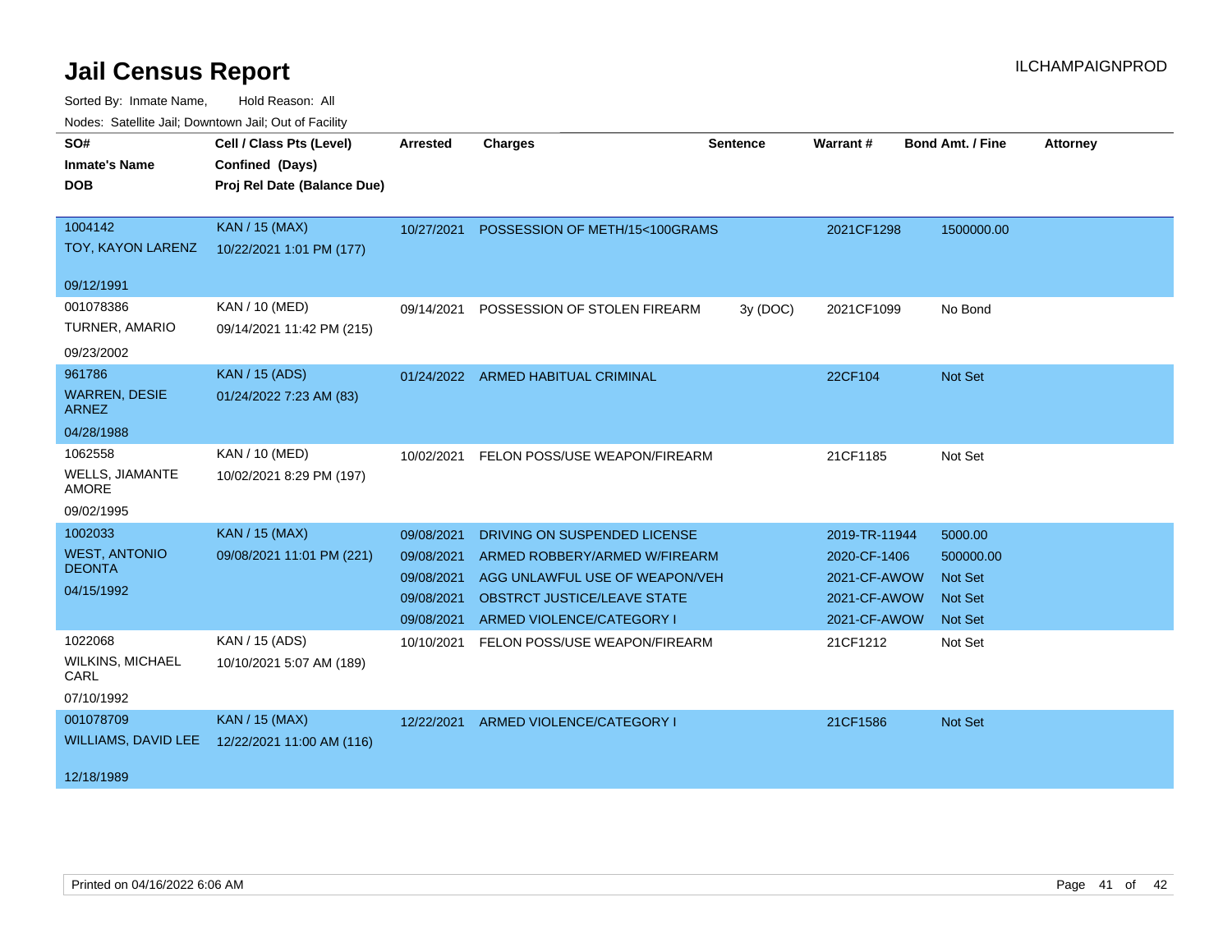# Jail Census Report

Sorted By: Inmate Name, Hold Reason: All

Nodes: Satellite Jail; Downtown Jail; Out of Facility

| SO#<br>Inmate's Name<br>DOB | Cell / Class Pts (Level)<br>Confined (Days)<br>Proj Rel Date (Balance Due) | Arrested | Charges | Sentence | Warrant # | Bond Amt. / Fine | Attorney |
|---|---|---|---|---|---|---|---|
| 1004142<br>TOY, KAYON LARENZ<br>09/12/1991 | KAN / 15 (MAX)<br>10/22/2021 1:01 PM (177) | 10/27/2021 | POSSESSION OF METH/15<100GRAMS | | 2021CF1298 | 1500000.00 | |
| 001078386<br>TURNER, AMARIO<br>09/23/2002 | KAN / 10 (MED)<br>09/14/2021 11:42 PM (215) | 09/14/2021 | POSSESSION OF STOLEN FIREARM | 3y (DOC) | 2021CF1099 | No Bond | |
| 961786<br>WARREN, DESIE ARNEZ<br>04/28/1988 | KAN / 15 (ADS)<br>01/24/2022 7:23 AM (83) | 01/24/2022 | ARMED HABITUAL CRIMINAL | | 22CF104 | Not Set | |
| 1062558<br>WELLS, JIAMANTE AMORE<br>09/02/1995 | KAN / 10 (MED)<br>10/02/2021 8:29 PM (197) | 10/02/2021 | FELON POSS/USE WEAPON/FIREARM | | 21CF1185 | Not Set | |
| 1002033<br>WEST, ANTONIO DEONTA<br>04/15/1992 | KAN / 15 (MAX)<br>09/08/2021 11:01 PM (221) | 09/08/2021 | DRIVING ON SUSPENDED LICENSE | | 2019-TR-11944 | 5000.00 | |
| | | 09/08/2021 | ARMED ROBBERY/ARMED W/FIREARM | | 2020-CF-1406 | 500000.00 | |
| | | 09/08/2021 | AGG UNLAWFUL USE OF WEAPON/VEH | | 2021-CF-AWOW | Not Set | |
| | | 09/08/2021 | OBSTRCT JUSTICE/LEAVE STATE | | 2021-CF-AWOW | Not Set | |
| | | 09/08/2021 | ARMED VIOLENCE/CATEGORY I | | 2021-CF-AWOW | Not Set | |
| 1022068<br>WILKINS, MICHAEL CARL<br>07/10/1992 | KAN / 15 (ADS)<br>10/10/2021 5:07 AM (189) | 10/10/2021 | FELON POSS/USE WEAPON/FIREARM | | 21CF1212 | Not Set | |
| 001078709<br>WILLIAMS, DAVID LEE<br>12/18/1989 | KAN / 15 (MAX)<br>12/22/2021 11:00 AM (116) | 12/22/2021 | ARMED VIOLENCE/CATEGORY I | | 21CF1586 | Not Set | |

Printed on 04/16/2022 6:06 AM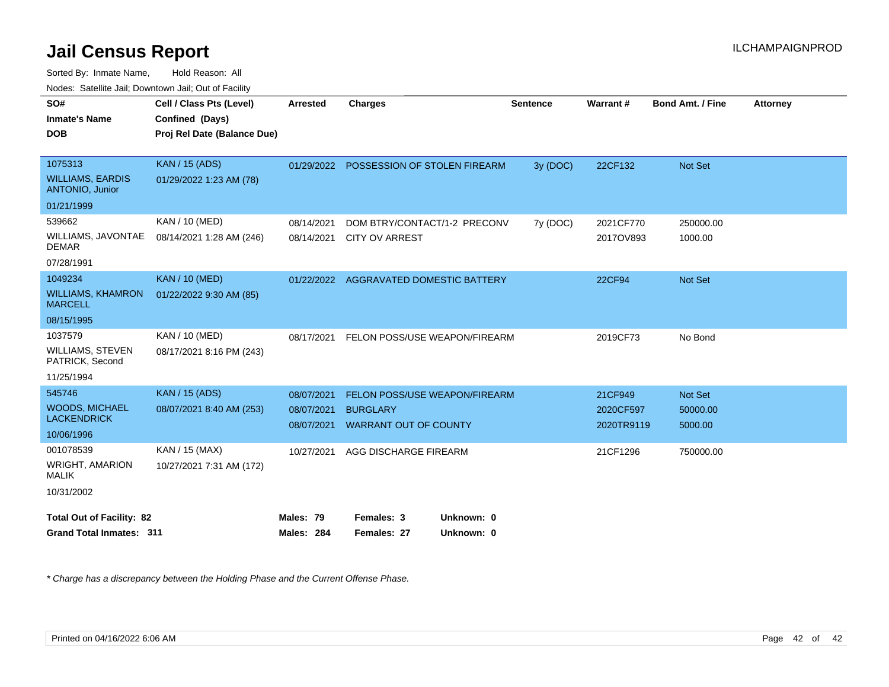# Jail Census Report

ILCHAMPAIGNPROD

Sorted By: Inmate Name, Hold Reason: All

Nodes: Satellite Jail; Downtown Jail; Out of Facility

| SO# / Inmate's Name / DOB | Cell / Class Pts (Level) / Confined (Days) / Proj Rel Date (Balance Due) | Arrested | Charges | Sentence | Warrant # | Bond Amt. / Fine | Attorney |
|---|---|---|---|---|---|---|---|
| 1075313<br>WILLIAMS, EARDIS ANTONIO, Junior<br>01/21/1999 | KAN / 15 (ADS)<br>01/29/2022 1:23 AM (78) | 01/29/2022 | POSSESSION OF STOLEN FIREARM | 3y (DOC) | 22CF132 | Not Set | |
| 539662<br>WILLIAMS, JAVONTAE DEMAR<br>07/28/1991 | KAN / 10 (MED)<br>08/14/2021 1:28 AM (246) | 08/14/2021<br>08/14/2021 | DOM BTRY/CONTACT/1-2 PRECONV<br>CITY OV ARREST | 7y (DOC) | 2021CF770<br>2017OV893 | 250000.00<br>1000.00 | |
| 1049234<br>WILLIAMS, KHAMRON MARCELL<br>08/15/1995 | KAN / 10 (MED)<br>01/22/2022 9:30 AM (85) | 01/22/2022 | AGGRAVATED DOMESTIC BATTERY | | 22CF94 | Not Set | |
| 1037579<br>WILLIAMS, STEVEN PATRICK, Second<br>11/25/1994 | KAN / 10 (MED)<br>08/17/2021 8:16 PM (243) | 08/17/2021 | FELON POSS/USE WEAPON/FIREARM | | 2019CF73 | No Bond | |
| 545746<br>WOODS, MICHAEL LACKENDRICK<br>10/06/1996 | KAN / 15 (ADS)<br>08/07/2021 8:40 AM (253) | 08/07/2021<br>08/07/2021<br>08/07/2021 | FELON POSS/USE WEAPON/FIREARM<br>BURGLARY<br>WARRANT OUT OF COUNTY | | 21CF949<br>2020CF597<br>2020TR9119 | Not Set<br>50000.00<br>5000.00 | |
| 001078539<br>WRIGHT, AMARION MALIK<br>10/31/2002 | KAN / 15 (MAX)<br>10/27/2021 7:31 AM (172) | 10/27/2021 | AGG DISCHARGE FIREARM | | 21CF1296 | 750000.00 | |

| | | | | |
|---|---|---|---|---|
| **Total Out of Facility: 82** | **Males: 79** | **Females: 3** | **Unknown: 0** |
| **Grand Total Inmates: 311** | **Males: 284** | **Females: 27** | **Unknown: 0** |

*\* Charge has a discrepancy between the Holding Phase and the Current Offense Phase.*

Printed on 04/16/2022 6:06 AM